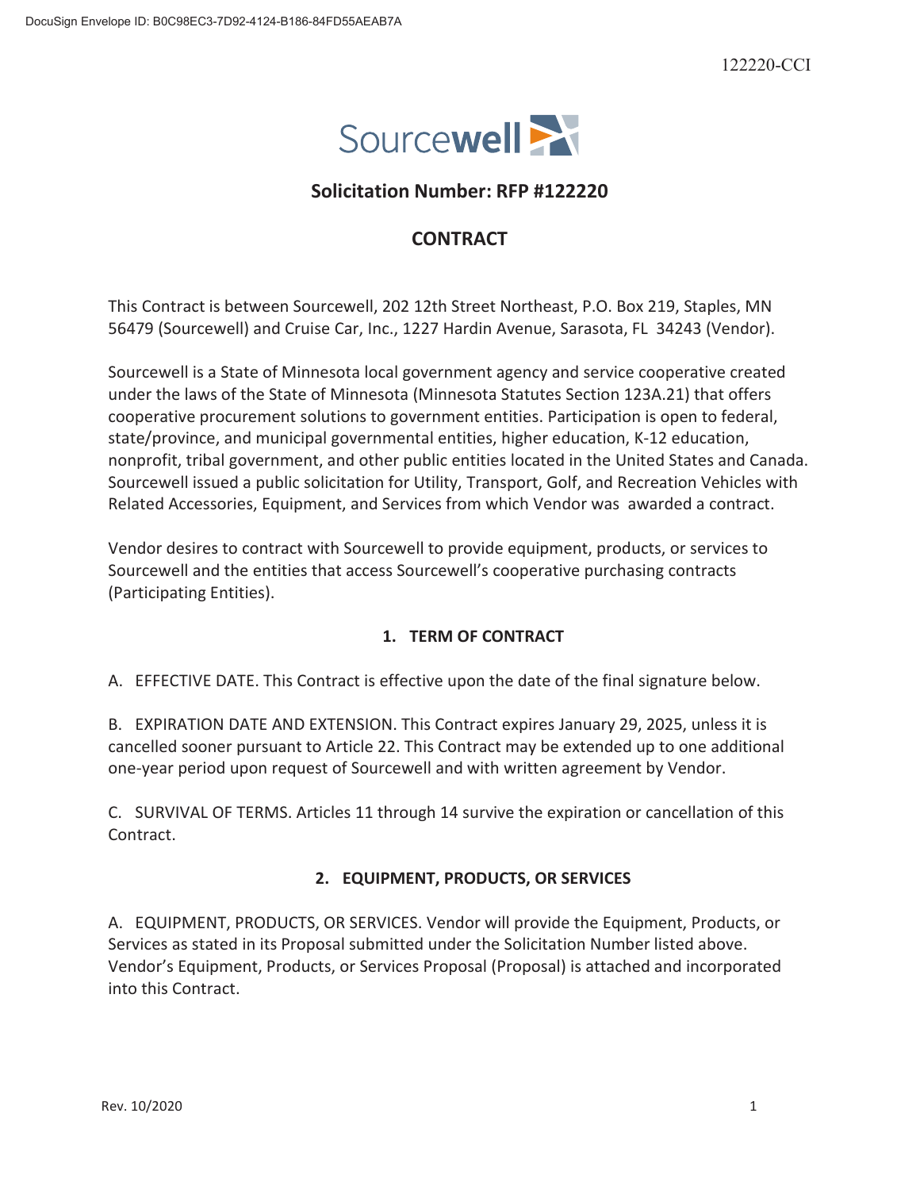122220-CCI

Sourcewell

## Solicitation Number: RFP #122220

## CONTRACT

This Contract is between Sourcewell, 202 12th Street Northeast, P.O. Box 219, Staples, MN 56479 (Sourcewell) and Cruise Car, Inc., 1227 Hardin Avenue, Sarasota, FL 34243 (Vendor).

Sourcewell is a State of Minnesota local government agency and service cooperative created under the laws of the State of Minnesota (Minnesota Statutes Section 123A.21) that offers cooperative procurement solutions to government entities. Participation is open to federal, state/province, and municipal governmental entities, higher education, K-12 education, nonprofit, tribal government, and other public entities located in the United States and Canada. Sourcewell issued a public solicitation for Utility, Transport, Golf, and Recreation Vehicles with Related Accessories, Equipment, and Services from which Vendor was awarded a contract.

Vendor desires to contract with Sourcewell to provide equipment, products, or services to Sourcewell and the entities that access Sourcewell's cooperative purchasing contracts (Participating Entities).

### 1. TERM OF CONTRACT

A. EFFECTIVE DATE. This Contract is effective upon the date of the final signature below.

B. EXPIRATION DATE AND EXTENSION. This Contract expires January 29, 2025, unless it is cancelled sooner pursuant to Article 22. This Contract may be extended up to one additional one-year period upon request of Sourcewell and with written agreement by Vendor.

C. SURVIVAL OF TERMS. Articles 11 through 14 survive the expiration or cancellation of this Contract.

### 2. EQUIPMENT, PRODUCTS, OR SERVICES

A. EQUIPMENT, PRODUCTS, OR SERVICES. Vendor will provide the Equipment, Products, or Services as stated in its Proposal submitted under the Solicitation Number listed above. Vendor's Equipment, Products, or Services Proposal (Proposal) is attached and incorporated into this Contract.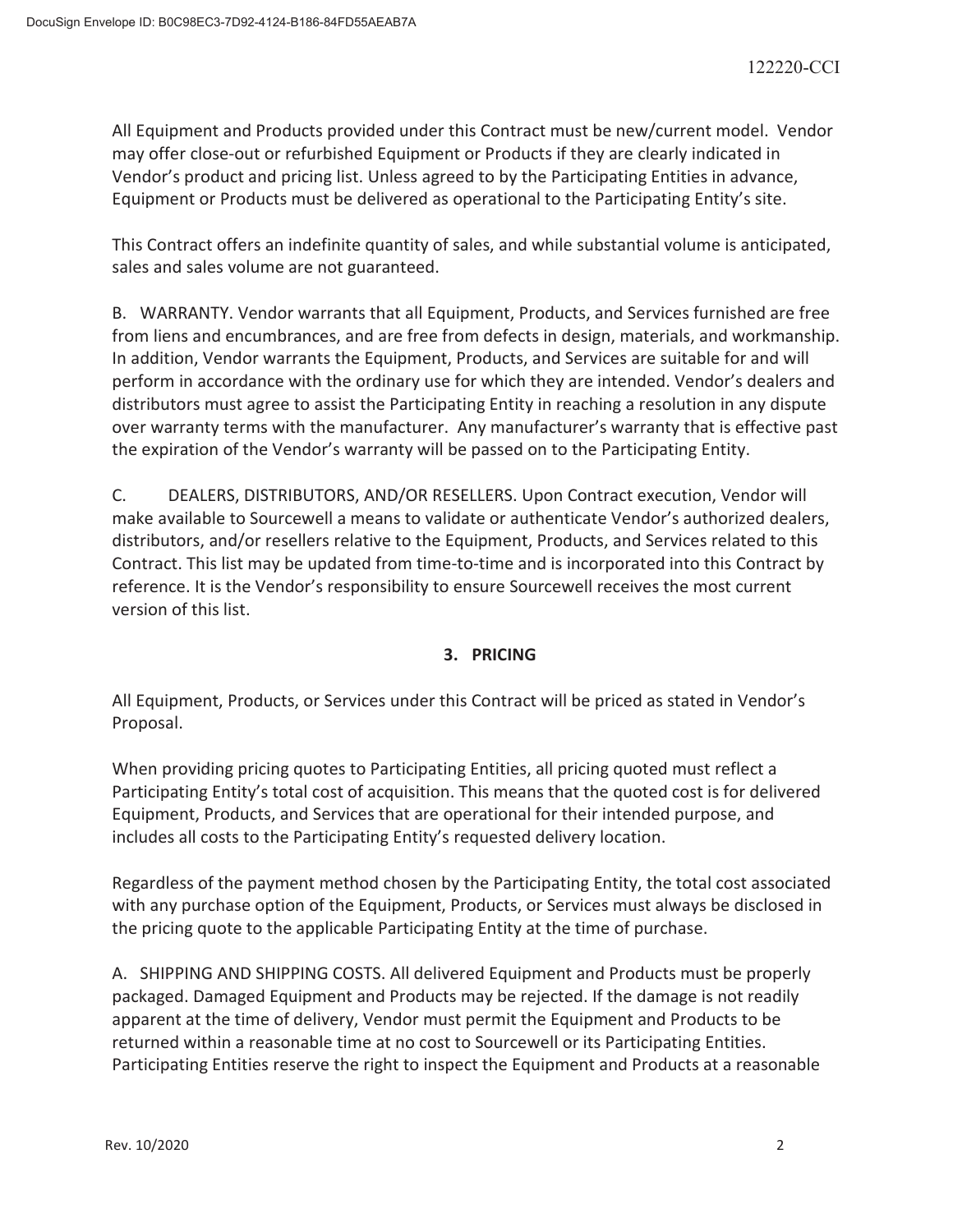All Equipment and Products provided under this Contract must be new/current model. Vendor may offer close-out or refurbished Equipment or Products if they are clearly indicated in Vendor's product and pricing list. Unless agreed to by the Participating Entities in advance, Equipment or Products must be delivered as operational to the Participating Entity's site.

This Contract offers an indefinite quantity of sales, and while substantial volume is anticipated, sales and sales volume are not guaranteed.

B. WARRANTY. Vendor warrants that all Equipment, Products, and Services furnished are free from liens and encumbrances, and are free from defects in design, materials, and workmanship. In addition, Vendor warrants the Equipment, Products, and Services are suitable for and will perform in accordance with the ordinary use for which they are intended. Vendor's dealers and distributors must agree to assist the Participating Entity in reaching a resolution in any dispute over warranty terms with the manufacturer. Any manufacturer's warranty that is effective past the expiration of the Vendor's warranty will be passed on to the Participating Entity.

C. DEALERS, DISTRIBUTORS, AND/OR RESELLERS. Upon Contract execution, Vendor will make available to Sourcewell a means to validate or authenticate Vendor's authorized dealers, distributors, and/or resellers relative to the Equipment, Products, and Services related to this Contract. This list may be updated from time-to-time and is incorporated into this Contract by reference. It is the Vendor's responsibility to ensure Sourcewell receives the most current version of this list.

## 3. PRICING

All Equipment, Products, or Services under this Contract will be priced as stated in Vendor's Proposal.

When providing pricing quotes to Participating Entities, all pricing quoted must reflect a Participating Entity's total cost of acquisition. This means that the quoted cost is for delivered Equipment, Products, and Services that are operational for their intended purpose, and includes all costs to the Participating Entity's requested delivery location.

Regardless of the payment method chosen by the Participating Entity, the total cost associated with any purchase option of the Equipment, Products, or Services must always be disclosed in the pricing quote to the applicable Participating Entity at the time of purchase.

A. SHIPPING AND SHIPPING COSTS. All delivered Equipment and Products must be properly packaged. Damaged Equipment and Products may be rejected. If the damage is not readily apparent at the time of delivery, Vendor must permit the Equipment and Products to be returned within a reasonable time at no cost to Sourcewell or its Participating Entities. Participating Entities reserve the right to inspect the Equipment and Products at a reasonable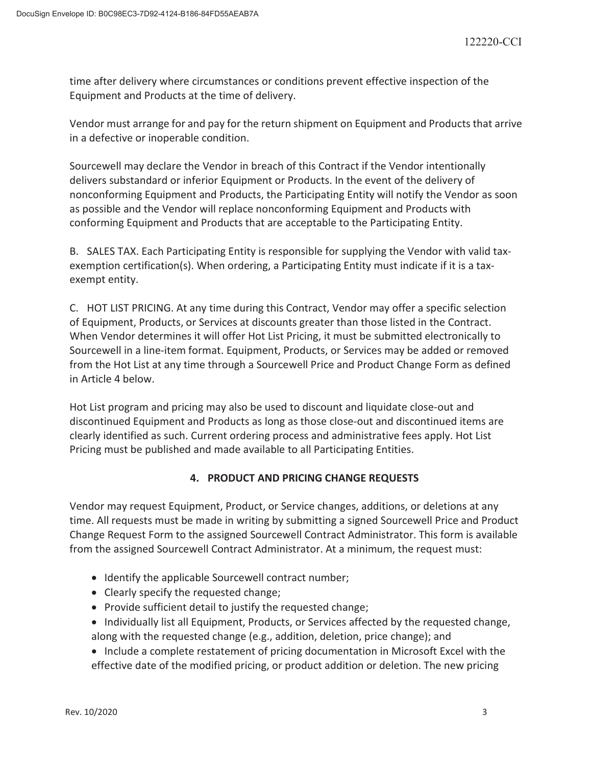time after delivery where circumstances or conditions prevent effective inspection of the Equipment and Products at the time of delivery.

Vendor must arrange for and pay for the return shipment on Equipment and Products that arrive in a defective or inoperable condition.

Sourcewell may declare the Vendor in breach of this Contract if the Vendor intentionally delivers substandard or inferior Equipment or Products. In the event of the delivery of nonconforming Equipment and Products, the Participating Entity will notify the Vendor as soon as possible and the Vendor will replace nonconforming Equipment and Products with conforming Equipment and Products that are acceptable to the Participating Entity.

B. SALES TAX. Each Participating Entity is responsible for supplying the Vendor with valid tax-exemption certification(s). When ordering, a Participating Entity must indicate if it is a tax-exempt entity.

C. HOT LIST PRICING. At any time during this Contract, Vendor may offer a specific selection of Equipment, Products, or Services at discounts greater than those listed in the Contract. When Vendor determines it will offer Hot List Pricing, it must be submitted electronically to Sourcewell in a line-item format. Equipment, Products, or Services may be added or removed from the Hot List at any time through a Sourcewell Price and Product Change Form as defined in Article 4 below.

Hot List program and pricing may also be used to discount and liquidate close-out and discontinued Equipment and Products as long as those close-out and discontinued items are clearly identified as such. Current ordering process and administrative fees apply. Hot List Pricing must be published and made available to all Participating Entities.

## 4. PRODUCT AND PRICING CHANGE REQUESTS

Vendor may request Equipment, Product, or Service changes, additions, or deletions at any time. All requests must be made in writing by submitting a signed Sourcewell Price and Product Change Request Form to the assigned Sourcewell Contract Administrator. This form is available from the assigned Sourcewell Contract Administrator. At a minimum, the request must:

- Identify the applicable Sourcewell contract number;
- Clearly specify the requested change;
- Provide sufficient detail to justify the requested change;
- Individually list all Equipment, Products, or Services affected by the requested change, along with the requested change (e.g., addition, deletion, price change); and
- Include a complete restatement of pricing documentation in Microsoft Excel with the effective date of the modified pricing, or product addition or deletion. The new pricing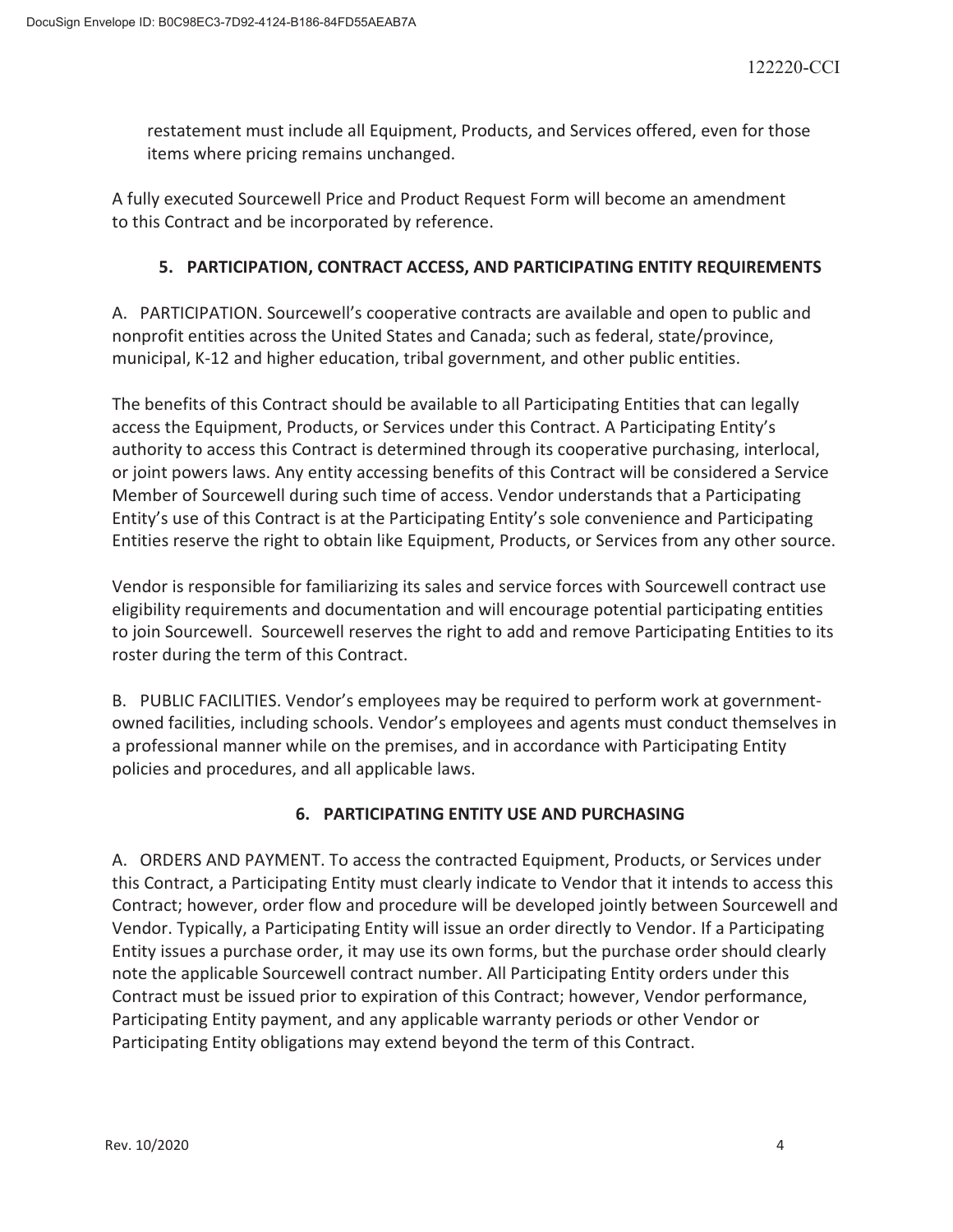restatement must include all Equipment, Products, and Services offered, even for those items where pricing remains unchanged.

A fully executed Sourcewell Price and Product Request Form will become an amendment to this Contract and be incorporated by reference.

## 5. PARTICIPATION, CONTRACT ACCESS, AND PARTICIPATING ENTITY REQUIREMENTS

A. PARTICIPATION. Sourcewell's cooperative contracts are available and open to public and nonprofit entities across the United States and Canada; such as federal, state/province, municipal, K-12 and higher education, tribal government, and other public entities.

The benefits of this Contract should be available to all Participating Entities that can legally access the Equipment, Products, or Services under this Contract. A Participating Entity's authority to access this Contract is determined through its cooperative purchasing, interlocal, or joint powers laws. Any entity accessing benefits of this Contract will be considered a Service Member of Sourcewell during such time of access. Vendor understands that a Participating Entity's use of this Contract is at the Participating Entity's sole convenience and Participating Entities reserve the right to obtain like Equipment, Products, or Services from any other source.

Vendor is responsible for familiarizing its sales and service forces with Sourcewell contract use eligibility requirements and documentation and will encourage potential participating entities to join Sourcewell. Sourcewell reserves the right to add and remove Participating Entities to its roster during the term of this Contract.

B. PUBLIC FACILITIES. Vendor's employees may be required to perform work at government-owned facilities, including schools. Vendor's employees and agents must conduct themselves in a professional manner while on the premises, and in accordance with Participating Entity policies and procedures, and all applicable laws.

## 6. PARTICIPATING ENTITY USE AND PURCHASING

A. ORDERS AND PAYMENT. To access the contracted Equipment, Products, or Services under this Contract, a Participating Entity must clearly indicate to Vendor that it intends to access this Contract; however, order flow and procedure will be developed jointly between Sourcewell and Vendor. Typically, a Participating Entity will issue an order directly to Vendor. If a Participating Entity issues a purchase order, it may use its own forms, but the purchase order should clearly note the applicable Sourcewell contract number. All Participating Entity orders under this Contract must be issued prior to expiration of this Contract; however, Vendor performance, Participating Entity payment, and any applicable warranty periods or other Vendor or Participating Entity obligations may extend beyond the term of this Contract.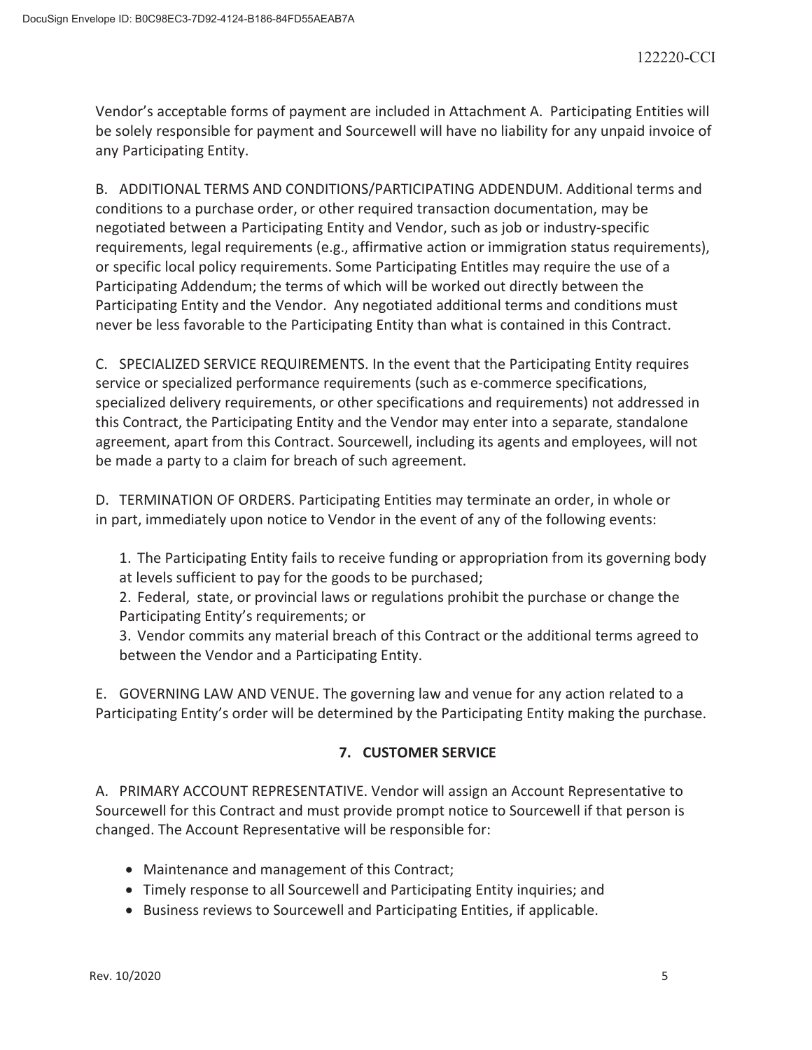Vendor's acceptable forms of payment are included in Attachment A. Participating Entities will be solely responsible for payment and Sourcewell will have no liability for any unpaid invoice of any Participating Entity.

B. ADDITIONAL TERMS AND CONDITIONS/PARTICIPATING ADDENDUM. Additional terms and conditions to a purchase order, or other required transaction documentation, may be negotiated between a Participating Entity and Vendor, such as job or industry-specific requirements, legal requirements (e.g., affirmative action or immigration status requirements), or specific local policy requirements. Some Participating Entitles may require the use of a Participating Addendum; the terms of which will be worked out directly between the Participating Entity and the Vendor. Any negotiated additional terms and conditions must never be less favorable to the Participating Entity than what is contained in this Contract.

C. SPECIALIZED SERVICE REQUIREMENTS. In the event that the Participating Entity requires service or specialized performance requirements (such as e-commerce specifications, specialized delivery requirements, or other specifications and requirements) not addressed in this Contract, the Participating Entity and the Vendor may enter into a separate, standalone agreement, apart from this Contract. Sourcewell, including its agents and employees, will not be made a party to a claim for breach of such agreement.

D. TERMINATION OF ORDERS. Participating Entities may terminate an order, in whole or in part, immediately upon notice to Vendor in the event of any of the following events:

1. The Participating Entity fails to receive funding or appropriation from its governing body at levels sufficient to pay for the goods to be purchased;
2. Federal, state, or provincial laws or regulations prohibit the purchase or change the Participating Entity's requirements; or
3. Vendor commits any material breach of this Contract or the additional terms agreed to between the Vendor and a Participating Entity.

E. GOVERNING LAW AND VENUE. The governing law and venue for any action related to a Participating Entity's order will be determined by the Participating Entity making the purchase.

## 7. CUSTOMER SERVICE

A. PRIMARY ACCOUNT REPRESENTATIVE. Vendor will assign an Account Representative to Sourcewell for this Contract and must provide prompt notice to Sourcewell if that person is changed. The Account Representative will be responsible for:

- Maintenance and management of this Contract;
- Timely response to all Sourcewell and Participating Entity inquiries; and
- Business reviews to Sourcewell and Participating Entities, if applicable.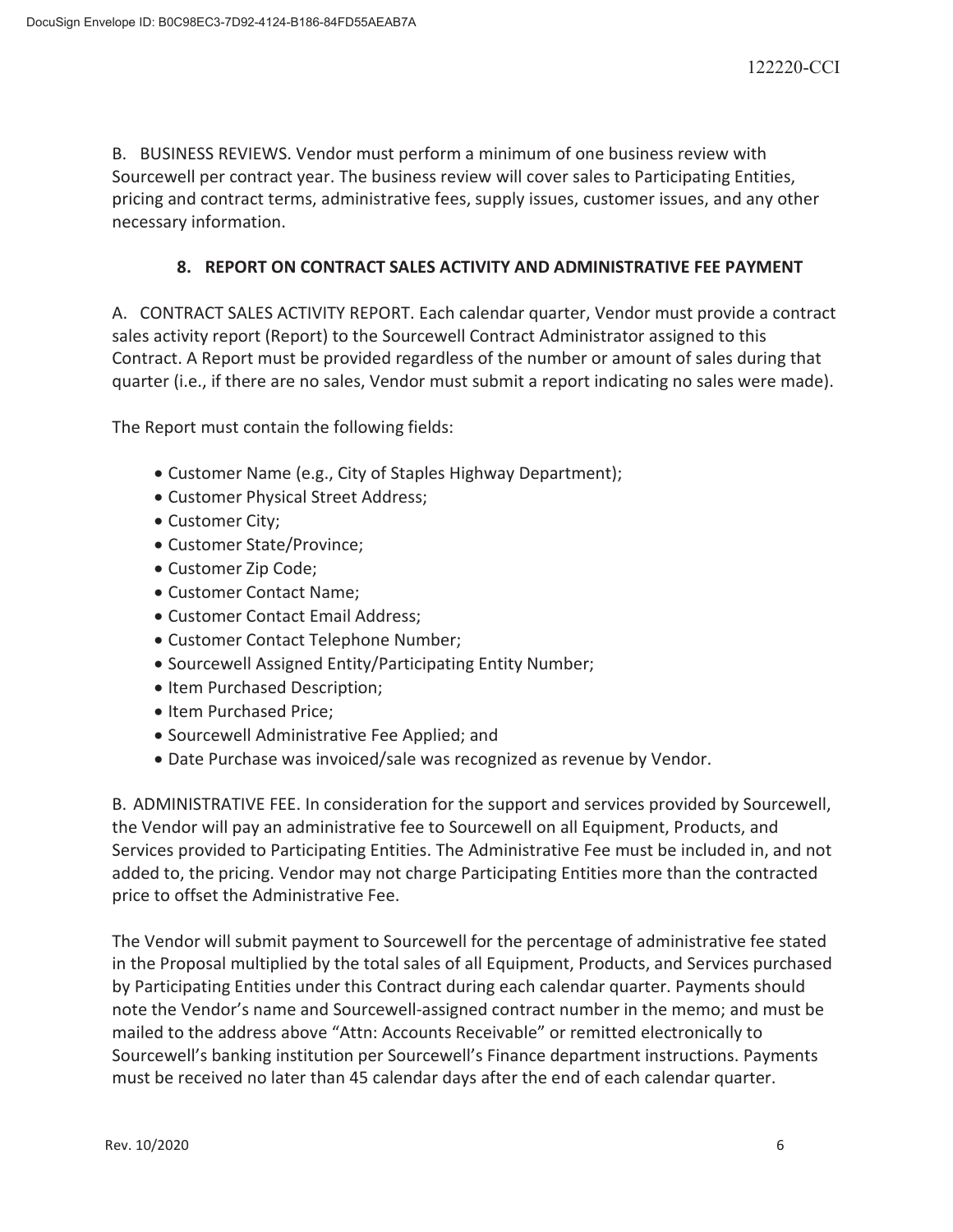B. BUSINESS REVIEWS. Vendor must perform a minimum of one business review with Sourcewell per contract year. The business review will cover sales to Participating Entities, pricing and contract terms, administrative fees, supply issues, customer issues, and any other necessary information.

## 8. REPORT ON CONTRACT SALES ACTIVITY AND ADMINISTRATIVE FEE PAYMENT

A. CONTRACT SALES ACTIVITY REPORT. Each calendar quarter, Vendor must provide a contract sales activity report (Report) to the Sourcewell Contract Administrator assigned to this Contract. A Report must be provided regardless of the number or amount of sales during that quarter (i.e., if there are no sales, Vendor must submit a report indicating no sales were made).

The Report must contain the following fields:

- Customer Name (e.g., City of Staples Highway Department);
- Customer Physical Street Address;
- Customer City;
- Customer State/Province;
- Customer Zip Code;
- Customer Contact Name;
- Customer Contact Email Address;
- Customer Contact Telephone Number;
- Sourcewell Assigned Entity/Participating Entity Number;
- Item Purchased Description;
- Item Purchased Price;
- Sourcewell Administrative Fee Applied; and
- Date Purchase was invoiced/sale was recognized as revenue by Vendor.

B. ADMINISTRATIVE FEE. In consideration for the support and services provided by Sourcewell, the Vendor will pay an administrative fee to Sourcewell on all Equipment, Products, and Services provided to Participating Entities. The Administrative Fee must be included in, and not added to, the pricing. Vendor may not charge Participating Entities more than the contracted price to offset the Administrative Fee.

The Vendor will submit payment to Sourcewell for the percentage of administrative fee stated in the Proposal multiplied by the total sales of all Equipment, Products, and Services purchased by Participating Entities under this Contract during each calendar quarter. Payments should note the Vendor's name and Sourcewell-assigned contract number in the memo; and must be mailed to the address above "Attn: Accounts Receivable" or remitted electronically to Sourcewell's banking institution per Sourcewell's Finance department instructions. Payments must be received no later than 45 calendar days after the end of each calendar quarter.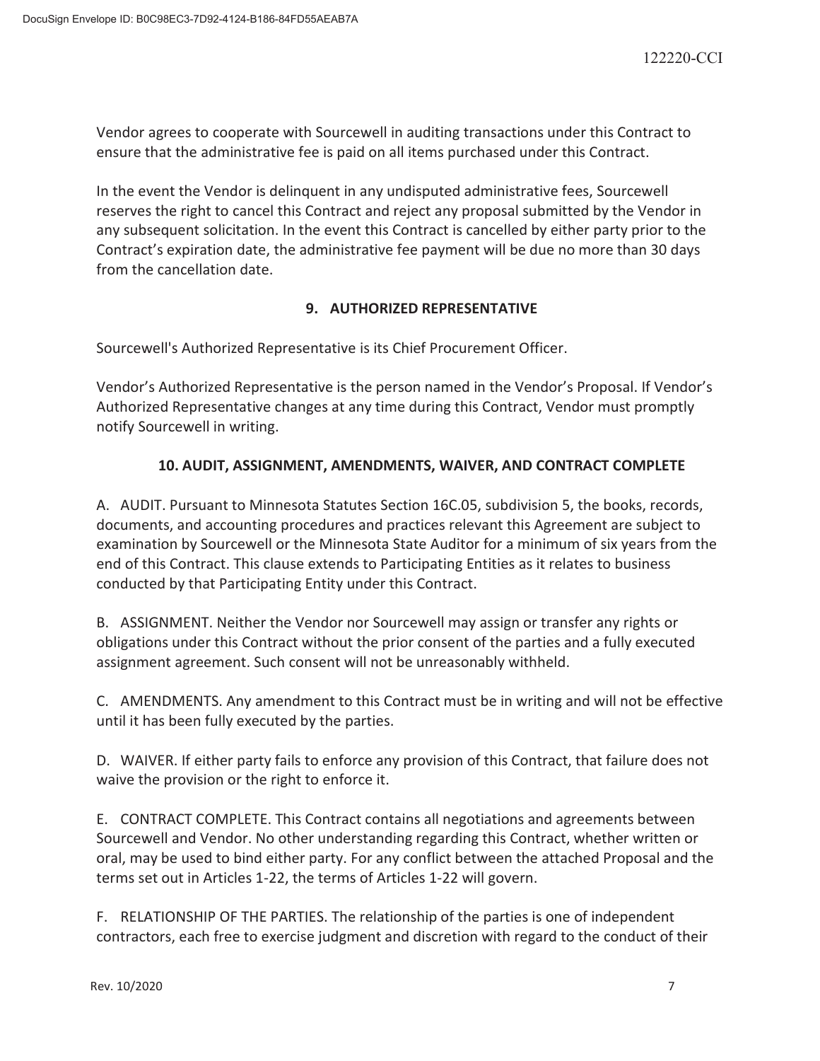Vendor agrees to cooperate with Sourcewell in auditing transactions under this Contract to ensure that the administrative fee is paid on all items purchased under this Contract.

In the event the Vendor is delinquent in any undisputed administrative fees, Sourcewell reserves the right to cancel this Contract and reject any proposal submitted by the Vendor in any subsequent solicitation. In the event this Contract is cancelled by either party prior to the Contract's expiration date, the administrative fee payment will be due no more than 30 days from the cancellation date.

## 9. AUTHORIZED REPRESENTATIVE

Sourcewell's Authorized Representative is its Chief Procurement Officer.

Vendor's Authorized Representative is the person named in the Vendor's Proposal. If Vendor's Authorized Representative changes at any time during this Contract, Vendor must promptly notify Sourcewell in writing.

## 10. AUDIT, ASSIGNMENT, AMENDMENTS, WAIVER, AND CONTRACT COMPLETE

A. AUDIT. Pursuant to Minnesota Statutes Section 16C.05, subdivision 5, the books, records, documents, and accounting procedures and practices relevant this Agreement are subject to examination by Sourcewell or the Minnesota State Auditor for a minimum of six years from the end of this Contract. This clause extends to Participating Entities as it relates to business conducted by that Participating Entity under this Contract.

B. ASSIGNMENT. Neither the Vendor nor Sourcewell may assign or transfer any rights or obligations under this Contract without the prior consent of the parties and a fully executed assignment agreement. Such consent will not be unreasonably withheld.

C. AMENDMENTS. Any amendment to this Contract must be in writing and will not be effective until it has been fully executed by the parties.

D. WAIVER. If either party fails to enforce any provision of this Contract, that failure does not waive the provision or the right to enforce it.

E. CONTRACT COMPLETE. This Contract contains all negotiations and agreements between Sourcewell and Vendor. No other understanding regarding this Contract, whether written or oral, may be used to bind either party. For any conflict between the attached Proposal and the terms set out in Articles 1-22, the terms of Articles 1-22 will govern.

F. RELATIONSHIP OF THE PARTIES. The relationship of the parties is one of independent contractors, each free to exercise judgment and discretion with regard to the conduct of their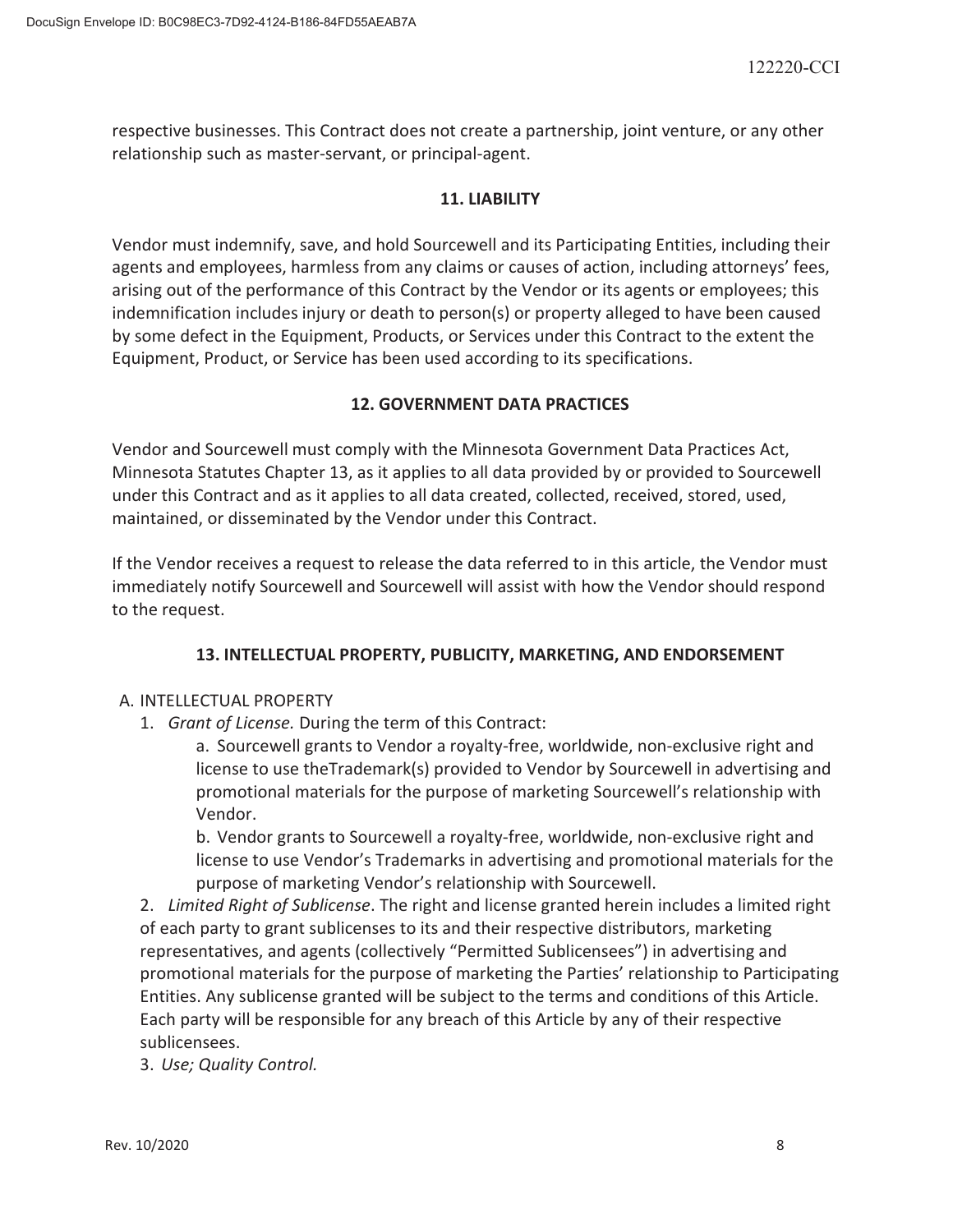respective businesses. This Contract does not create a partnership, joint venture, or any other relationship such as master-servant, or principal-agent.

## 11. LIABILITY

Vendor must indemnify, save, and hold Sourcewell and its Participating Entities, including their agents and employees, harmless from any claims or causes of action, including attorneys' fees, arising out of the performance of this Contract by the Vendor or its agents or employees; this indemnification includes injury or death to person(s) or property alleged to have been caused by some defect in the Equipment, Products, or Services under this Contract to the extent the Equipment, Product, or Service has been used according to its specifications.

## 12. GOVERNMENT DATA PRACTICES

Vendor and Sourcewell must comply with the Minnesota Government Data Practices Act, Minnesota Statutes Chapter 13, as it applies to all data provided by or provided to Sourcewell under this Contract and as it applies to all data created, collected, received, stored, used, maintained, or disseminated by the Vendor under this Contract.

If the Vendor receives a request to release the data referred to in this article, the Vendor must immediately notify Sourcewell and Sourcewell will assist with how the Vendor should respond to the request.

## 13. INTELLECTUAL PROPERTY, PUBLICITY, MARKETING, AND ENDORSEMENT

A. INTELLECTUAL PROPERTY

1. *Grant of License.* During the term of this Contract:

   a. Sourcewell grants to Vendor a royalty-free, worldwide, non-exclusive right and license to use theTrademark(s) provided to Vendor by Sourcewell in advertising and promotional materials for the purpose of marketing Sourcewell's relationship with Vendor.

   b. Vendor grants to Sourcewell a royalty-free, worldwide, non-exclusive right and license to use Vendor's Trademarks in advertising and promotional materials for the purpose of marketing Vendor's relationship with Sourcewell.

2. *Limited Right of Sublicense*. The right and license granted herein includes a limited right of each party to grant sublicenses to its and their respective distributors, marketing representatives, and agents (collectively "Permitted Sublicensees") in advertising and promotional materials for the purpose of marketing the Parties' relationship to Participating Entities. Any sublicense granted will be subject to the terms and conditions of this Article. Each party will be responsible for any breach of this Article by any of their respective sublicensees.

3. *Use; Quality Control.*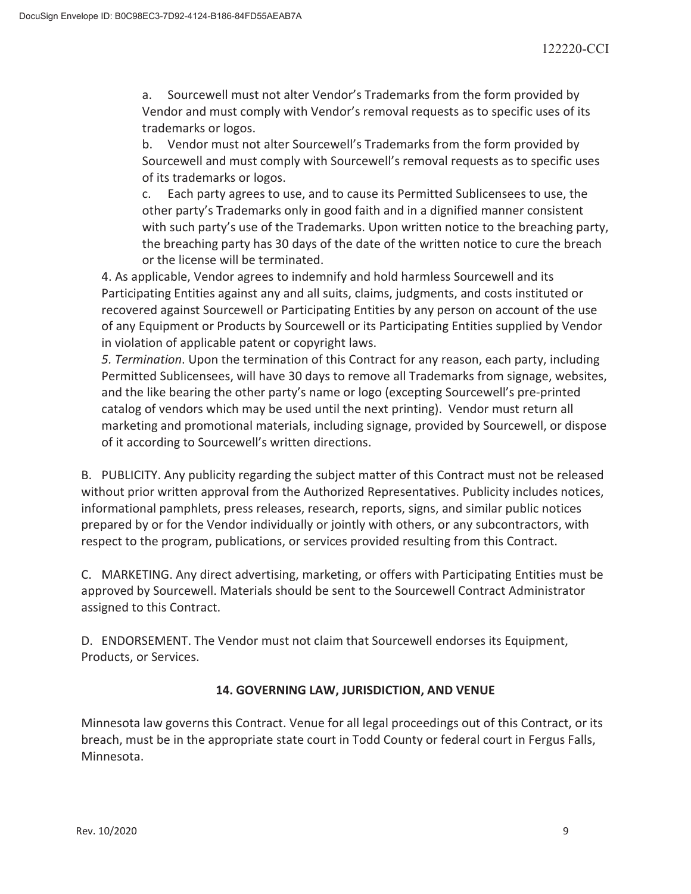a. Sourcewell must not alter Vendor's Trademarks from the form provided by Vendor and must comply with Vendor's removal requests as to specific uses of its trademarks or logos.

b. Vendor must not alter Sourcewell's Trademarks from the form provided by Sourcewell and must comply with Sourcewell's removal requests as to specific uses of its trademarks or logos.

c. Each party agrees to use, and to cause its Permitted Sublicensees to use, the other party's Trademarks only in good faith and in a dignified manner consistent with such party's use of the Trademarks. Upon written notice to the breaching party, the breaching party has 30 days of the date of the written notice to cure the breach or the license will be terminated.

4. As applicable, Vendor agrees to indemnify and hold harmless Sourcewell and its Participating Entities against any and all suits, claims, judgments, and costs instituted or recovered against Sourcewell or Participating Entities by any person on account of the use of any Equipment or Products by Sourcewell or its Participating Entities supplied by Vendor in violation of applicable patent or copyright laws.

5. *Termination*. Upon the termination of this Contract for any reason, each party, including Permitted Sublicensees, will have 30 days to remove all Trademarks from signage, websites, and the like bearing the other party's name or logo (excepting Sourcewell's pre-printed catalog of vendors which may be used until the next printing). Vendor must return all marketing and promotional materials, including signage, provided by Sourcewell, or dispose of it according to Sourcewell's written directions.

B. PUBLICITY. Any publicity regarding the subject matter of this Contract must not be released without prior written approval from the Authorized Representatives. Publicity includes notices, informational pamphlets, press releases, research, reports, signs, and similar public notices prepared by or for the Vendor individually or jointly with others, or any subcontractors, with respect to the program, publications, or services provided resulting from this Contract.

C. MARKETING. Any direct advertising, marketing, or offers with Participating Entities must be approved by Sourcewell. Materials should be sent to the Sourcewell Contract Administrator assigned to this Contract.

D. ENDORSEMENT. The Vendor must not claim that Sourcewell endorses its Equipment, Products, or Services.

## 14. GOVERNING LAW, JURISDICTION, AND VENUE

Minnesota law governs this Contract. Venue for all legal proceedings out of this Contract, or its breach, must be in the appropriate state court in Todd County or federal court in Fergus Falls, Minnesota.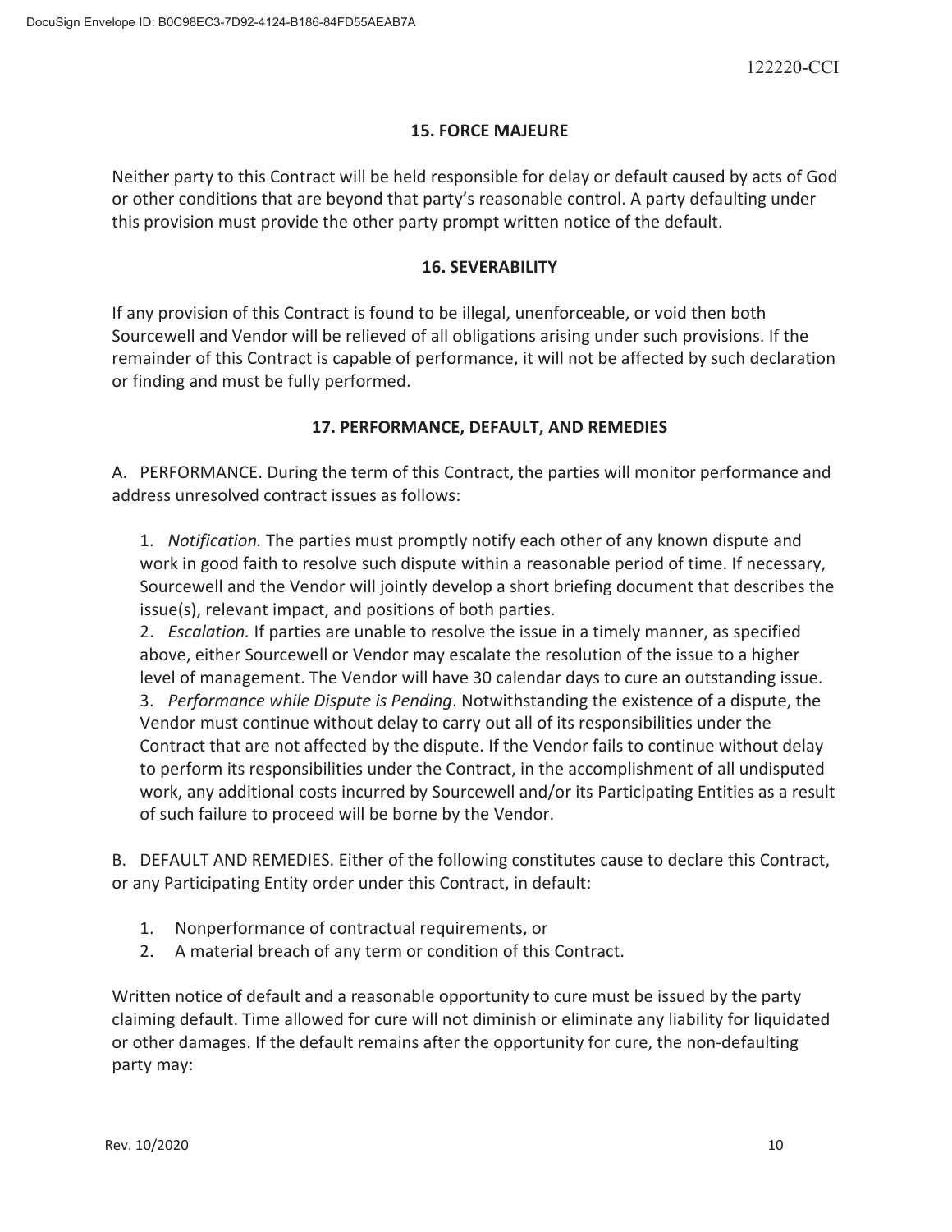## 15. FORCE MAJEURE

Neither party to this Contract will be held responsible for delay or default caused by acts of God or other conditions that are beyond that party's reasonable control. A party defaulting under this provision must provide the other party prompt written notice of the default.

## 16. SEVERABILITY

If any provision of this Contract is found to be illegal, unenforceable, or void then both Sourcewell and Vendor will be relieved of all obligations arising under such provisions. If the remainder of this Contract is capable of performance, it will not be affected by such declaration or finding and must be fully performed.

## 17. PERFORMANCE, DEFAULT, AND REMEDIES

A. PERFORMANCE. During the term of this Contract, the parties will monitor performance and address unresolved contract issues as follows:

1. *Notification.* The parties must promptly notify each other of any known dispute and work in good faith to resolve such dispute within a reasonable period of time. If necessary, Sourcewell and the Vendor will jointly develop a short briefing document that describes the issue(s), relevant impact, and positions of both parties.
2. *Escalation.* If parties are unable to resolve the issue in a timely manner, as specified above, either Sourcewell or Vendor may escalate the resolution of the issue to a higher level of management. The Vendor will have 30 calendar days to cure an outstanding issue.
3. *Performance while Dispute is Pending*. Notwithstanding the existence of a dispute, the Vendor must continue without delay to carry out all of its responsibilities under the Contract that are not affected by the dispute. If the Vendor fails to continue without delay to perform its responsibilities under the Contract, in the accomplishment of all undisputed work, any additional costs incurred by Sourcewell and/or its Participating Entities as a result of such failure to proceed will be borne by the Vendor.

B. DEFAULT AND REMEDIES. Either of the following constitutes cause to declare this Contract, or any Participating Entity order under this Contract, in default:

1. Nonperformance of contractual requirements, or
2. A material breach of any term or condition of this Contract.

Written notice of default and a reasonable opportunity to cure must be issued by the party claiming default. Time allowed for cure will not diminish or eliminate any liability for liquidated or other damages. If the default remains after the opportunity for cure, the non-defaulting party may: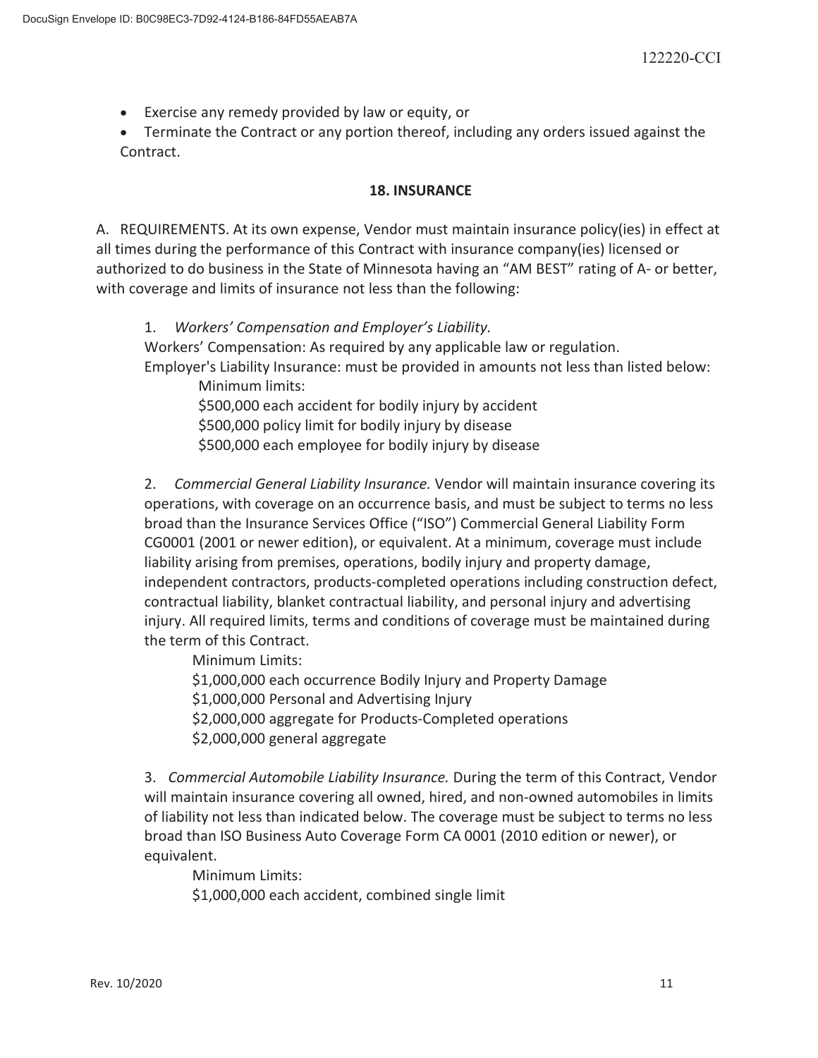- Exercise any remedy provided by law or equity, or
- Terminate the Contract or any portion thereof, including any orders issued against the Contract.

## 18. INSURANCE

A. REQUIREMENTS. At its own expense, Vendor must maintain insurance policy(ies) in effect at all times during the performance of this Contract with insurance company(ies) licensed or authorized to do business in the State of Minnesota having an "AM BEST" rating of A- or better, with coverage and limits of insurance not less than the following:

1. *Workers' Compensation and Employer's Liability.*
Workers' Compensation: As required by any applicable law or regulation.
Employer's Liability Insurance: must be provided in amounts not less than listed below:
Minimum limits:
$500,000 each accident for bodily injury by accident
$500,000 policy limit for bodily injury by disease
$500,000 each employee for bodily injury by disease

2. *Commercial General Liability Insurance.* Vendor will maintain insurance covering its operations, with coverage on an occurrence basis, and must be subject to terms no less broad than the Insurance Services Office ("ISO") Commercial General Liability Form CG0001 (2001 or newer edition), or equivalent. At a minimum, coverage must include liability arising from premises, operations, bodily injury and property damage, independent contractors, products-completed operations including construction defect, contractual liability, blanket contractual liability, and personal injury and advertising injury. All required limits, terms and conditions of coverage must be maintained during the term of this Contract.
Minimum Limits:
$1,000,000 each occurrence Bodily Injury and Property Damage
$1,000,000 Personal and Advertising Injury
$2,000,000 aggregate for Products-Completed operations
$2,000,000 general aggregate

3. *Commercial Automobile Liability Insurance.* During the term of this Contract, Vendor will maintain insurance covering all owned, hired, and non-owned automobiles in limits of liability not less than indicated below. The coverage must be subject to terms no less broad than ISO Business Auto Coverage Form CA 0001 (2010 edition or newer), or equivalent.
Minimum Limits:
$1,000,000 each accident, combined single limit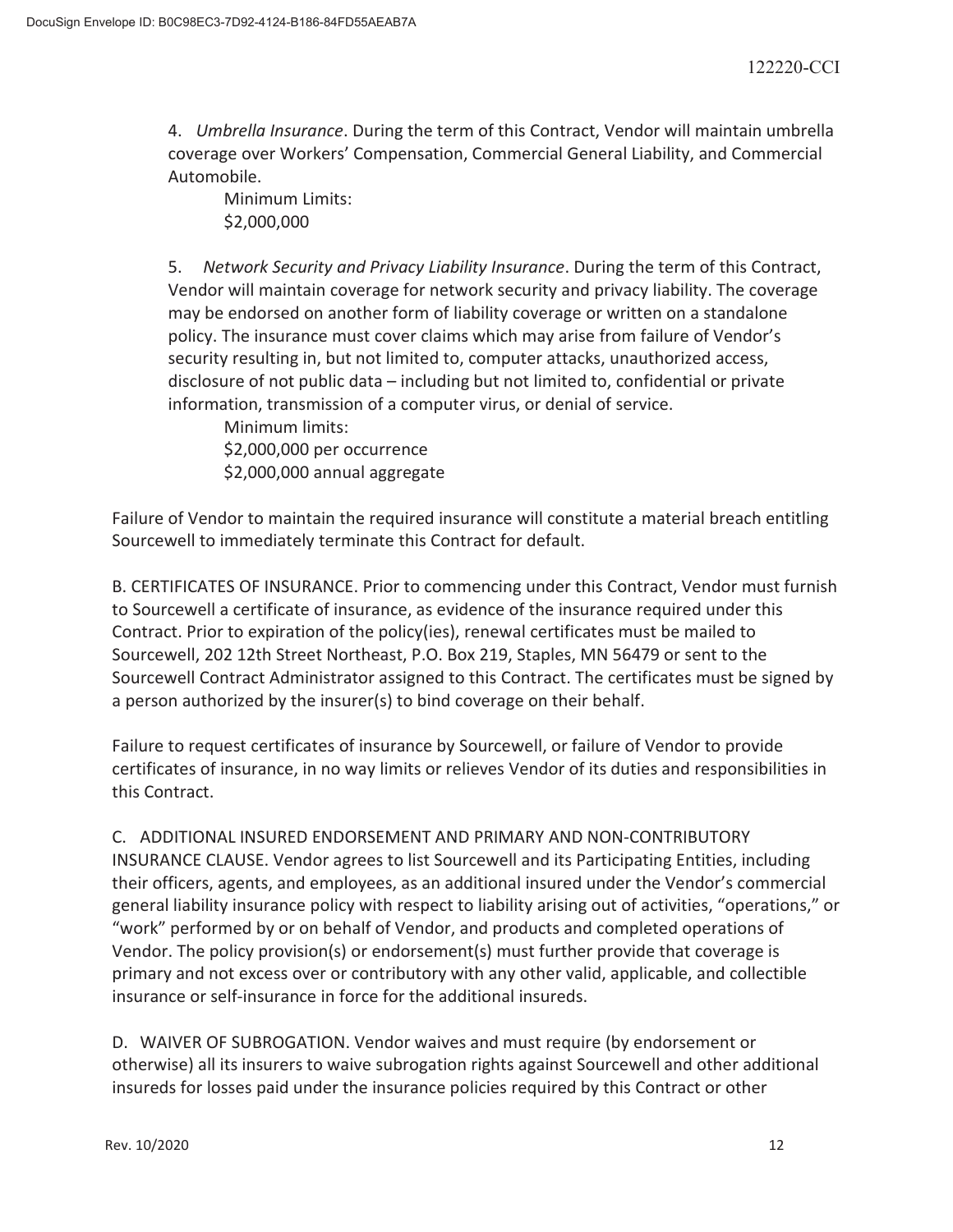4. *Umbrella Insurance*. During the term of this Contract, Vendor will maintain umbrella coverage over Workers' Compensation, Commercial General Liability, and Commercial Automobile.

Minimum Limits:
$2,000,000

5. *Network Security and Privacy Liability Insurance*. During the term of this Contract, Vendor will maintain coverage for network security and privacy liability. The coverage may be endorsed on another form of liability coverage or written on a standalone policy. The insurance must cover claims which may arise from failure of Vendor's security resulting in, but not limited to, computer attacks, unauthorized access, disclosure of not public data – including but not limited to, confidential or private information, transmission of a computer virus, or denial of service.

Minimum limits:
$2,000,000 per occurrence
$2,000,000 annual aggregate

Failure of Vendor to maintain the required insurance will constitute a material breach entitling Sourcewell to immediately terminate this Contract for default.

B. CERTIFICATES OF INSURANCE. Prior to commencing under this Contract, Vendor must furnish to Sourcewell a certificate of insurance, as evidence of the insurance required under this Contract. Prior to expiration of the policy(ies), renewal certificates must be mailed to Sourcewell, 202 12th Street Northeast, P.O. Box 219, Staples, MN 56479 or sent to the Sourcewell Contract Administrator assigned to this Contract. The certificates must be signed by a person authorized by the insurer(s) to bind coverage on their behalf.

Failure to request certificates of insurance by Sourcewell, or failure of Vendor to provide certificates of insurance, in no way limits or relieves Vendor of its duties and responsibilities in this Contract.

C. ADDITIONAL INSURED ENDORSEMENT AND PRIMARY AND NON-CONTRIBUTORY INSURANCE CLAUSE. Vendor agrees to list Sourcewell and its Participating Entities, including their officers, agents, and employees, as an additional insured under the Vendor's commercial general liability insurance policy with respect to liability arising out of activities, "operations," or "work" performed by or on behalf of Vendor, and products and completed operations of Vendor. The policy provision(s) or endorsement(s) must further provide that coverage is primary and not excess over or contributory with any other valid, applicable, and collectible insurance or self-insurance in force for the additional insureds.

D. WAIVER OF SUBROGATION. Vendor waives and must require (by endorsement or otherwise) all its insurers to waive subrogation rights against Sourcewell and other additional insureds for losses paid under the insurance policies required by this Contract or other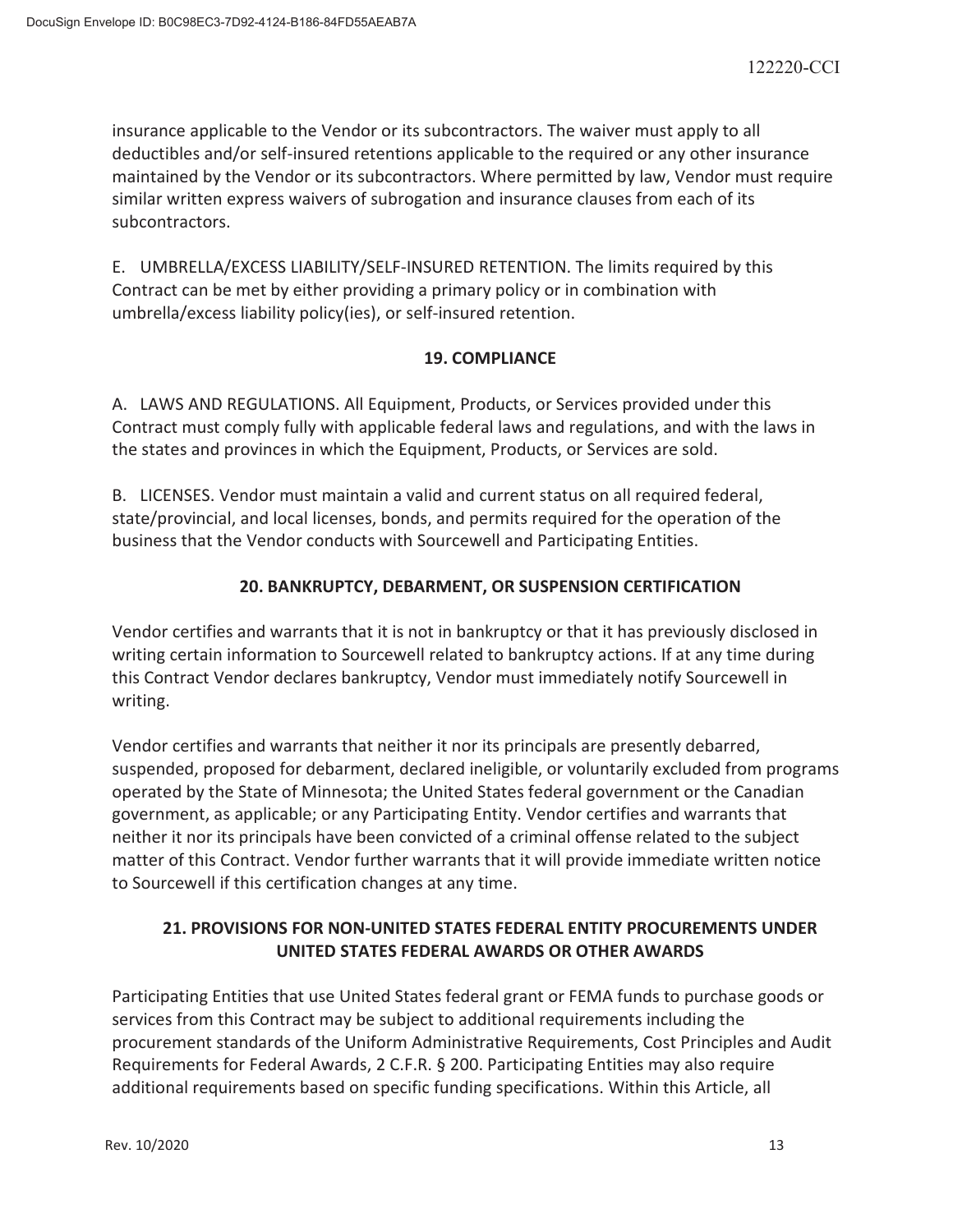insurance applicable to the Vendor or its subcontractors. The waiver must apply to all deductibles and/or self-insured retentions applicable to the required or any other insurance maintained by the Vendor or its subcontractors. Where permitted by law, Vendor must require similar written express waivers of subrogation and insurance clauses from each of its subcontractors.

E. UMBRELLA/EXCESS LIABILITY/SELF-INSURED RETENTION. The limits required by this Contract can be met by either providing a primary policy or in combination with umbrella/excess liability policy(ies), or self-insured retention.

## 19. COMPLIANCE

A. LAWS AND REGULATIONS. All Equipment, Products, or Services provided under this Contract must comply fully with applicable federal laws and regulations, and with the laws in the states and provinces in which the Equipment, Products, or Services are sold.

B. LICENSES. Vendor must maintain a valid and current status on all required federal, state/provincial, and local licenses, bonds, and permits required for the operation of the business that the Vendor conducts with Sourcewell and Participating Entities.

## 20. BANKRUPTCY, DEBARMENT, OR SUSPENSION CERTIFICATION

Vendor certifies and warrants that it is not in bankruptcy or that it has previously disclosed in writing certain information to Sourcewell related to bankruptcy actions. If at any time during this Contract Vendor declares bankruptcy, Vendor must immediately notify Sourcewell in writing.

Vendor certifies and warrants that neither it nor its principals are presently debarred, suspended, proposed for debarment, declared ineligible, or voluntarily excluded from programs operated by the State of Minnesota; the United States federal government or the Canadian government, as applicable; or any Participating Entity. Vendor certifies and warrants that neither it nor its principals have been convicted of a criminal offense related to the subject matter of this Contract. Vendor further warrants that it will provide immediate written notice to Sourcewell if this certification changes at any time.

## 21. PROVISIONS FOR NON-UNITED STATES FEDERAL ENTITY PROCUREMENTS UNDER UNITED STATES FEDERAL AWARDS OR OTHER AWARDS

Participating Entities that use United States federal grant or FEMA funds to purchase goods or services from this Contract may be subject to additional requirements including the procurement standards of the Uniform Administrative Requirements, Cost Principles and Audit Requirements for Federal Awards, 2 C.F.R. § 200. Participating Entities may also require additional requirements based on specific funding specifications. Within this Article, all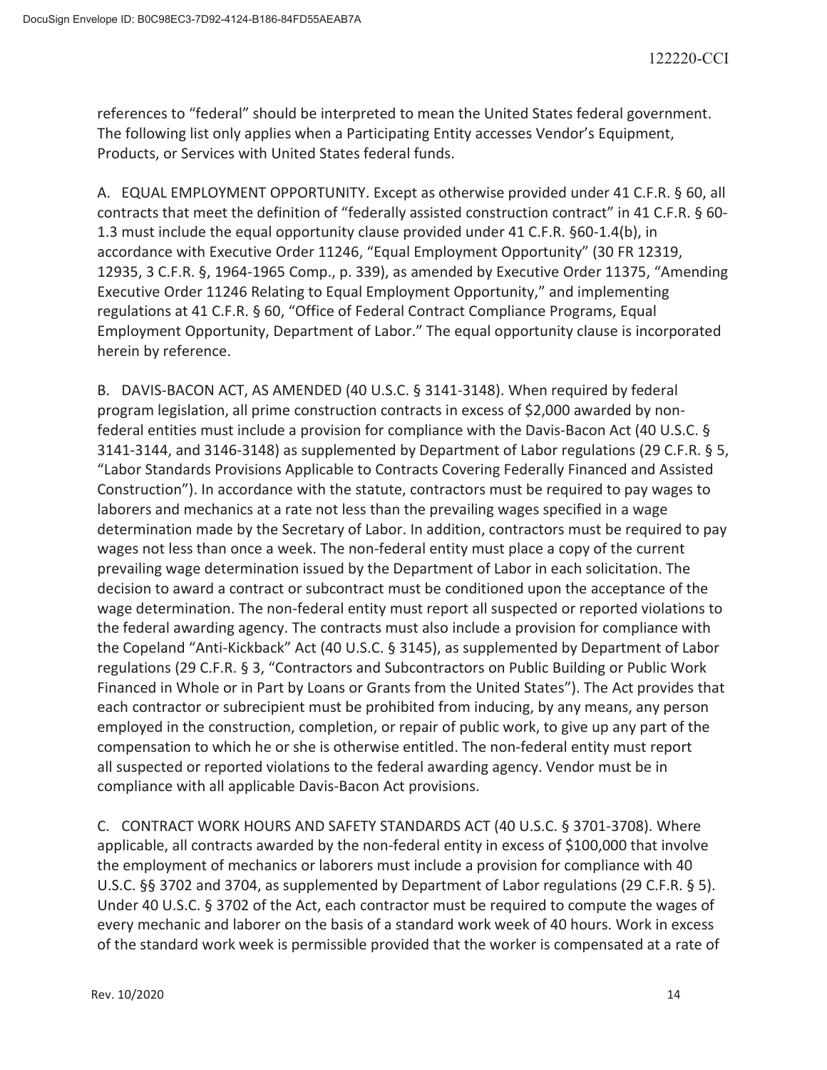references to "federal" should be interpreted to mean the United States federal government. The following list only applies when a Participating Entity accesses Vendor's Equipment, Products, or Services with United States federal funds.

A. EQUAL EMPLOYMENT OPPORTUNITY. Except as otherwise provided under 41 C.F.R. § 60, all contracts that meet the definition of "federally assisted construction contract" in 41 C.F.R. § 60-1.3 must include the equal opportunity clause provided under 41 C.F.R. §60-1.4(b), in accordance with Executive Order 11246, "Equal Employment Opportunity" (30 FR 12319, 12935, 3 C.F.R. §, 1964-1965 Comp., p. 339), as amended by Executive Order 11375, "Amending Executive Order 11246 Relating to Equal Employment Opportunity," and implementing regulations at 41 C.F.R. § 60, "Office of Federal Contract Compliance Programs, Equal Employment Opportunity, Department of Labor." The equal opportunity clause is incorporated herein by reference.

B. DAVIS-BACON ACT, AS AMENDED (40 U.S.C. § 3141-3148). When required by federal program legislation, all prime construction contracts in excess of $2,000 awarded by non-federal entities must include a provision for compliance with the Davis-Bacon Act (40 U.S.C. § 3141-3144, and 3146-3148) as supplemented by Department of Labor regulations (29 C.F.R. § 5, "Labor Standards Provisions Applicable to Contracts Covering Federally Financed and Assisted Construction"). In accordance with the statute, contractors must be required to pay wages to laborers and mechanics at a rate not less than the prevailing wages specified in a wage determination made by the Secretary of Labor. In addition, contractors must be required to pay wages not less than once a week. The non-federal entity must place a copy of the current prevailing wage determination issued by the Department of Labor in each solicitation. The decision to award a contract or subcontract must be conditioned upon the acceptance of the wage determination. The non-federal entity must report all suspected or reported violations to the federal awarding agency. The contracts must also include a provision for compliance with the Copeland "Anti-Kickback" Act (40 U.S.C. § 3145), as supplemented by Department of Labor regulations (29 C.F.R. § 3, "Contractors and Subcontractors on Public Building or Public Work Financed in Whole or in Part by Loans or Grants from the United States"). The Act provides that each contractor or subrecipient must be prohibited from inducing, by any means, any person employed in the construction, completion, or repair of public work, to give up any part of the compensation to which he or she is otherwise entitled. The non-federal entity must report all suspected or reported violations to the federal awarding agency. Vendor must be in compliance with all applicable Davis-Bacon Act provisions.

C. CONTRACT WORK HOURS AND SAFETY STANDARDS ACT (40 U.S.C. § 3701-3708). Where applicable, all contracts awarded by the non-federal entity in excess of $100,000 that involve the employment of mechanics or laborers must include a provision for compliance with 40 U.S.C. §§ 3702 and 3704, as supplemented by Department of Labor regulations (29 C.F.R. § 5). Under 40 U.S.C. § 3702 of the Act, each contractor must be required to compute the wages of every mechanic and laborer on the basis of a standard work week of 40 hours. Work in excess of the standard work week is permissible provided that the worker is compensated at a rate of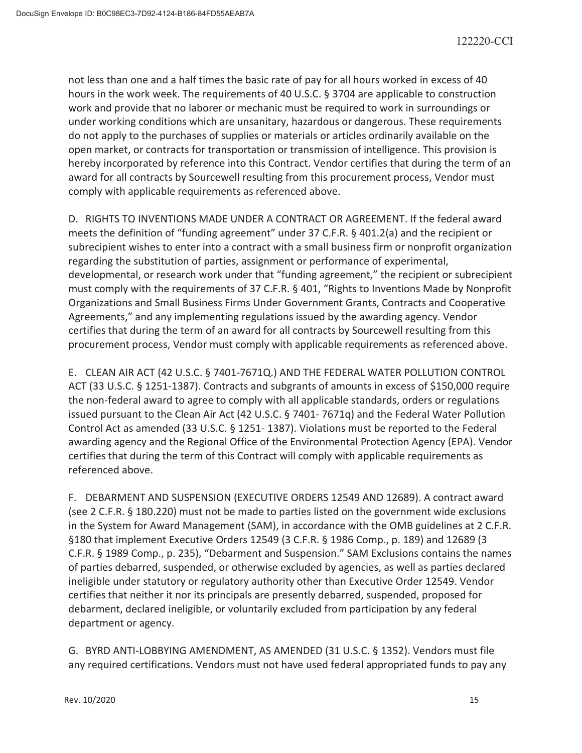not less than one and a half times the basic rate of pay for all hours worked in excess of 40 hours in the work week. The requirements of 40 U.S.C. § 3704 are applicable to construction work and provide that no laborer or mechanic must be required to work in surroundings or under working conditions which are unsanitary, hazardous or dangerous. These requirements do not apply to the purchases of supplies or materials or articles ordinarily available on the open market, or contracts for transportation or transmission of intelligence. This provision is hereby incorporated by reference into this Contract. Vendor certifies that during the term of an award for all contracts by Sourcewell resulting from this procurement process, Vendor must comply with applicable requirements as referenced above.

D. RIGHTS TO INVENTIONS MADE UNDER A CONTRACT OR AGREEMENT. If the federal award meets the definition of "funding agreement" under 37 C.F.R. § 401.2(a) and the recipient or subrecipient wishes to enter into a contract with a small business firm or nonprofit organization regarding the substitution of parties, assignment or performance of experimental, developmental, or research work under that "funding agreement," the recipient or subrecipient must comply with the requirements of 37 C.F.R. § 401, "Rights to Inventions Made by Nonprofit Organizations and Small Business Firms Under Government Grants, Contracts and Cooperative Agreements," and any implementing regulations issued by the awarding agency. Vendor certifies that during the term of an award for all contracts by Sourcewell resulting from this procurement process, Vendor must comply with applicable requirements as referenced above.

E. CLEAN AIR ACT (42 U.S.C. § 7401-7671Q.) AND THE FEDERAL WATER POLLUTION CONTROL ACT (33 U.S.C. § 1251-1387). Contracts and subgrants of amounts in excess of $150,000 require the non-federal award to agree to comply with all applicable standards, orders or regulations issued pursuant to the Clean Air Act (42 U.S.C. § 7401- 7671q) and the Federal Water Pollution Control Act as amended (33 U.S.C. § 1251- 1387). Violations must be reported to the Federal awarding agency and the Regional Office of the Environmental Protection Agency (EPA). Vendor certifies that during the term of this Contract will comply with applicable requirements as referenced above.

F. DEBARMENT AND SUSPENSION (EXECUTIVE ORDERS 12549 AND 12689). A contract award (see 2 C.F.R. § 180.220) must not be made to parties listed on the government wide exclusions in the System for Award Management (SAM), in accordance with the OMB guidelines at 2 C.F.R. §180 that implement Executive Orders 12549 (3 C.F.R. § 1986 Comp., p. 189) and 12689 (3 C.F.R. § 1989 Comp., p. 235), "Debarment and Suspension." SAM Exclusions contains the names of parties debarred, suspended, or otherwise excluded by agencies, as well as parties declared ineligible under statutory or regulatory authority other than Executive Order 12549. Vendor certifies that neither it nor its principals are presently debarred, suspended, proposed for debarment, declared ineligible, or voluntarily excluded from participation by any federal department or agency.

G. BYRD ANTI-LOBBYING AMENDMENT, AS AMENDED (31 U.S.C. § 1352). Vendors must file any required certifications. Vendors must not have used federal appropriated funds to pay any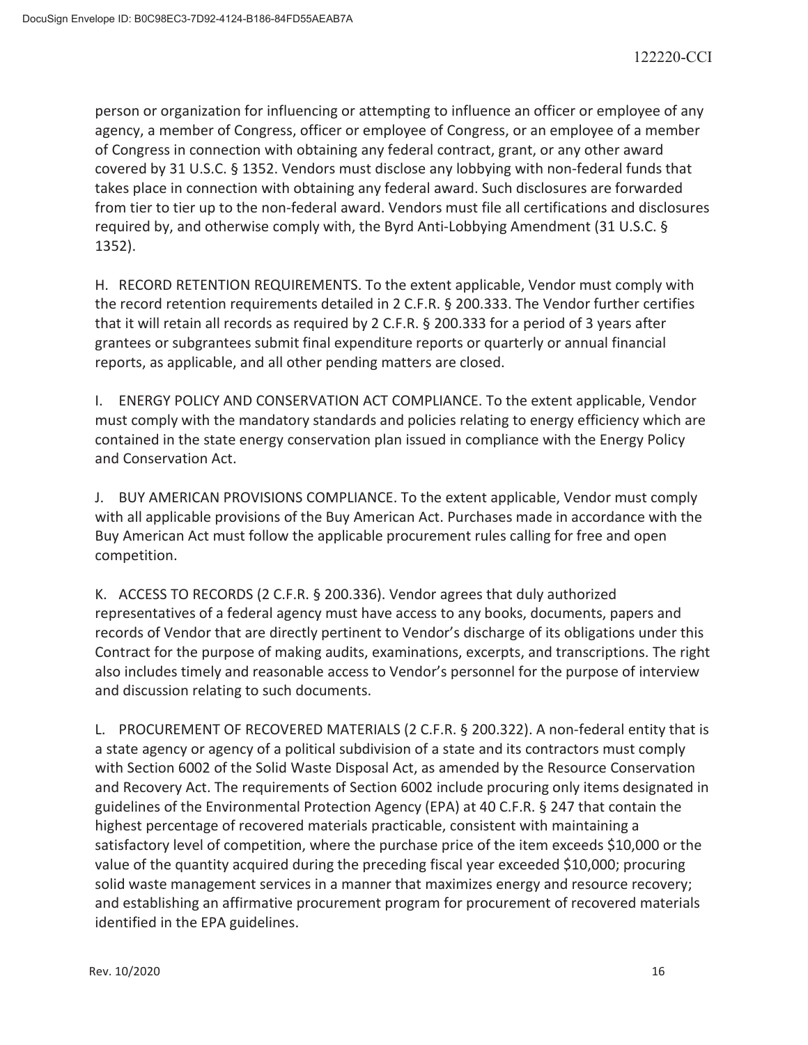person or organization for influencing or attempting to influence an officer or employee of any agency, a member of Congress, officer or employee of Congress, or an employee of a member of Congress in connection with obtaining any federal contract, grant, or any other award covered by 31 U.S.C. § 1352. Vendors must disclose any lobbying with non-federal funds that takes place in connection with obtaining any federal award. Such disclosures are forwarded from tier to tier up to the non-federal award. Vendors must file all certifications and disclosures required by, and otherwise comply with, the Byrd Anti-Lobbying Amendment (31 U.S.C. § 1352).

H. RECORD RETENTION REQUIREMENTS. To the extent applicable, Vendor must comply with the record retention requirements detailed in 2 C.F.R. § 200.333. The Vendor further certifies that it will retain all records as required by 2 C.F.R. § 200.333 for a period of 3 years after grantees or subgrantees submit final expenditure reports or quarterly or annual financial reports, as applicable, and all other pending matters are closed.

I. ENERGY POLICY AND CONSERVATION ACT COMPLIANCE. To the extent applicable, Vendor must comply with the mandatory standards and policies relating to energy efficiency which are contained in the state energy conservation plan issued in compliance with the Energy Policy and Conservation Act.

J. BUY AMERICAN PROVISIONS COMPLIANCE. To the extent applicable, Vendor must comply with all applicable provisions of the Buy American Act. Purchases made in accordance with the Buy American Act must follow the applicable procurement rules calling for free and open competition.

K. ACCESS TO RECORDS (2 C.F.R. § 200.336). Vendor agrees that duly authorized representatives of a federal agency must have access to any books, documents, papers and records of Vendor that are directly pertinent to Vendor's discharge of its obligations under this Contract for the purpose of making audits, examinations, excerpts, and transcriptions. The right also includes timely and reasonable access to Vendor's personnel for the purpose of interview and discussion relating to such documents.

L. PROCUREMENT OF RECOVERED MATERIALS (2 C.F.R. § 200.322). A non-federal entity that is a state agency or agency of a political subdivision of a state and its contractors must comply with Section 6002 of the Solid Waste Disposal Act, as amended by the Resource Conservation and Recovery Act. The requirements of Section 6002 include procuring only items designated in guidelines of the Environmental Protection Agency (EPA) at 40 C.F.R. § 247 that contain the highest percentage of recovered materials practicable, consistent with maintaining a satisfactory level of competition, where the purchase price of the item exceeds $10,000 or the value of the quantity acquired during the preceding fiscal year exceeded $10,000; procuring solid waste management services in a manner that maximizes energy and resource recovery; and establishing an affirmative procurement program for procurement of recovered materials identified in the EPA guidelines.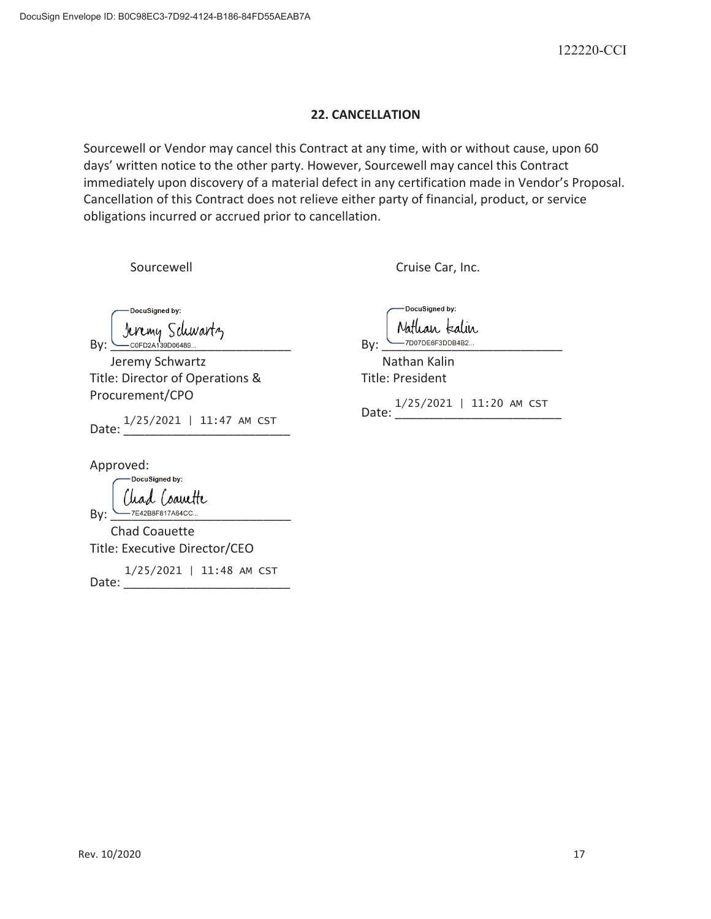122220-CCI

## 22. CANCELLATION

Sourcewell or Vendor may cancel this Contract at any time, with or without cause, upon 60 days' written notice to the other party. However, Sourcewell may cancel this Contract immediately upon discovery of a material defect in any certification made in Vendor's Proposal. Cancellation of this Contract does not relieve either party of financial, product, or service obligations incurred or accrued prior to cancellation.

Sourcewell

By: Jeremy Schwartz (DocuSigned by: C0FD2A139D06489...)
Jeremy Schwartz
Title: Director of Operations & Procurement/CPO
Date: 1/25/2021 | 11:47 AM CST

Approved:

By: Chad Coauette (DocuSigned by: 7E42B8F817A64CC...)
Chad Coauette
Title: Executive Director/CEO
Date: 1/25/2021 | 11:48 AM CST

Cruise Car, Inc.

By: Nathan Kalin (DocuSigned by: 7D07DE6F3DDB4B2...)
Nathan Kalin
Title: President
Date: 1/25/2021 | 11:20 AM CST

Rev. 10/2020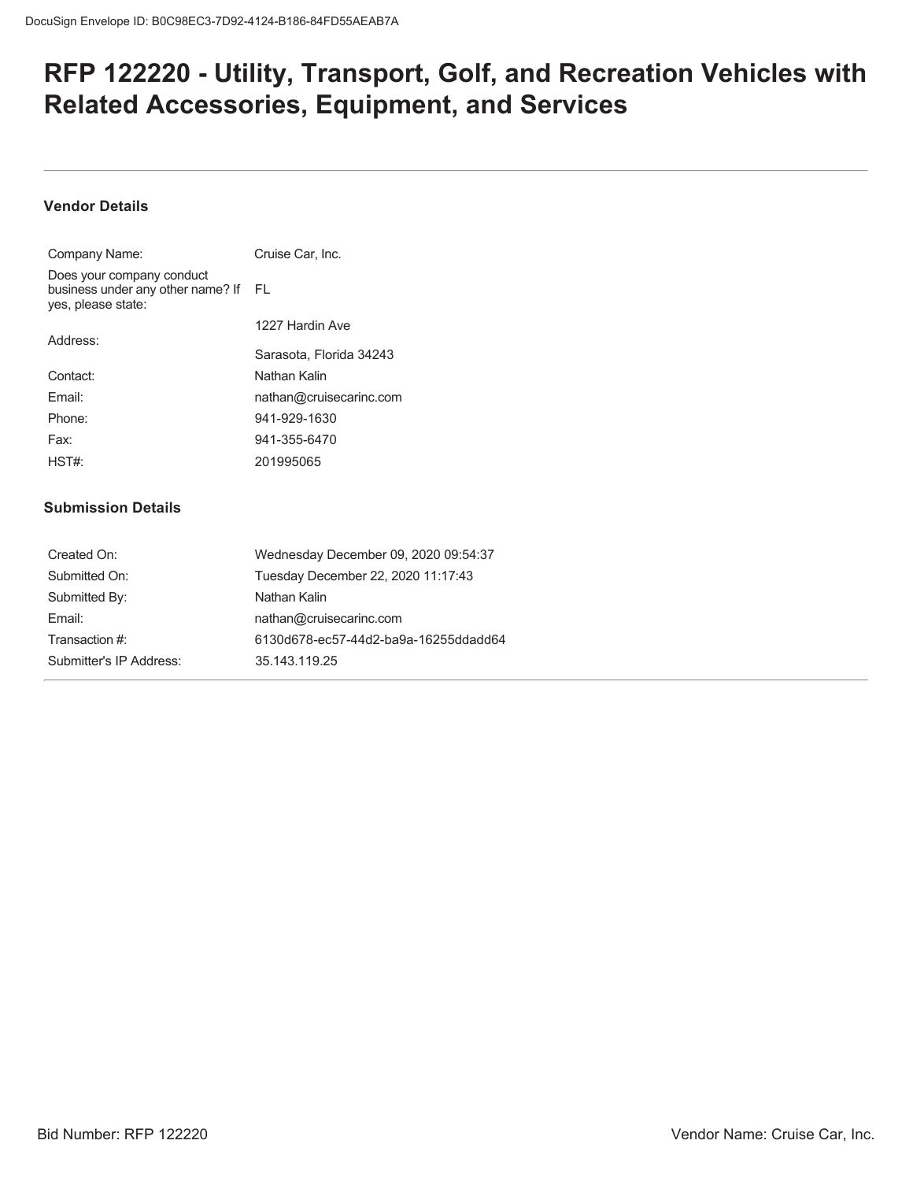# RFP 122220 - Utility, Transport, Golf, and Recreation Vehicles with Related Accessories, Equipment, and Services

---

### Vendor Details

| | |
|---|---|
| Company Name: | Cruise Car, Inc. |
| Does your company conduct business under any other name? If yes, please state: | FL |
| Address: | 1227 Hardin Ave<br>Sarasota, Florida 34243 |
| Contact: | Nathan Kalin |
| Email: | nathan@cruisecarinc.com |
| Phone: | 941-929-1630 |
| Fax: | 941-355-6470 |
| HST#: | 201995065 |

### Submission Details

| | |
|---|---|
| Created On: | Wednesday December 09, 2020 09:54:37 |
| Submitted On: | Tuesday December 22, 2020 11:17:43 |
| Submitted By: | Nathan Kalin |
| Email: | nathan@cruisecarinc.com |
| Transaction #: | 6130d678-ec57-44d2-ba9a-16255ddadd64 |
| Submitter's IP Address: | 35.143.119.25 |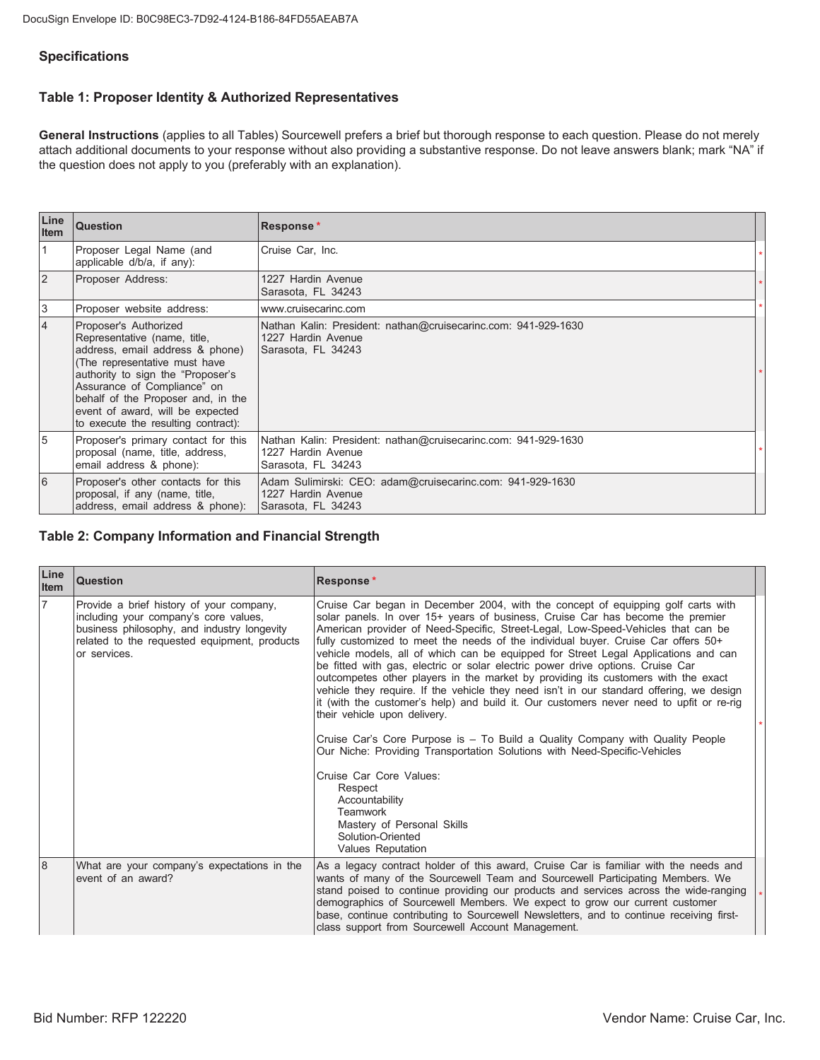## Specifications

### Table 1: Proposer Identity & Authorized Representatives

**General Instructions** (applies to all Tables) Sourcewell prefers a brief but thorough response to each question. Please do not merely attach additional documents to your response without also providing a substantive response. Do not leave answers blank; mark "NA" if the question does not apply to you (preferably with an explanation).

| Line Item | Question | Response * |
|---|---|---|
| 1 | Proposer Legal Name (and applicable d/b/a, if any): | Cruise Car, Inc. |
| 2 | Proposer Address: | 1227 Hardin Avenue<br>Sarasota, FL 34243 |
| 3 | Proposer website address: | www.cruisecarinc.com |
| 4 | Proposer's Authorized Representative (name, title, address, email address & phone) (The representative must have authority to sign the "Proposer's Assurance of Compliance" on behalf of the Proposer and, in the event of award, will be expected to execute the resulting contract): | Nathan Kalin: President: nathan@cruisecarinc.com: 941-929-1630<br>1227 Hardin Avenue<br>Sarasota, FL 34243 |
| 5 | Proposer's primary contact for this proposal (name, title, address, email address & phone): | Nathan Kalin: President: nathan@cruisecarinc.com: 941-929-1630<br>1227 Hardin Avenue<br>Sarasota, FL 34243 |
| 6 | Proposer's other contacts for this proposal, if any (name, title, address, email address & phone): | Adam Sulimirski: CEO: adam@cruisecarinc.com: 941-929-1630<br>1227 Hardin Avenue<br>Sarasota, FL 34243 |

### Table 2: Company Information and Financial Strength

| Line Item | Question | Response * |
|---|---|---|
| 7 | Provide a brief history of your company, including your company's core values, business philosophy, and industry longevity related to the requested equipment, products or services. | Cruise Car began in December 2004, with the concept of equipping golf carts with solar panels. In over 15+ years of business, Cruise Car has become the premier American provider of Need-Specific, Street-Legal, Low-Speed-Vehicles that can be fully customized to meet the needs of the individual buyer. Cruise Car offers 50+ vehicle models, all of which can be equipped for Street Legal Applications and can be fitted with gas, electric or solar electric power drive options. Cruise Car outcompetes other players in the market by providing its customers with the exact vehicle they require. If the vehicle they need isn't in our standard offering, we design it (with the customer's help) and build it. Our customers never need to upfit or re-rig their vehicle upon delivery.<br><br>Cruise Car's Core Purpose is – To Build a Quality Company with Quality People<br>Our Niche: Providing Transportation Solutions with Need-Specific-Vehicles<br><br>Cruise Car Core Values:<br>Respect<br>Accountability<br>Teamwork<br>Mastery of Personal Skills<br>Solution-Oriented<br>Values Reputation |
| 8 | What are your company's expectations in the event of an award? | As a legacy contract holder of this award, Cruise Car is familiar with the needs and wants of many of the Sourcewell Team and Sourcewell Participating Members. We stand poised to continue providing our products and services across the wide-ranging demographics of Sourcewell Members. We expect to grow our current customer base, continue contributing to Sourcewell Newsletters, and to continue receiving first-class support from Sourcewell Account Management. |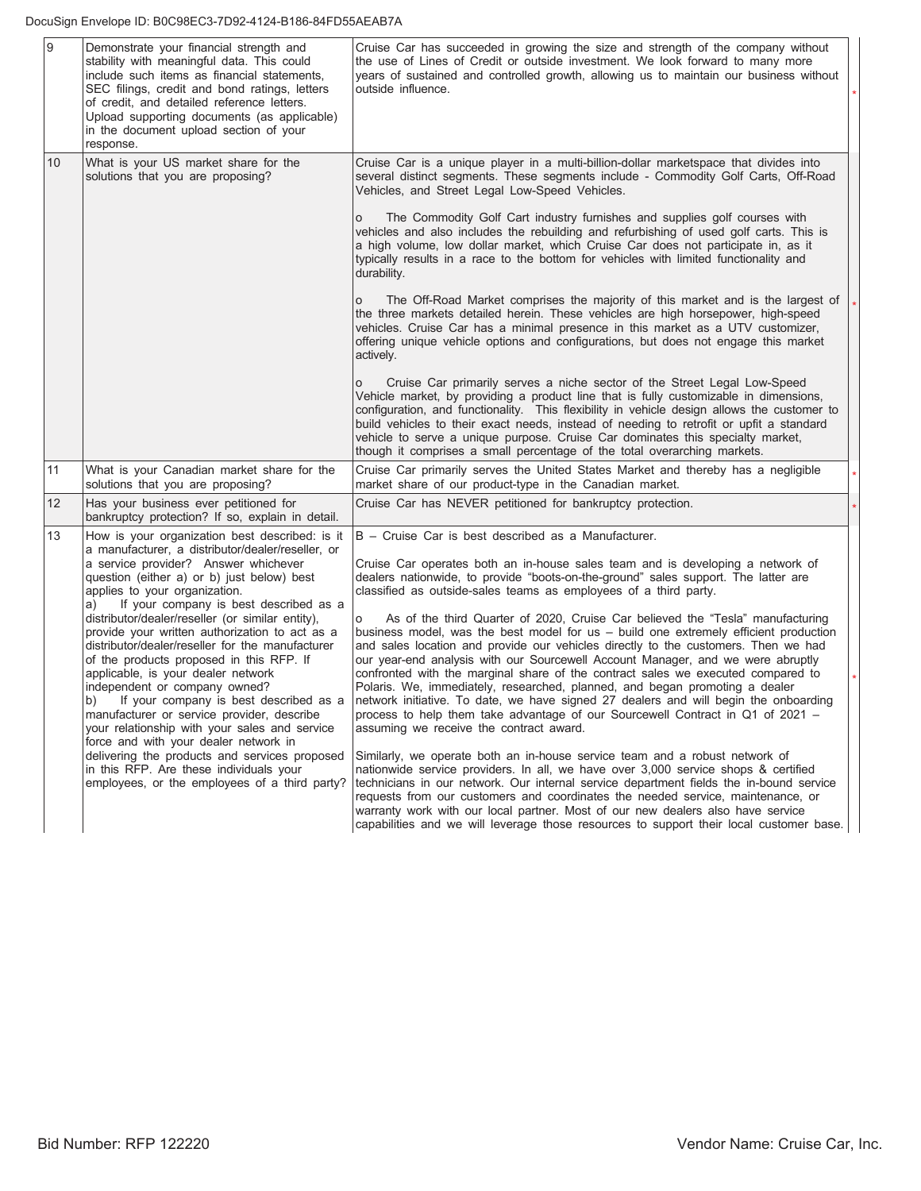| 9 | Demonstrate your financial strength and stability with meaningful data. This could include such items as financial statements, SEC filings, credit and bond ratings, letters of credit, and detailed reference letters. Upload supporting documents (as applicable) in the document upload section of your response. | Cruise Car has succeeded in growing the size and strength of the company without the use of Lines of Credit or outside investment. We look forward to many more years of sustained and controlled growth, allowing us to maintain our business without outside influence. | * |
|---|---|---|---|
| 10 | What is your US market share for the solutions that you are proposing? | Cruise Car is a unique player in a multi-billion-dollar marketspace that divides into several distinct segments. These segments include - Commodity Golf Carts, Off-Road Vehicles, and Street Legal Low-Speed Vehicles.<br><br>o The Commodity Golf Cart industry furnishes and supplies golf courses with vehicles and also includes the rebuilding and refurbishing of used golf carts. This is a high volume, low dollar market, which Cruise Car does not participate in, as it typically results in a race to the bottom for vehicles with limited functionality and durability.<br><br>o The Off-Road Market comprises the majority of this market and is the largest of the three markets detailed herein. These vehicles are high horsepower, high-speed vehicles. Cruise Car has a minimal presence in this market as a UTV customizer, offering unique vehicle options and configurations, but does not engage this market actively.<br><br>o Cruise Car primarily serves a niche sector of the Street Legal Low-Speed Vehicle market, by providing a product line that is fully customizable in dimensions, configuration, and functionality. This flexibility in vehicle design allows the customer to build vehicles to their exact needs, instead of needing to retrofit or upfit a standard vehicle to serve a unique purpose. Cruise Car dominates this specialty market, though it comprises a small percentage of the total overarching markets. | * |
| 11 | What is your Canadian market share for the solutions that you are proposing? | Cruise Car primarily serves the United States Market and thereby has a negligible market share of our product-type in the Canadian market. | * |
| 12 | Has your business ever petitioned for bankruptcy protection? If so, explain in detail. | Cruise Car has NEVER petitioned for bankruptcy protection. | * |
| 13 | How is your organization best described: is it a manufacturer, a distributor/dealer/reseller, or a service provider? Answer whichever question (either a) or b) just below) best applies to your organization.<br>a) If your company is best described as a distributor/dealer/reseller (or similar entity), provide your written authorization to act as a distributor/dealer/reseller for the manufacturer of the products proposed in this RFP. If applicable, is your dealer network independent or company owned?<br>b) If your company is best described as a manufacturer or service provider, describe your relationship with your sales and service force and with your dealer network in delivering the products and services proposed in this RFP. Are these individuals your employees, or the employees of a third party? | B – Cruise Car is best described as a Manufacturer.<br><br>Cruise Car operates both an in-house sales team and is developing a network of dealers nationwide, to provide "boots-on-the-ground" sales support. The latter are classified as outside-sales teams as employees of a third party.<br><br>o As of the third Quarter of 2020, Cruise Car believed the "Tesla" manufacturing business model, was the best model for us – build one extremely efficient production and sales location and provide our vehicles directly to the customers. Then we had our year-end analysis with our Sourcewell Account Manager, and we were abruptly confronted with the marginal share of the contract sales we executed compared to Polaris. We, immediately, researched, planned, and began promoting a dealer network initiative. To date, we have signed 27 dealers and will begin the onboarding process to help them take advantage of our Sourcewell Contract in Q1 of 2021 – assuming we receive the contract award.<br><br>Similarly, we operate both an in-house service team and a robust network of nationwide service providers. In all, we have over 3,000 service shops & certified technicians in our network. Our internal service department fields the in-bound service requests from our customers and coordinates the needed service, maintenance, or warranty work with our local partner. Most of our new dealers also have service capabilities and we will leverage those resources to support their local customer base. | * |

Bid Number: RFP 122220 Vendor Name: Cruise Car, Inc.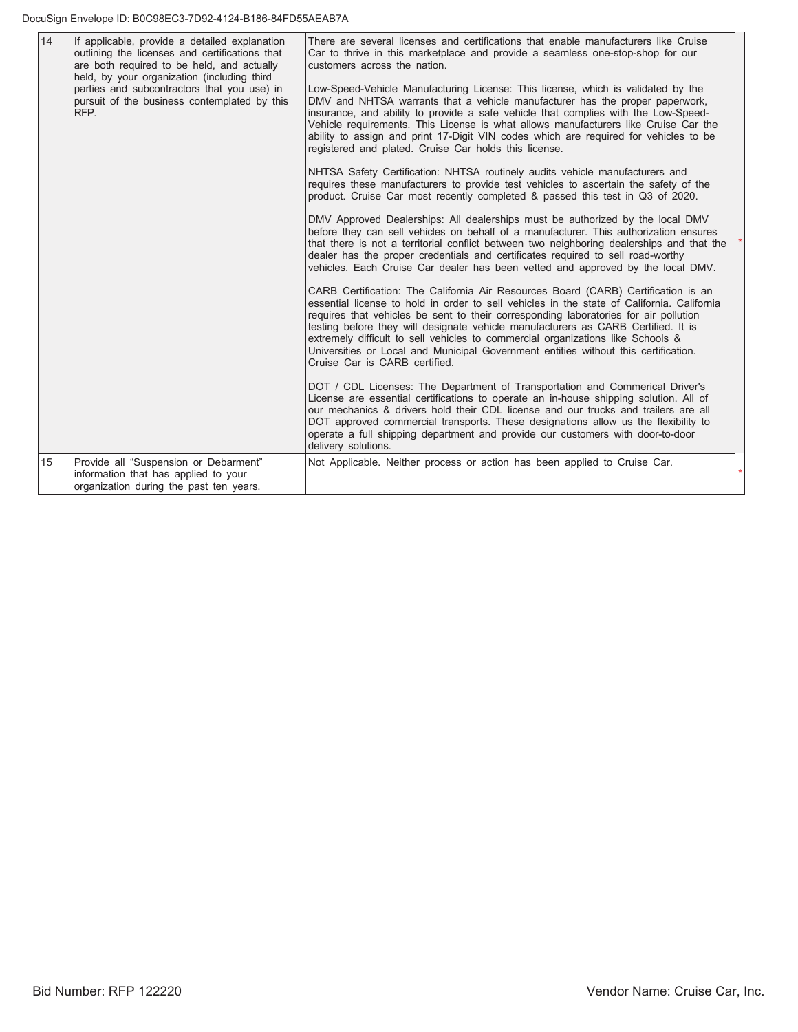| 14 | If applicable, provide a detailed explanation outlining the licenses and certifications that are both required to be held, and actually held, by your organization (including third parties and subcontractors that you use) in pursuit of the business contemplated by this RFP. | There are several licenses and certifications that enable manufacturers like Cruise Car to thrive in this marketplace and provide a seamless one-stop-shop for our customers across the nation.<br><br>Low-Speed-Vehicle Manufacturing License: This license, which is validated by the DMV and NHTSA warrants that a vehicle manufacturer has the proper paperwork, insurance, and ability to provide a safe vehicle that complies with the Low-Speed-Vehicle requirements. This License is what allows manufacturers like Cruise Car the ability to assign and print 17-Digit VIN codes which are required for vehicles to be registered and plated. Cruise Car holds this license.<br><br>NHTSA Safety Certification: NHTSA routinely audits vehicle manufacturers and requires these manufacturers to provide test vehicles to ascertain the safety of the product. Cruise Car most recently completed & passed this test in Q3 of 2020.<br><br>DMV Approved Dealerships: All dealerships must be authorized by the local DMV before they can sell vehicles on behalf of a manufacturer. This authorization ensures that there is not a territorial conflict between two neighboring dealerships and that the dealer has the proper credentials and certificates required to sell road-worthy vehicles. Each Cruise Car dealer has been vetted and approved by the local DMV.<br><br>CARB Certification: The California Air Resources Board (CARB) Certification is an essential license to hold in order to sell vehicles in the state of California. California requires that vehicles be sent to their corresponding laboratories for air pollution testing before they will designate vehicle manufacturers as CARB Certified. It is extremely difficult to sell vehicles to commercial organizations like Schools & Universities or Local and Municipal Government entities without this certification. Cruise Car is CARB certified.<br><br>DOT / CDL Licenses: The Department of Transportation and Commerical Driver's License are essential certifications to operate an in-house shipping solution. All of our mechanics & drivers hold their CDL license and our trucks and trailers are all DOT approved commercial transports. These designations allow us the flexibility to operate a full shipping department and provide our customers with door-to-door delivery solutions. | * |
|---|---|---|---|
| 15 | Provide all "Suspension or Debarment" information that has applied to your organization during the past ten years. | Not Applicable. Neither process or action has been applied to Cruise Car. | * |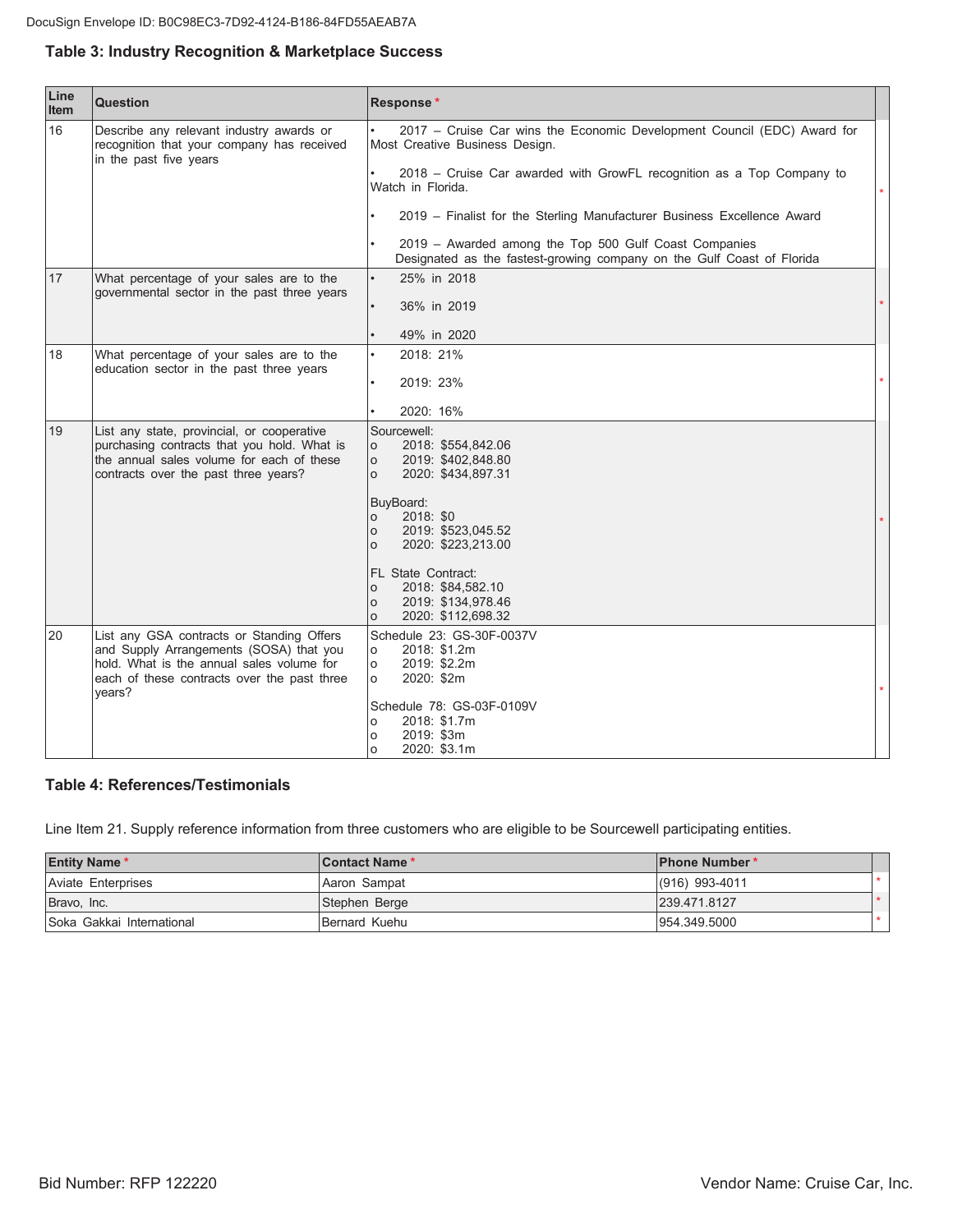## Table 3: Industry Recognition & Marketplace Success

| Line Item | Question | Response * |
|---|---|---|
| 16 | Describe any relevant industry awards or recognition that your company has received in the past five years | • 2017 – Cruise Car wins the Economic Development Council (EDC) Award for Most Creative Business Design.<br><br>• 2018 – Cruise Car awarded with GrowFL recognition as a Top Company to Watch in Florida.<br><br>• 2019 – Finalist for the Sterling Manufacturer Business Excellence Award<br><br>• 2019 – Awarded among the Top 500 Gulf Coast Companies Designated as the fastest-growing company on the Gulf Coast of Florida |
| 17 | What percentage of your sales are to the governmental sector in the past three years | • 25% in 2018<br><br>• 36% in 2019<br><br>• 49% in 2020 |
| 18 | What percentage of your sales are to the education sector in the past three years | • 2018: 21%<br><br>• 2019: 23%<br><br>• 2020: 16% |
| 19 | List any state, provincial, or cooperative purchasing contracts that you hold. What is the annual sales volume for each of these contracts over the past three years? | Sourcewell:<br>o 2018: $554,842.06<br>o 2019: $402,848.80<br>o 2020: $434,897.31<br><br>BuyBoard:<br>o 2018: $0<br>o 2019: $523,045.52<br>o 2020: $223,213.00<br><br>FL State Contract:<br>o 2018: $84,582.10<br>o 2019: $134,978.46<br>o 2020: $112,698.32 |
| 20 | List any GSA contracts or Standing Offers and Supply Arrangements (SOSA) that you hold. What is the annual sales volume for each of these contracts over the past three years? | Schedule 23: GS-30F-0037V<br>o 2018: $1.2m<br>o 2019: $2.2m<br>o 2020: $2m<br><br>Schedule 78: GS-03F-0109V<br>o 2018: $1.7m<br>o 2019: $3m<br>o 2020: $3.1m |

## Table 4: References/Testimonials

Line Item 21. Supply reference information from three customers who are eligible to be Sourcewell participating entities.

| Entity Name * | Contact Name * | Phone Number * |
|---|---|---|
| Aviate Enterprises | Aaron Sampat | (916) 993-4011 |
| Bravo, Inc. | Stephen Berge | 239.471.8127 |
| Soka Gakkai International | Bernard Kuehu | 954.349.5000 |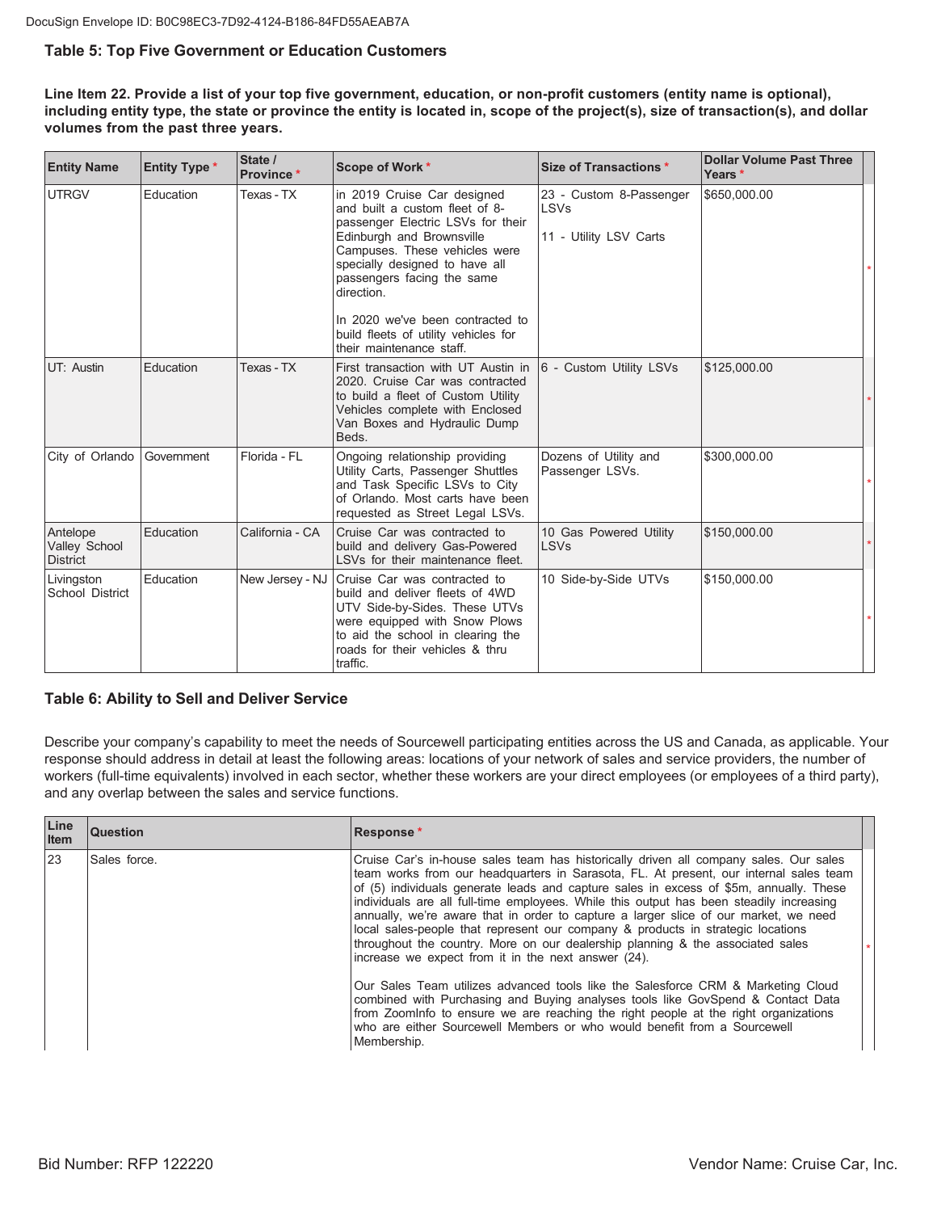### Table 5: Top Five Government or Education Customers

**Line Item 22. Provide a list of your top five government, education, or non-profit customers (entity name is optional), including entity type, the state or province the entity is located in, scope of the project(s), size of transaction(s), and dollar volumes from the past three years.**

| Entity Name | Entity Type * | State / Province * | Scope of Work * | Size of Transactions * | Dollar Volume Past Three Years * |
|---|---|---|---|---|---|
| UTRGV | Education | Texas - TX | in 2019 Cruise Car designed and built a custom fleet of 8-passenger Electric LSVs for their Edinburgh and Brownsville Campuses. These vehicles were specially designed to have all passengers facing the same direction.<br><br>In 2020 we've been contracted to build fleets of utility vehicles for their maintenance staff. | 23 - Custom 8-Passenger LSVs<br><br>11 - Utility LSV Carts | $650,000.00 |
| UT: Austin | Education | Texas - TX | First transaction with UT Austin in 2020. Cruise Car was contracted to build a fleet of Custom Utility Vehicles complete with Enclosed Van Boxes and Hydraulic Dump Beds. | 6 - Custom Utility LSVs | $125,000.00 |
| City of Orlando | Government | Florida - FL | Ongoing relationship providing Utility Carts, Passenger Shuttles and Task Specific LSVs to City of Orlando. Most carts have been requested as Street Legal LSVs. | Dozens of Utility and Passenger LSVs. | $300,000.00 |
| Antelope Valley School District | Education | California - CA | Cruise Car was contracted to build and delivery Gas-Powered LSVs for their maintenance fleet. | 10 Gas Powered Utility LSVs | $150,000.00 |
| Livingston School District | Education | New Jersey - NJ | Cruise Car was contracted to build and deliver fleets of 4WD UTV Side-by-Sides. These UTVs were equipped with Snow Plows to aid the school in clearing the roads for their vehicles & thru traffic. | 10 Side-by-Side UTVs | $150,000.00 |

### Table 6: Ability to Sell and Deliver Service

Describe your company's capability to meet the needs of Sourcewell participating entities across the US and Canada, as applicable. Your response should address in detail at least the following areas: locations of your network of sales and service providers, the number of workers (full-time equivalents) involved in each sector, whether these workers are your direct employees (or employees of a third party), and any overlap between the sales and service functions.

| Line Item | Question | Response * |
|---|---|---|
| 23 | Sales force. | Cruise Car's in-house sales team has historically driven all company sales. Our sales team works from our headquarters in Sarasota, FL. At present, our internal sales team of (5) individuals generate leads and capture sales in excess of $5m, annually. These individuals are all full-time employees. While this output has been steadily increasing annually, we're aware that in order to capture a larger slice of our market, we need local sales-people that represent our company & products in strategic locations throughout the country. More on our dealership planning & the associated sales increase we expect from it in the next answer (24).<br><br>Our Sales Team utilizes advanced tools like the Salesforce CRM & Marketing Cloud combined with Purchasing and Buying analyses tools like GovSpend & Contact Data from ZoomInfo to ensure we are reaching the right people at the right organizations who are either Sourcewell Members or who would benefit from a Sourcewell Membership. |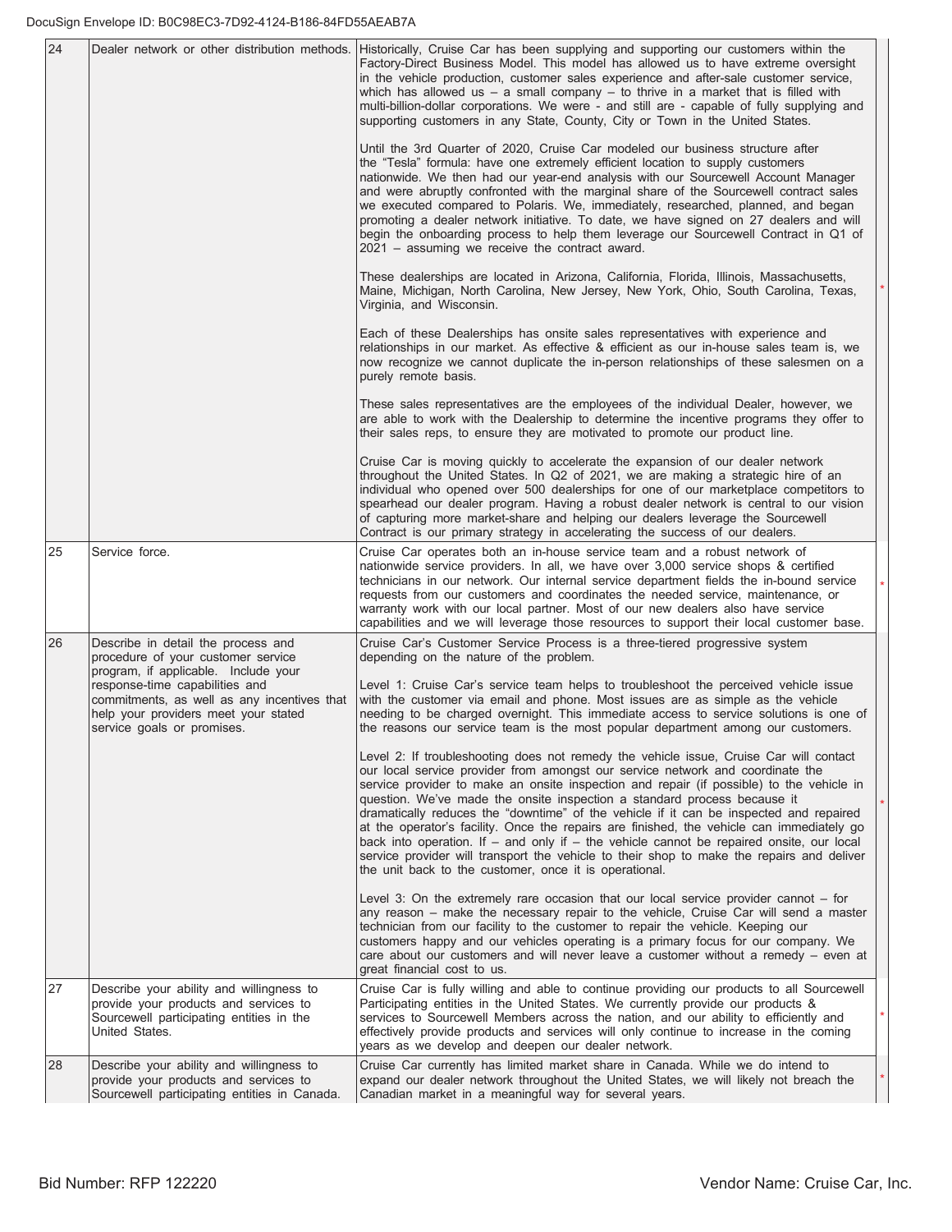| 24 | Dealer network or other distribution methods. | Historically, Cruise Car has been supplying and supporting our customers within the Factory-Direct Business Model. This model has allowed us to have extreme oversight in the vehicle production, customer sales experience and after-sale customer service, which has allowed us – a small company – to thrive in a market that is filled with multi-billion-dollar corporations. We were - and still are - capable of fully supplying and supporting customers in any State, County, City or Town in the United States.<br><br>Until the 3rd Quarter of 2020, Cruise Car modeled our business structure after the "Tesla" formula: have one extremely efficient location to supply customers nationwide. We then had our year-end analysis with our Sourcewell Account Manager and were abruptly confronted with the marginal share of the Sourcewell contract sales we executed compared to Polaris. We, immediately, researched, planned, and began promoting a dealer network initiative. To date, we have signed on 27 dealers and will begin the onboarding process to help them leverage our Sourcewell Contract in Q1 of 2021 – assuming we receive the contract award.<br><br>These dealerships are located in Arizona, California, Florida, Illinois, Massachusetts, Maine, Michigan, North Carolina, New Jersey, New York, Ohio, South Carolina, Texas, Virginia, and Wisconsin.<br><br>Each of these Dealerships has onsite sales representatives with experience and relationships in our market. As effective & efficient as our in-house sales team is, we now recognize we cannot duplicate the in-person relationships of these salesmen on a purely remote basis.<br><br>These sales representatives are the employees of the individual Dealer, however, we are able to work with the Dealership to determine the incentive programs they offer to their sales reps, to ensure they are motivated to promote our product line.<br><br>Cruise Car is moving quickly to accelerate the expansion of our dealer network throughout the United States. In Q2 of 2021, we are making a strategic hire of an individual who opened over 500 dealerships for one of our marketplace competitors to spearhead our dealer program. Having a robust dealer network is central to our vision of capturing more market-share and helping our dealers leverage the Sourcewell Contract is our primary strategy in accelerating the success of our dealers. | * |
|---|---|---|---|
| 25 | Service force. | Cruise Car operates both an in-house service team and a robust network of nationwide service providers. In all, we have over 3,000 service shops & certified technicians in our network. Our internal service department fields the in-bound service requests from our customers and coordinates the needed service, maintenance, or warranty work with our local partner. Most of our new dealers also have service capabilities and we will leverage those resources to support their local customer base. | * |
| 26 | Describe in detail the process and procedure of your customer service program, if applicable. Include your response-time capabilities and commitments, as well as any incentives that help your providers meet your stated service goals or promises. | Cruise Car's Customer Service Process is a three-tiered progressive system depending on the nature of the problem.<br><br>Level 1: Cruise Car's service team helps to troubleshoot the perceived vehicle issue with the customer via email and phone. Most issues are as simple as the vehicle needing to be charged overnight. This immediate access to service solutions is one of the reasons our service team is the most popular department among our customers.<br><br>Level 2: If troubleshooting does not remedy the vehicle issue, Cruise Car will contact our local service provider from amongst our service network and coordinate the service provider to make an onsite inspection and repair (if possible) to the vehicle in question. We've made the onsite inspection a standard process because it dramatically reduces the "downtime" of the vehicle if it can be inspected and repaired at the operator's facility. Once the repairs are finished, the vehicle can immediately go back into operation. If – and only if – the vehicle cannot be repaired onsite, our local service provider will transport the vehicle to their shop to make the repairs and deliver the unit back to the customer, once it is operational.<br><br>Level 3: On the extremely rare occasion that our local service provider cannot – for any reason – make the necessary repair to the vehicle, Cruise Car will send a master technician from our facility to the customer to repair the vehicle. Keeping our customers happy and our vehicles operating is a primary focus for our company. We care about our customers and will never leave a customer without a remedy – even at great financial cost to us. | * |
| 27 | Describe your ability and willingness to provide your products and services to Sourcewell participating entities in the United States. | Cruise Car is fully willing and able to continue providing our products to all Sourcewell Participating entities in the United States. We currently provide our products & services to Sourcewell Members across the nation, and our ability to efficiently and effectively provide products and services will only continue to increase in the coming years as we develop and deepen our dealer network. | * |
| 28 | Describe your ability and willingness to provide your products and services to Sourcewell participating entities in Canada. | Cruise Car currently has limited market share in Canada. While we do intend to expand our dealer network throughout the United States, we will likely not breach the Canadian market in a meaningful way for several years. | * |

Bid Number: RFP 122220 Vendor Name: Cruise Car, Inc.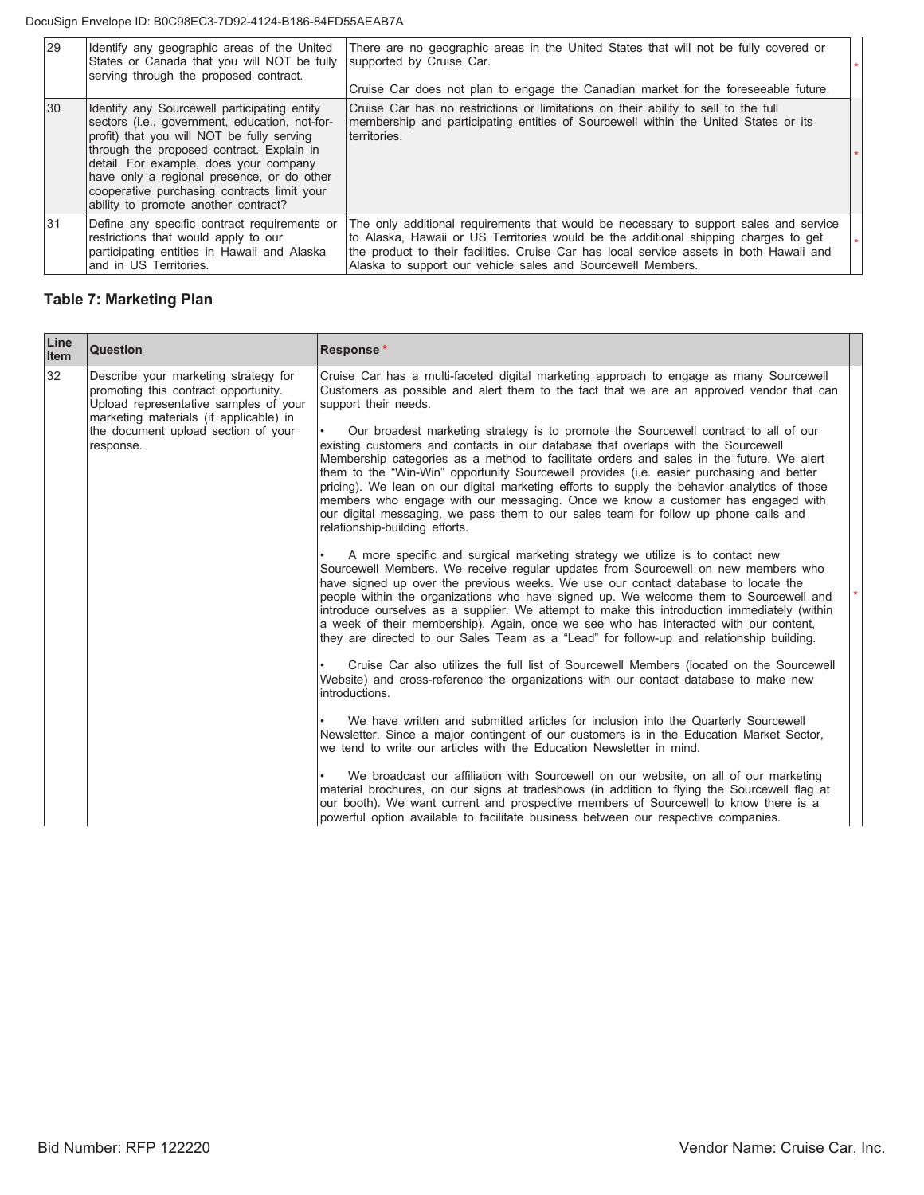| 29 | Identify any geographic areas of the United States or Canada that you will NOT be fully serving through the proposed contract. | There are no geographic areas in the United States that will not be fully covered or supported by Cruise Car.<br><br>Cruise Car does not plan to engage the Canadian market for the foreseeable future. |
|---|---|---|
| 30 | Identify any Sourcewell participating entity sectors (i.e., government, education, not-for-profit) that you will NOT be fully serving through the proposed contract. Explain in detail. For example, does your company have only a regional presence, or do other cooperative purchasing contracts limit your ability to promote another contract? | Cruise Car has no restrictions or limitations on their ability to sell to the full membership and participating entities of Sourcewell within the United States or its territories. |
| 31 | Define any specific contract requirements or restrictions that would apply to our participating entities in Hawaii and Alaska and in US Territories. | The only additional requirements that would be necessary to support sales and service to Alaska, Hawaii or US Territories would be the additional shipping charges to get the product to their facilities. Cruise Car has local service assets in both Hawaii and Alaska to support our vehicle sales and Sourcewell Members. |

## Table 7: Marketing Plan

| Line Item | Question | Response * |
|---|---|---|
| 32 | Describe your marketing strategy for promoting this contract opportunity. Upload representative samples of your marketing materials (if applicable) in the document upload section of your response. | Cruise Car has a multi-faceted digital marketing approach to engage as many Sourcewell Customers as possible and alert them to the fact that we are an approved vendor that can support their needs.<br><br>• Our broadest marketing strategy is to promote the Sourcewell contract to all of our existing customers and contacts in our database that overlaps with the Sourcewell Membership categories as a method to facilitate orders and sales in the future. We alert them to the "Win-Win" opportunity Sourcewell provides (i.e. easier purchasing and better pricing). We lean on our digital marketing efforts to supply the behavior analytics of those members who engage with our messaging. Once we know a customer has engaged with our digital messaging, we pass them to our sales team for follow up phone calls and relationship-building efforts.<br><br>• A more specific and surgical marketing strategy we utilize is to contact new Sourcewell Members. We receive regular updates from Sourcewell on new members who have signed up over the previous weeks. We use our contact database to locate the people within the organizations who have signed up. We welcome them to Sourcewell and introduce ourselves as a supplier. We attempt to make this introduction immediately (within a week of their membership). Again, once we see who has interacted with our content, they are directed to our Sales Team as a "Lead" for follow-up and relationship building.<br><br>• Cruise Car also utilizes the full list of Sourcewell Members (located on the Sourcewell Website) and cross-reference the organizations with our contact database to make new introductions.<br><br>• We have written and submitted articles for inclusion into the Quarterly Sourcewell Newsletter. Since a major contingent of our customers is in the Education Market Sector, we tend to write our articles with the Education Newsletter in mind.<br><br>• We broadcast our affiliation with Sourcewell on our website, on all of our marketing material brochures, on our signs at tradeshows (in addition to flying the Sourcewell flag at our booth). We want current and prospective members of Sourcewell to know there is a powerful option available to facilitate business between our respective companies. |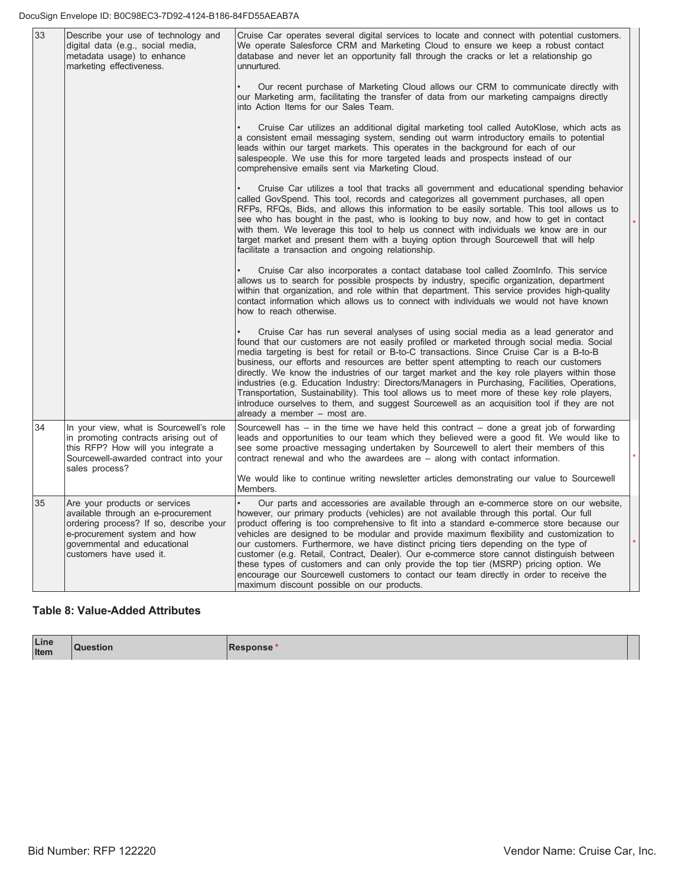| 33 | Describe your use of technology and digital data (e.g., social media, metadata usage) to enhance marketing effectiveness. | Cruise Car operates several digital services to locate and connect with potential customers. We operate Salesforce CRM and Marketing Cloud to ensure we keep a robust contact database and never let an opportunity fall through the cracks or let a relationship go unnurtured.<br><br>• Our recent purchase of Marketing Cloud allows our CRM to communicate directly with our Marketing arm, facilitating the transfer of data from our marketing campaigns directly into Action Items for our Sales Team.<br><br>• Cruise Car utilizes an additional digital marketing tool called AutoKlose, which acts as a consistent email messaging system, sending out warm introductory emails to potential leads within our target markets. This operates in the background for each of our salespeople. We use this for more targeted leads and prospects instead of our comprehensive emails sent via Marketing Cloud.<br><br>• Cruise Car utilizes a tool that tracks all government and educational spending behavior called GovSpend. This tool, records and categorizes all government purchases, all open RFPs, RFQs, Bids, and allows this information to be easily sortable. This tool allows us to see who has bought in the past, who is looking to buy now, and how to get in contact with them. We leverage this tool to help us connect with individuals we know are in our target market and present them with a buying option through Sourcewell that will help facilitate a transaction and ongoing relationship.<br><br>• Cruise Car also incorporates a contact database tool called ZoomInfo. This service allows us to search for possible prospects by industry, specific organization, department within that organization, and role within that department. This service provides high-quality contact information which allows us to connect with individuals we would not have known how to reach otherwise.<br><br>• Cruise Car has run several analyses of using social media as a lead generator and found that our customers are not easily profiled or marketed through social media. Social media targeting is best for retail or B-to-C transactions. Since Cruise Car is a B-to-B business, our efforts and resources are better spent attempting to reach our customers directly. We know the industries of our target market and the key role players within those industries (e.g. Education Industry: Directors/Managers in Purchasing, Facilities, Operations, Transportation, Sustainability). This tool allows us to meet more of these key role players, introduce ourselves to them, and suggest Sourcewell as an acquisition tool if they are not already a member – most are. | * |
|---|---|---|---|
| 34 | In your view, what is Sourcewell's role in promoting contracts arising out of this RFP? How will you integrate a Sourcewell-awarded contract into your sales process? | Sourcewell has – in the time we have held this contract – done a great job of forwarding leads and opportunities to our team which they believed were a good fit. We would like to see some proactive messaging undertaken by Sourcewell to alert their members of this contract renewal and who the awardees are – along with contact information.<br><br>We would like to continue writing newsletter articles demonstrating our value to Sourcewell Members. | * |
| 35 | Are your products or services available through an e-procurement ordering process? If so, describe your e-procurement system and how governmental and educational customers have used it. | • Our parts and accessories are available through an e-commerce store on our website, however, our primary products (vehicles) are not available through this portal. Our full product offering is too comprehensive to fit into a standard e-commerce store because our vehicles are designed to be modular and provide maximum flexibility and customization to our customers. Furthermore, we have distinct pricing tiers depending on the type of customer (e.g. Retail, Contract, Dealer). Our e-commerce store cannot distinguish between these types of customers and can only provide the top tier (MSRP) pricing option. We encourage our Sourcewell customers to contact our team directly in order to receive the maximum discount possible on our products. | * |

### Table 8: Value-Added Attributes

| Line Item | Question | Response * | |
|---|---|---|---|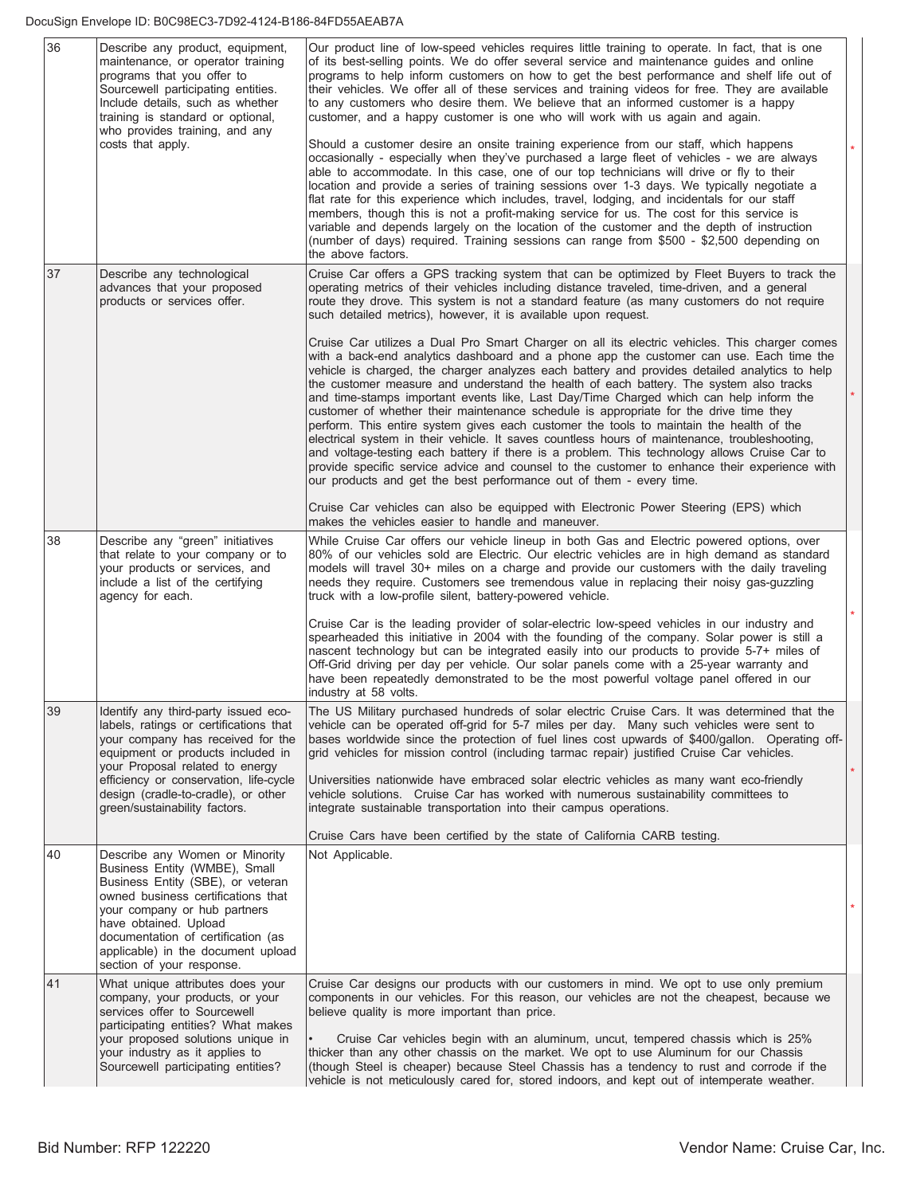| | | | |
|---|---|---|---|
| 36 | Describe any product, equipment, maintenance, or operator training programs that you offer to Sourcewell participating entities. Include details, such as whether training is standard or optional, who provides training, and any costs that apply. | Our product line of low-speed vehicles requires little training to operate. In fact, that is one of its best-selling points. We do offer several service and maintenance guides and online programs to help inform customers on how to get the best performance and shelf life out of their vehicles. We offer all of these services and training videos for free. They are available to any customers who desire them. We believe that an informed customer is a happy customer, and a happy customer is one who will work with us again and again.<br><br>Should a customer desire an onsite training experience from our staff, which happens occasionally - especially when they've purchased a large fleet of vehicles - we are always able to accommodate. In this case, one of our top technicians will drive or fly to their location and provide a series of training sessions over 1-3 days. We typically negotiate a flat rate for this experience which includes, travel, lodging, and incidentals for our staff members, though this is not a profit-making service for us. The cost for this service is variable and depends largely on the location of the customer and the depth of instruction (number of days) required. Training sessions can range from $500 - $2,500 depending on the above factors. | * |
| 37 | Describe any technological advances that your proposed products or services offer. | Cruise Car offers a GPS tracking system that can be optimized by Fleet Buyers to track the operating metrics of their vehicles including distance traveled, time-driven, and a general route they drove. This system is not a standard feature (as many customers do not require such detailed metrics), however, it is available upon request.<br><br>Cruise Car utilizes a Dual Pro Smart Charger on all its electric vehicles. This charger comes with a back-end analytics dashboard and a phone app the customer can use. Each time the vehicle is charged, the charger analyzes each battery and provides detailed analytics to help the customer measure and understand the health of each battery. The system also tracks and time-stamps important events like, Last Day/Time Charged which can help inform the customer of whether their maintenance schedule is appropriate for the drive time they perform. This entire system gives each customer the tools to maintain the health of the electrical system in their vehicle. It saves countless hours of maintenance, troubleshooting, and voltage-testing each battery if there is a problem. This technology allows Cruise Car to provide specific service advice and counsel to the customer to enhance their experience with our products and get the best performance out of them - every time.<br><br>Cruise Car vehicles can also be equipped with Electronic Power Steering (EPS) which makes the vehicles easier to handle and maneuver. | * |
| 38 | Describe any "green" initiatives that relate to your company or to your products or services, and include a list of the certifying agency for each. | While Cruise Car offers our vehicle lineup in both Gas and Electric powered options, over 80% of our vehicles sold are Electric. Our electric vehicles are in high demand as standard models will travel 30+ miles on a charge and provide our customers with the daily traveling needs they require. Customers see tremendous value in replacing their noisy gas-guzzling truck with a low-profile silent, battery-powered vehicle.<br><br>Cruise Car is the leading provider of solar-electric low-speed vehicles in our industry and spearheaded this initiative in 2004 with the founding of the company. Solar power is still a nascent technology but can be integrated easily into our products to provide 5-7+ miles of Off-Grid driving per day per vehicle. Our solar panels come with a 25-year warranty and have been repeatedly demonstrated to be the most powerful voltage panel offered in our industry at 58 volts. | * |
| 39 | Identify any third-party issued eco-labels, ratings or certifications that your company has received for the equipment or products included in your Proposal related to energy efficiency or conservation, life-cycle design (cradle-to-cradle), or other green/sustainability factors. | The US Military purchased hundreds of solar electric Cruise Cars. It was determined that the vehicle can be operated off-grid for 5-7 miles per day. Many such vehicles were sent to bases worldwide since the protection of fuel lines cost upwards of $400/gallon. Operating off-grid vehicles for mission control (including tarmac repair) justified Cruise Car vehicles.<br><br>Universities nationwide have embraced solar electric vehicles as many want eco-friendly vehicle solutions. Cruise Car has worked with numerous sustainability committees to integrate sustainable transportation into their campus operations.<br><br>Cruise Cars have been certified by the state of California CARB testing. | * |
| 40 | Describe any Women or Minority Business Entity (WMBE), Small Business Entity (SBE), or veteran owned business certifications that your company or hub partners have obtained. Upload documentation of certification (as applicable) in the document upload section of your response. | Not Applicable. | * |
| 41 | What unique attributes does your company, your products, or your services offer to Sourcewell participating entities? What makes your proposed solutions unique in your industry as it applies to Sourcewell participating entities? | Cruise Car designs our products with our customers in mind. We opt to use only premium components in our vehicles. For this reason, our vehicles are not the cheapest, because we believe quality is more important than price.<br><br>• Cruise Car vehicles begin with an aluminum, uncut, tempered chassis which is 25% thicker than any other chassis on the market. We opt to use Aluminum for our Chassis (though Steel is cheaper) because Steel Chassis has a tendency to rust and corrode if the vehicle is not meticulously cared for, stored indoors, and kept out of intemperate weather. | |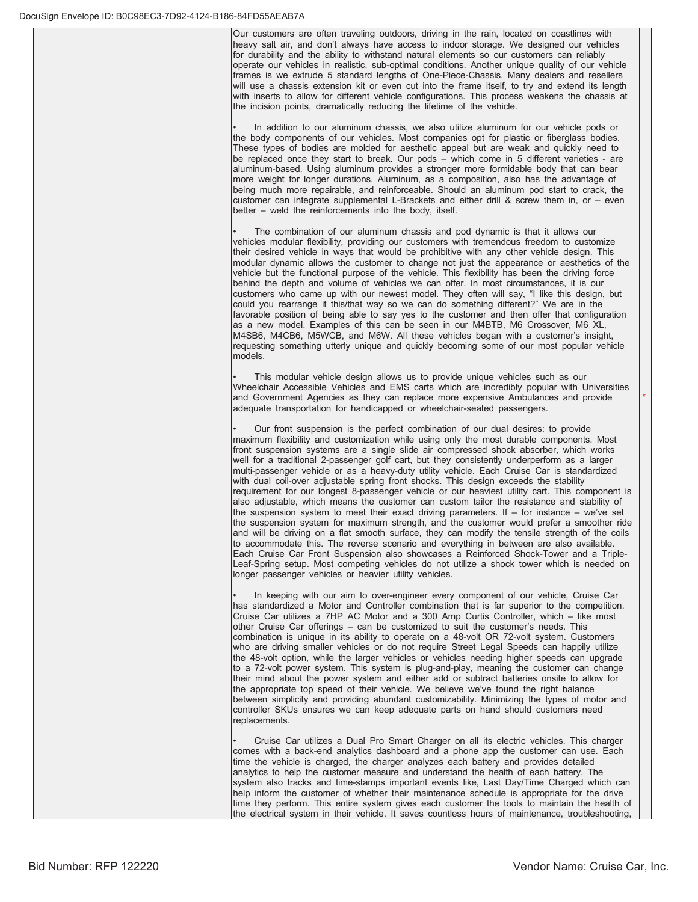Our customers are often traveling outdoors, driving in the rain, located on coastlines with heavy salt air, and don't always have access to indoor storage. We designed our vehicles for durability and the ability to withstand natural elements so our customers can reliably operate our vehicles in realistic, sub-optimal conditions. Another unique quality of our vehicle frames is we extrude 5 standard lengths of One-Piece-Chassis. Many dealers and resellers will use a chassis extension kit or even cut into the frame itself, to try and extend its length with inserts to allow for different vehicle configurations. This process weakens the chassis at the incision points, dramatically reducing the lifetime of the vehicle.

- In addition to our aluminum chassis, we also utilize aluminum for our vehicle pods or the body components of our vehicles. Most companies opt for plastic or fiberglass bodies. These types of bodies are molded for aesthetic appeal but are weak and quickly need to be replaced once they start to break. Our pods – which come in 5 different varieties - are aluminum-based. Using aluminum provides a stronger more formidable body that can bear more weight for longer durations. Aluminum, as a composition, also has the advantage of being much more repairable, and reinforceable. Should an aluminum pod start to crack, the customer can integrate supplemental L-Brackets and either drill & screw them in, or – even better – weld the reinforcements into the body, itself.

- The combination of our aluminum chassis and pod dynamic is that it allows our vehicles modular flexibility, providing our customers with tremendous freedom to customize their desired vehicle in ways that would be prohibitive with any other vehicle design. This modular dynamic allows the customer to change not just the appearance or aesthetics of the vehicle but the functional purpose of the vehicle. This flexibility has been the driving force behind the depth and volume of vehicles we can offer. In most circumstances, it is our customers who came up with our newest model. They often will say, "I like this design, but could you rearrange it this/that way so we can do something different?" We are in the favorable position of being able to say yes to the customer and then offer that configuration as a new model. Examples of this can be seen in our M4BTB, M6 Crossover, M6 XL, M4SB6, M4CB6, M5WCB, and M6W. All these vehicles began with a customer's insight, requesting something utterly unique and quickly becoming some of our most popular vehicle models.

- This modular vehicle design allows us to provide unique vehicles such as our Wheelchair Accessible Vehicles and EMS carts which are incredibly popular with Universities and Government Agencies as they can replace more expensive Ambulances and provide adequate transportation for handicapped or wheelchair-seated passengers.

- Our front suspension is the perfect combination of our dual desires: to provide maximum flexibility and customization while using only the most durable components. Most front suspension systems are a single slide air compressed shock absorber, which works well for a traditional 2-passenger golf cart, but they consistently underperform as a larger multi-passenger vehicle or as a heavy-duty utility vehicle. Each Cruise Car is standardized with dual coil-over adjustable spring front shocks. This design exceeds the stability requirement for our longest 8-passenger vehicle or our heaviest utility cart. This component is also adjustable, which means the customer can custom tailor the resistance and stability of the suspension system to meet their exact driving parameters. If – for instance – we've set the suspension system for maximum strength, and the customer would prefer a smoother ride and will be driving on a flat smooth surface, they can modify the tensile strength of the coils to accommodate this. The reverse scenario and everything in between are also available. Each Cruise Car Front Suspension also showcases a Reinforced Shock-Tower and a Triple-Leaf-Spring setup. Most competing vehicles do not utilize a shock tower which is needed on longer passenger vehicles or heavier utility vehicles.

- In keeping with our aim to over-engineer every component of our vehicle, Cruise Car has standardized a Motor and Controller combination that is far superior to the competition. Cruise Car utilizes a 7HP AC Motor and a 300 Amp Curtis Controller, which – like most other Cruise Car offerings – can be customized to suit the customer's needs. This combination is unique in its ability to operate on a 48-volt OR 72-volt system. Customers who are driving smaller vehicles or do not require Street Legal Speeds can happily utilize the 48-volt option, while the larger vehicles or vehicles needing higher speeds can upgrade to a 72-volt power system. This system is plug-and-play, meaning the customer can change their mind about the power system and either add or subtract batteries onsite to allow for the appropriate top speed of their vehicle. We believe we've found the right balance between simplicity and providing abundant customizability. Minimizing the types of motor and controller SKUs ensures we can keep adequate parts on hand should customers need replacements.

- Cruise Car utilizes a Dual Pro Smart Charger on all its electric vehicles. This charger comes with a back-end analytics dashboard and a phone app the customer can use. Each time the vehicle is charged, the charger analyzes each battery and provides detailed analytics to help the customer measure and understand the health of each battery. The system also tracks and time-stamps important events like, Last Day/Time Charged which can help inform the customer of whether their maintenance schedule is appropriate for the drive time they perform. This entire system gives each customer the tools to maintain the health of the electrical system in their vehicle. It saves countless hours of maintenance, troubleshooting,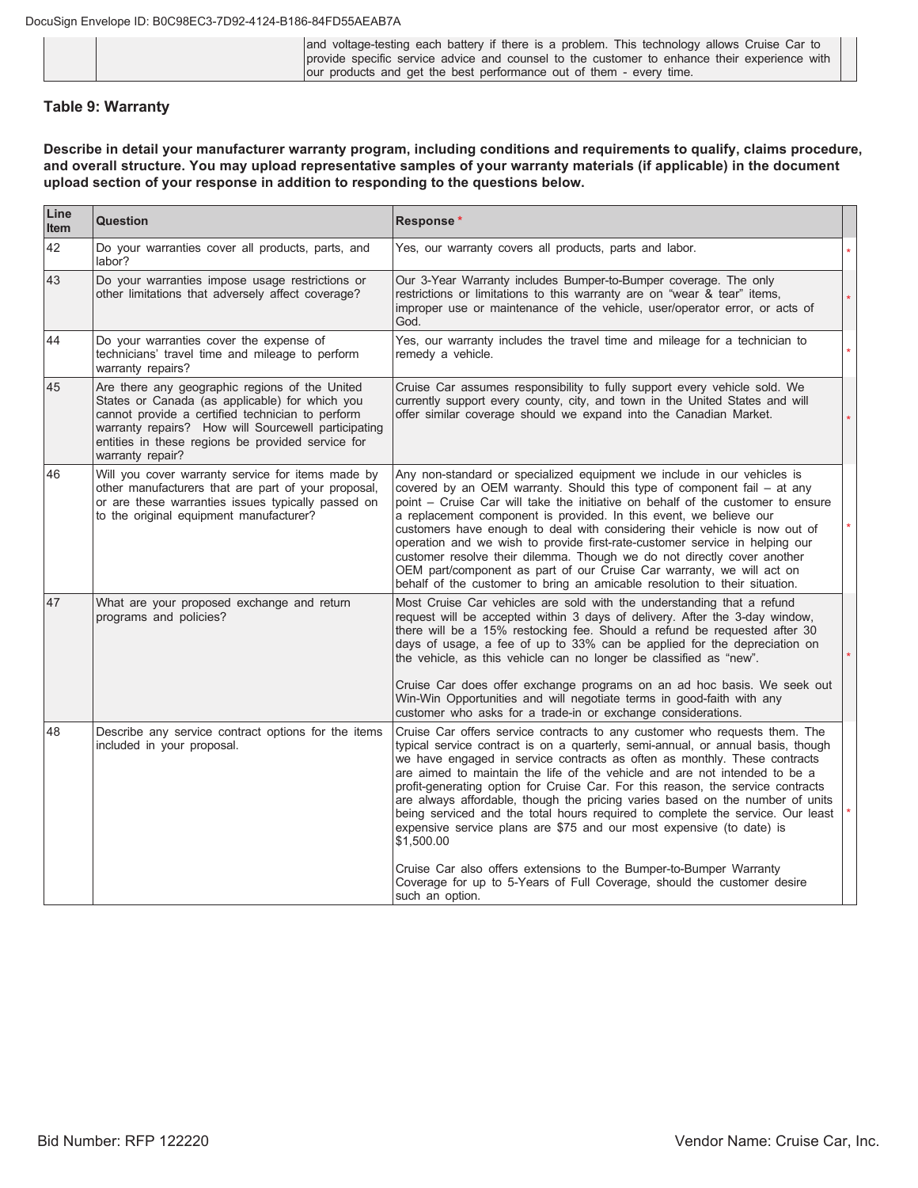| | | and voltage-testing each battery if there is a problem. This technology allows Cruise Car to provide specific service advice and counsel to the customer to enhance their experience with our products and get the best performance out of them - every time. |
|---|---|---|

### Table 9: Warranty

**Describe in detail your manufacturer warranty program, including conditions and requirements to qualify, claims procedure, and overall structure. You may upload representative samples of your warranty materials (if applicable) in the document upload section of your response in addition to responding to the questions below.**

| Line Item | Question | Response * |
|---|---|---|
| 42 | Do your warranties cover all products, parts, and labor? | Yes, our warranty covers all products, parts and labor. |
| 43 | Do your warranties impose usage restrictions or other limitations that adversely affect coverage? | Our 3-Year Warranty includes Bumper-to-Bumper coverage. The only restrictions or limitations to this warranty are on "wear & tear" items, improper use or maintenance of the vehicle, user/operator error, or acts of God. |
| 44 | Do your warranties cover the expense of technicians' travel time and mileage to perform warranty repairs? | Yes, our warranty includes the travel time and mileage for a technician to remedy a vehicle. |
| 45 | Are there any geographic regions of the United States or Canada (as applicable) for which you cannot provide a certified technician to perform warranty repairs? How will Sourcewell participating entities in these regions be provided service for warranty repair? | Cruise Car assumes responsibility to fully support every vehicle sold. We currently support every county, city, and town in the United States and will offer similar coverage should we expand into the Canadian Market. |
| 46 | Will you cover warranty service for items made by other manufacturers that are part of your proposal, or are these warranties issues typically passed on to the original equipment manufacturer? | Any non-standard or specialized equipment we include in our vehicles is covered by an OEM warranty. Should this type of component fail – at any point – Cruise Car will take the initiative on behalf of the customer to ensure a replacement component is provided. In this event, we believe our customers have enough to deal with considering their vehicle is now out of operation and we wish to provide first-rate-customer service in helping our customer resolve their dilemma. Though we do not directly cover another OEM part/component as part of our Cruise Car warranty, we will act on behalf of the customer to bring an amicable resolution to their situation. |
| 47 | What are your proposed exchange and return programs and policies? | Most Cruise Car vehicles are sold with the understanding that a refund request will be accepted within 3 days of delivery. After the 3-day window, there will be a 15% restocking fee. Should a refund be requested after 30 days of usage, a fee of up to 33% can be applied for the depreciation on the vehicle, as this vehicle can no longer be classified as "new".<br><br>Cruise Car does offer exchange programs on an ad hoc basis. We seek out Win-Win Opportunities and will negotiate terms in good-faith with any customer who asks for a trade-in or exchange considerations. |
| 48 | Describe any service contract options for the items included in your proposal. | Cruise Car offers service contracts to any customer who requests them. The typical service contract is on a quarterly, semi-annual, or annual basis, though we have engaged in service contracts as often as monthly. These contracts are aimed to maintain the life of the vehicle and are not intended to be a profit-generating option for Cruise Car. For this reason, the service contracts are always affordable, though the pricing varies based on the number of units being serviced and the total hours required to complete the service. Our least expensive service plans are $75 and our most expensive (to date) is $1,500.00<br><br>Cruise Car also offers extensions to the Bumper-to-Bumper Warranty Coverage for up to 5-Years of Full Coverage, should the customer desire such an option. |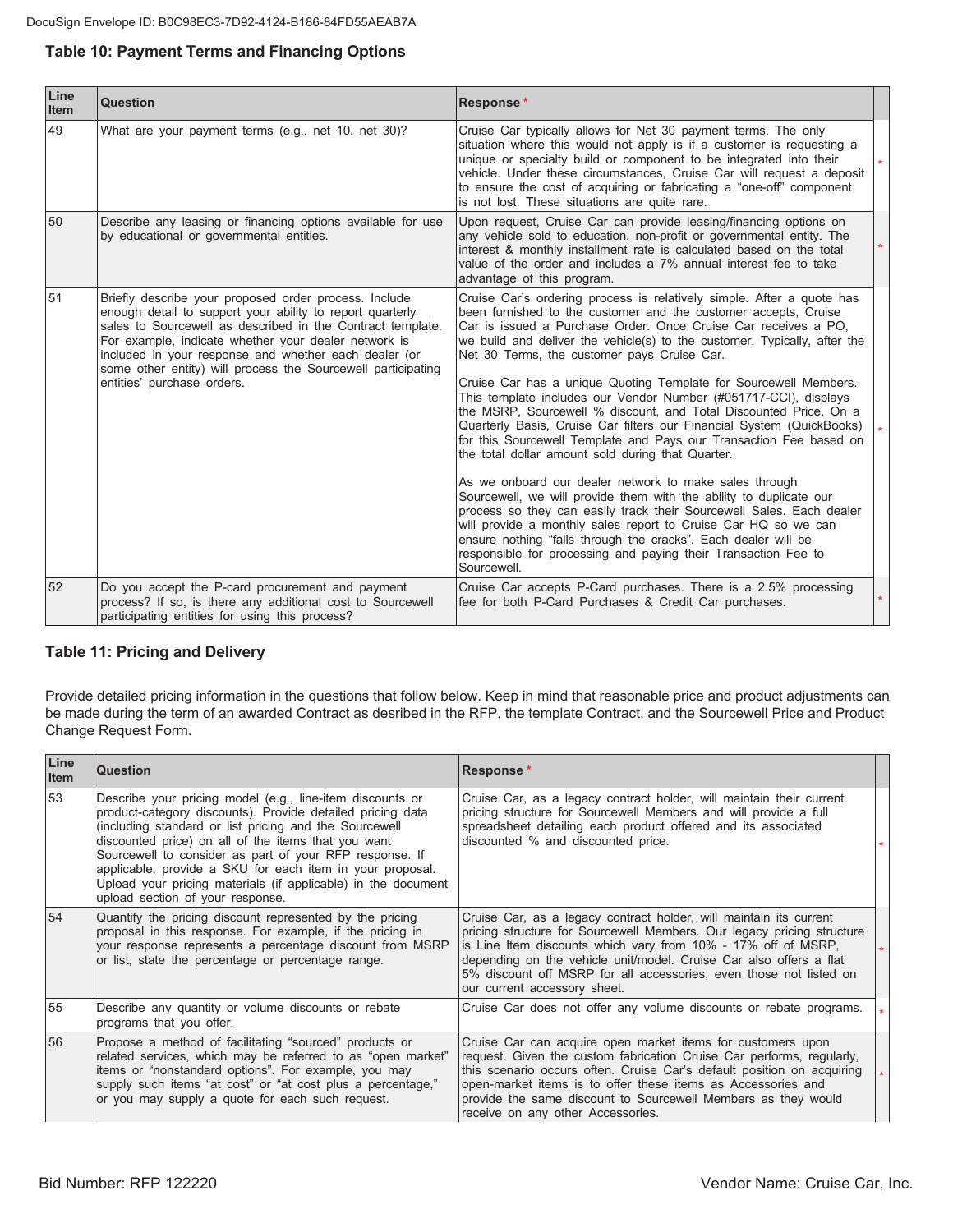### Table 10: Payment Terms and Financing Options

| Line Item | Question | Response * | |
|---|---|---|---|
| 49 | What are your payment terms (e.g., net 10, net 30)? | Cruise Car typically allows for Net 30 payment terms. The only situation where this would not apply is if a customer is requesting a unique or specialty build or component to be integrated into their vehicle. Under these circumstances, Cruise Car will request a deposit to ensure the cost of acquiring or fabricating a "one-off" component is not lost. These situations are quite rare. | * |
| 50 | Describe any leasing or financing options available for use by educational or governmental entities. | Upon request, Cruise Car can provide leasing/financing options on any vehicle sold to education, non-profit or governmental entity. The interest & monthly installment rate is calculated based on the total value of the order and includes a 7% annual interest fee to take advantage of this program. | * |
| 51 | Briefly describe your proposed order process. Include enough detail to support your ability to report quarterly sales to Sourcewell as described in the Contract template. For example, indicate whether your dealer network is included in your response and whether each dealer (or some other entity) will process the Sourcewell participating entities' purchase orders. | Cruise Car's ordering process is relatively simple. After a quote has been furnished to the customer and the customer accepts, Cruise Car is issued a Purchase Order. Once Cruise Car receives a PO, we build and deliver the vehicle(s) to the customer. Typically, after the Net 30 Terms, the customer pays Cruise Car.<br><br>Cruise Car has a unique Quoting Template for Sourcewell Members. This template includes our Vendor Number (#051717-CCI), displays the MSRP, Sourcewell % discount, and Total Discounted Price. On a Quarterly Basis, Cruise Car filters our Financial System (QuickBooks) for this Sourcewell Template and Pays our Transaction Fee based on the total dollar amount sold during that Quarter.<br><br>As we onboard our dealer network to make sales through Sourcewell, we will provide them with the ability to duplicate our process so they can easily track their Sourcewell Sales. Each dealer will provide a monthly sales report to Cruise Car HQ so we can ensure nothing "falls through the cracks". Each dealer will be responsible for processing and paying their Transaction Fee to Sourcewell. | * |
| 52 | Do you accept the P-card procurement and payment process? If so, is there any additional cost to Sourcewell participating entities for using this process? | Cruise Car accepts P-Card purchases. There is a 2.5% processing fee for both P-Card Purchases & Credit Car purchases. | * |

### Table 11: Pricing and Delivery

Provide detailed pricing information in the questions that follow below. Keep in mind that reasonable price and product adjustments can be made during the term of an awarded Contract as desribed in the RFP, the template Contract, and the Sourcewell Price and Product Change Request Form.

| Line Item | Question | Response * | |
|---|---|---|---|
| 53 | Describe your pricing model (e.g., line-item discounts or product-category discounts). Provide detailed pricing data (including standard or list pricing and the Sourcewell discounted price) on all of the items that you want Sourcewell to consider as part of your RFP response. If applicable, provide a SKU for each item in your proposal. Upload your pricing materials (if applicable) in the document upload section of your response. | Cruise Car, as a legacy contract holder, will maintain their current pricing structure for Sourcewell Members and will provide a full spreadsheet detailing each product offered and its associated discounted % and discounted price. | * |
| 54 | Quantify the pricing discount represented by the pricing proposal in this response. For example, if the pricing in your response represents a percentage discount from MSRP or list, state the percentage or percentage range. | Cruise Car, as a legacy contract holder, will maintain its current pricing structure for Sourcewell Members. Our legacy pricing structure is Line Item discounts which vary from 10% - 17% off of MSRP, depending on the vehicle unit/model. Cruise Car also offers a flat 5% discount off MSRP for all accessories, even those not listed on our current accessory sheet. | * |
| 55 | Describe any quantity or volume discounts or rebate programs that you offer. | Cruise Car does not offer any volume discounts or rebate programs. | * |
| 56 | Propose a method of facilitating "sourced" products or related services, which may be referred to as "open market" items or "nonstandard options". For example, you may supply such items "at cost" or "at cost plus a percentage," or you may supply a quote for each such request. | Cruise Car can acquire open market items for customers upon request. Given the custom fabrication Cruise Car performs, regularly, this scenario occurs often. Cruise Car's default position on acquiring open-market items is to offer these items as Accessories and provide the same discount to Sourcewell Members as they would receive on any other Accessories. | * |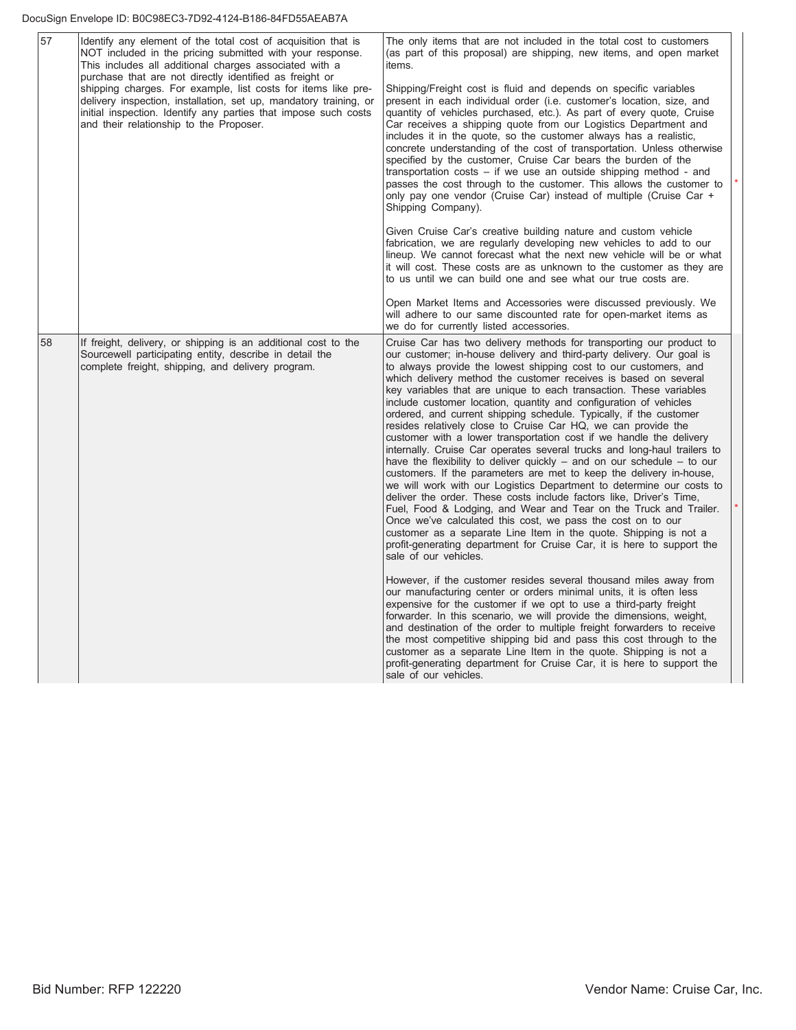| 57 | Identify any element of the total cost of acquisition that is NOT included in the pricing submitted with your response. This includes all additional charges associated with a purchase that are not directly identified as freight or shipping charges. For example, list costs for items like pre-delivery inspection, installation, set up, mandatory training, or initial inspection. Identify any parties that impose such costs and their relationship to the Proposer. | The only items that are not included in the total cost to customers (as part of this proposal) are shipping, new items, and open market items.<br><br>Shipping/Freight cost is fluid and depends on specific variables present in each individual order (i.e. customer's location, size, and quantity of vehicles purchased, etc.). As part of every quote, Cruise Car receives a shipping quote from our Logistics Department and includes it in the quote, so the customer always has a realistic, concrete understanding of the cost of transportation. Unless otherwise specified by the customer, Cruise Car bears the burden of the transportation costs – if we use an outside shipping method - and passes the cost through to the customer. This allows the customer to only pay one vendor (Cruise Car) instead of multiple (Cruise Car + Shipping Company).<br><br>Given Cruise Car's creative building nature and custom vehicle fabrication, we are regularly developing new vehicles to add to our lineup. We cannot forecast what the next new vehicle will be or what it will cost. These costs are as unknown to the customer as they are to us until we can build one and see what our true costs are.<br><br>Open Market Items and Accessories were discussed previously. We will adhere to our same discounted rate for open-market items as we do for currently listed accessories. | * |
|---|---|---|---|
| 58 | If freight, delivery, or shipping is an additional cost to the Sourcewell participating entity, describe in detail the complete freight, shipping, and delivery program. | Cruise Car has two delivery methods for transporting our product to our customer; in-house delivery and third-party delivery. Our goal is to always provide the lowest shipping cost to our customers, and which delivery method the customer receives is based on several key variables that are unique to each transaction. These variables include customer location, quantity and configuration of vehicles ordered, and current shipping schedule. Typically, if the customer resides relatively close to Cruise Car HQ, we can provide the customer with a lower transportation cost if we handle the delivery internally. Cruise Car operates several trucks and long-haul trailers to have the flexibility to deliver quickly – and on our schedule – to our customers. If the parameters are met to keep the delivery in-house, we will work with our Logistics Department to determine our costs to deliver the order. These costs include factors like, Driver's Time, Fuel, Food & Lodging, and Wear and Tear on the Truck and Trailer. Once we've calculated this cost, we pass the cost on to our customer as a separate Line Item in the quote. Shipping is not a profit-generating department for Cruise Car, it is here to support the sale of our vehicles.<br><br>However, if the customer resides several thousand miles away from our manufacturing center or orders minimal units, it is often less expensive for the customer if we opt to use a third-party freight forwarder. In this scenario, we will provide the dimensions, weight, and destination of the order to multiple freight forwarders to receive the most competitive shipping bid and pass this cost through to the customer as a separate Line Item in the quote. Shipping is not a profit-generating department for Cruise Car, it is here to support the sale of our vehicles. | * |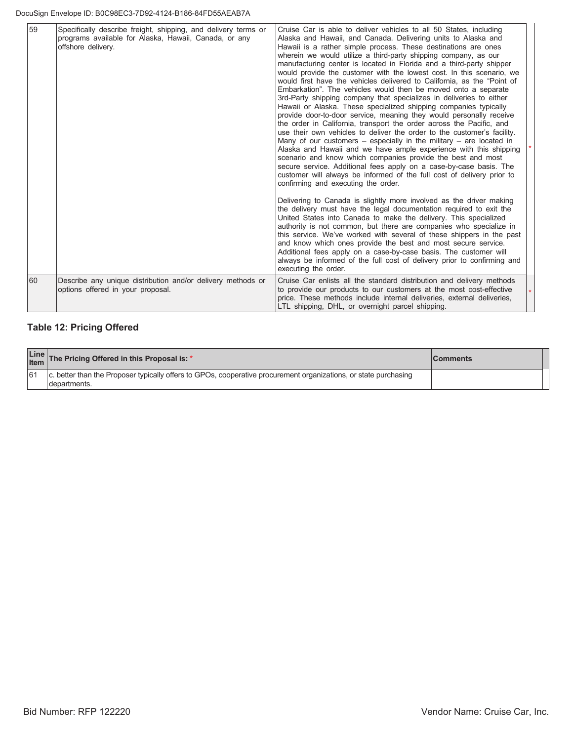| 59 | Specifically describe freight, shipping, and delivery terms or programs available for Alaska, Hawaii, Canada, or any offshore delivery. | Cruise Car is able to deliver vehicles to all 50 States, including Alaska and Hawaii, and Canada. Delivering units to Alaska and Hawaii is a rather simple process. These destinations are ones wherein we would utilize a third-party shipping company, as our manufacturing center is located in Florida and a third-party shipper would provide the customer with the lowest cost. In this scenario, we would first have the vehicles delivered to California, as the "Point of Embarkation". The vehicles would then be moved onto a separate 3rd-Party shipping company that specializes in deliveries to either Hawaii or Alaska. These specialized shipping companies typically provide door-to-door service, meaning they would personally receive the order in California, transport the order across the Pacific, and use their own vehicles to deliver the order to the customer's facility. Many of our customers – especially in the military – are located in Alaska and Hawaii and we have ample experience with this shipping scenario and know which companies provide the best and most secure service. Additional fees apply on a case-by-case basis. The customer will always be informed of the full cost of delivery prior to confirming and executing the order.<br><br>Delivering to Canada is slightly more involved as the driver making the delivery must have the legal documentation required to exit the United States into Canada to make the delivery. This specialized authority is not common, but there are companies who specialize in this service. We've worked with several of these shippers in the past and know which ones provide the best and most secure service. Additional fees apply on a case-by-case basis. The customer will always be informed of the full cost of delivery prior to confirming and executing the order. | * |
|---|---|---|---|
| 60 | Describe any unique distribution and/or delivery methods or options offered in your proposal. | Cruise Car enlists all the standard distribution and delivery methods to provide our products to our customers at the most cost-effective price. These methods include internal deliveries, external deliveries, LTL shipping, DHL, or overnight parcel shipping. | * |

### Table 12: Pricing Offered

| Line Item | The Pricing Offered in this Proposal is: * | Comments |
|---|---|---|
| 61 | c. better than the Proposer typically offers to GPOs, cooperative procurement organizations, or state purchasing departments. | |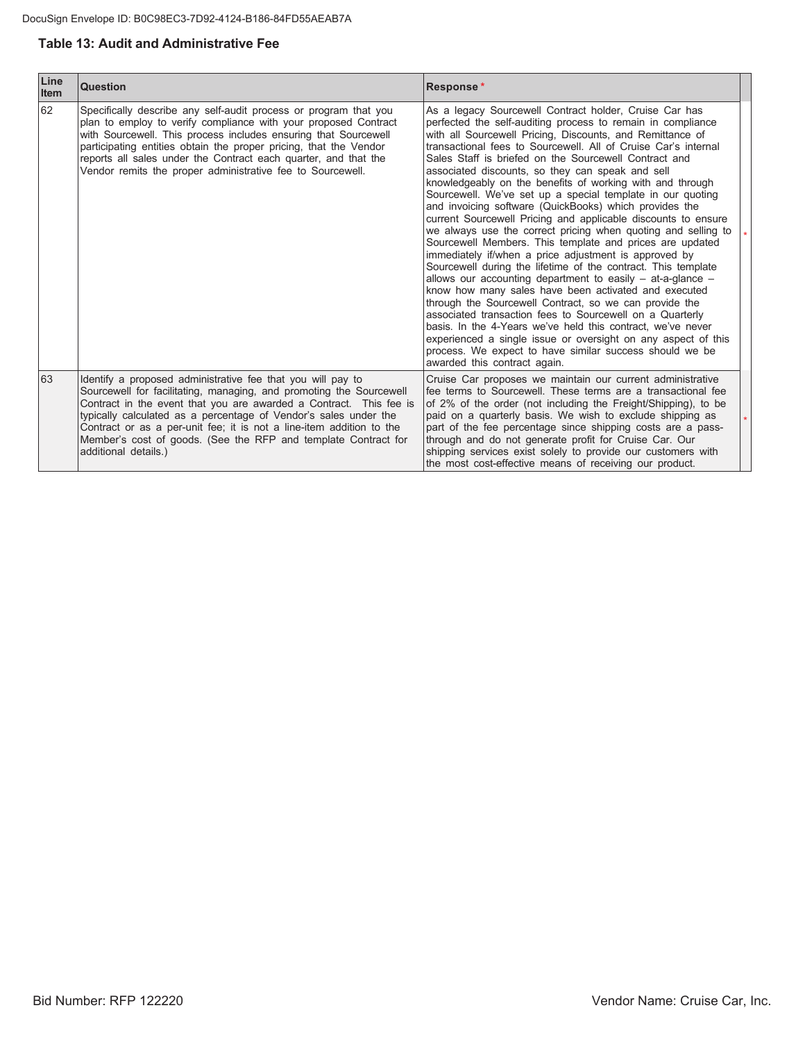### Table 13: Audit and Administrative Fee

| Line Item | Question | Response * |
| --- | --- | --- |
| 62 | Specifically describe any self-audit process or program that you plan to employ to verify compliance with your proposed Contract with Sourcewell. This process includes ensuring that Sourcewell participating entities obtain the proper pricing, that the Vendor reports all sales under the Contract each quarter, and that the Vendor remits the proper administrative fee to Sourcewell. | As a legacy Sourcewell Contract holder, Cruise Car has perfected the self-auditing process to remain in compliance with all Sourcewell Pricing, Discounts, and Remittance of transactional fees to Sourcewell. All of Cruise Car's internal Sales Staff is briefed on the Sourcewell Contract and associated discounts, so they can speak and sell knowledgeably on the benefits of working with and through Sourcewell. We've set up a special template in our quoting and invoicing software (QuickBooks) which provides the current Sourcewell Pricing and applicable discounts to ensure we always use the correct pricing when quoting and selling to Sourcewell Members. This template and prices are updated immediately if/when a price adjustment is approved by Sourcewell during the lifetime of the contract. This template allows our accounting department to easily – at-a-glance – know how many sales have been activated and executed through the Sourcewell Contract, so we can provide the associated transaction fees to Sourcewell on a Quarterly basis. In the 4-Years we've held this contract, we've never experienced a single issue or oversight on any aspect of this process. We expect to have similar success should we be awarded this contract again. |
| 63 | Identify a proposed administrative fee that you will pay to Sourcewell for facilitating, managing, and promoting the Sourcewell Contract in the event that you are awarded a Contract. This fee is typically calculated as a percentage of Vendor's sales under the Contract or as a per-unit fee; it is not a line-item addition to the Member's cost of goods. (See the RFP and template Contract for additional details.) | Cruise Car proposes we maintain our current administrative fee terms to Sourcewell. These terms are a transactional fee of 2% of the order (not including the Freight/Shipping), to be paid on a quarterly basis. We wish to exclude shipping as part of the fee percentage since shipping costs are a pass-through and do not generate profit for Cruise Car. Our shipping services exist solely to provide our customers with the most cost-effective means of receiving our product. |

Bid Number: RFP 122220 Vendor Name: Cruise Car, Inc.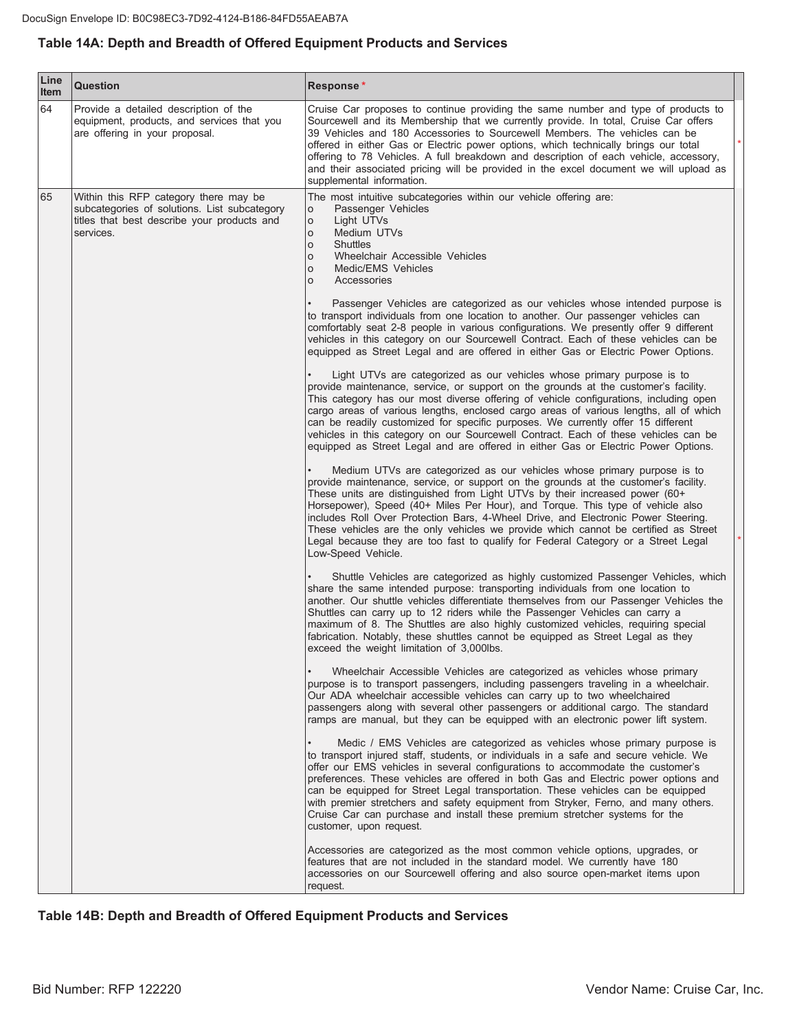DocuSign Envelope ID: B0C98EC3-7D92-4124-B186-84FD55AEAB7A

### Table 14A: Depth and Breadth of Offered Equipment Products and Services

| Line Item | Question | Response * |
|---|---|---|
| 64 | Provide a detailed description of the equipment, products, and services that you are offering in your proposal. | Cruise Car proposes to continue providing the same number and type of products to Sourcewell and its Membership that we currently provide. In total, Cruise Car offers 39 Vehicles and 180 Accessories to Sourcewell Members. The vehicles can be offered in either Gas or Electric power options, which technically brings our total offering to 78 Vehicles. A full breakdown and description of each vehicle, accessory, and their associated pricing will be provided in the excel document we will upload as supplemental information. |
| 65 | Within this RFP category there may be subcategories of solutions. List subcategory titles that best describe your products and services. | The most intuitive subcategories within our vehicle offering are:<br>o Passenger Vehicles<br>o Light UTVs<br>o Medium UTVs<br>o Shuttles<br>o Wheelchair Accessible Vehicles<br>o Medic/EMS Vehicles<br>o Accessories<br><br>• Passenger Vehicles are categorized as our vehicles whose intended purpose is to transport individuals from one location to another. Our passenger vehicles can comfortably seat 2-8 people in various configurations. We presently offer 9 different vehicles in this category on our Sourcewell Contract. Each of these vehicles can be equipped as Street Legal and are offered in either Gas or Electric Power Options.<br><br>• Light UTVs are categorized as our vehicles whose primary purpose is to provide maintenance, service, or support on the grounds at the customer's facility. This category has our most diverse offering of vehicle configurations, including open cargo areas of various lengths, enclosed cargo areas of various lengths, all of which can be readily customized for specific purposes. We currently offer 15 different vehicles in this category on our Sourcewell Contract. Each of these vehicles can be equipped as Street Legal and are offered in either Gas or Electric Power Options.<br><br>• Medium UTVs are categorized as our vehicles whose primary purpose is to provide maintenance, service, or support on the grounds at the customer's facility. These units are distinguished from Light UTVs by their increased power (60+ Horsepower), Speed (40+ Miles Per Hour), and Torque. This type of vehicle also includes Roll Over Protection Bars, 4-Wheel Drive, and Electronic Power Steering. These vehicles are the only vehicles we provide which cannot be certified as Street Legal because they are too fast to qualify for Federal Category or a Street Legal Low-Speed Vehicle.<br><br>• Shuttle Vehicles are categorized as highly customized Passenger Vehicles, which share the same intended purpose: transporting individuals from one location to another. Our shuttle vehicles differentiate themselves from our Passenger Vehicles the Shuttles can carry up to 12 riders while the Passenger Vehicles can carry a maximum of 8. The Shuttles are also highly customized vehicles, requiring special fabrication. Notably, these shuttles cannot be equipped as Street Legal as they exceed the weight limitation of 3,000lbs.<br><br>• Wheelchair Accessible Vehicles are categorized as vehicles whose primary purpose is to transport passengers, including passengers traveling in a wheelchair. Our ADA wheelchair accessible vehicles can carry up to two wheelchaired passengers along with several other passengers or additional cargo. The standard ramps are manual, but they can be equipped with an electronic power lift system.<br><br>• Medic / EMS Vehicles are categorized as vehicles whose primary purpose is to transport injured staff, students, or individuals in a safe and secure vehicle. We offer our EMS vehicles in several configurations to accommodate the customer's preferences. These vehicles are offered in both Gas and Electric power options and can be equipped for Street Legal transportation. These vehicles can be equipped with premier stretchers and safety equipment from Stryker, Ferno, and many others. Cruise Car can purchase and install these premium stretcher systems for the customer, upon request.<br><br>Accessories are categorized as the most common vehicle options, upgrades, or features that are not included in the standard model. We currently have 180 accessories on our Sourcewell offering and also source open-market items upon request. |

### Table 14B: Depth and Breadth of Offered Equipment Products and Services

Bid Number: RFP 122220 Vendor Name: Cruise Car, Inc.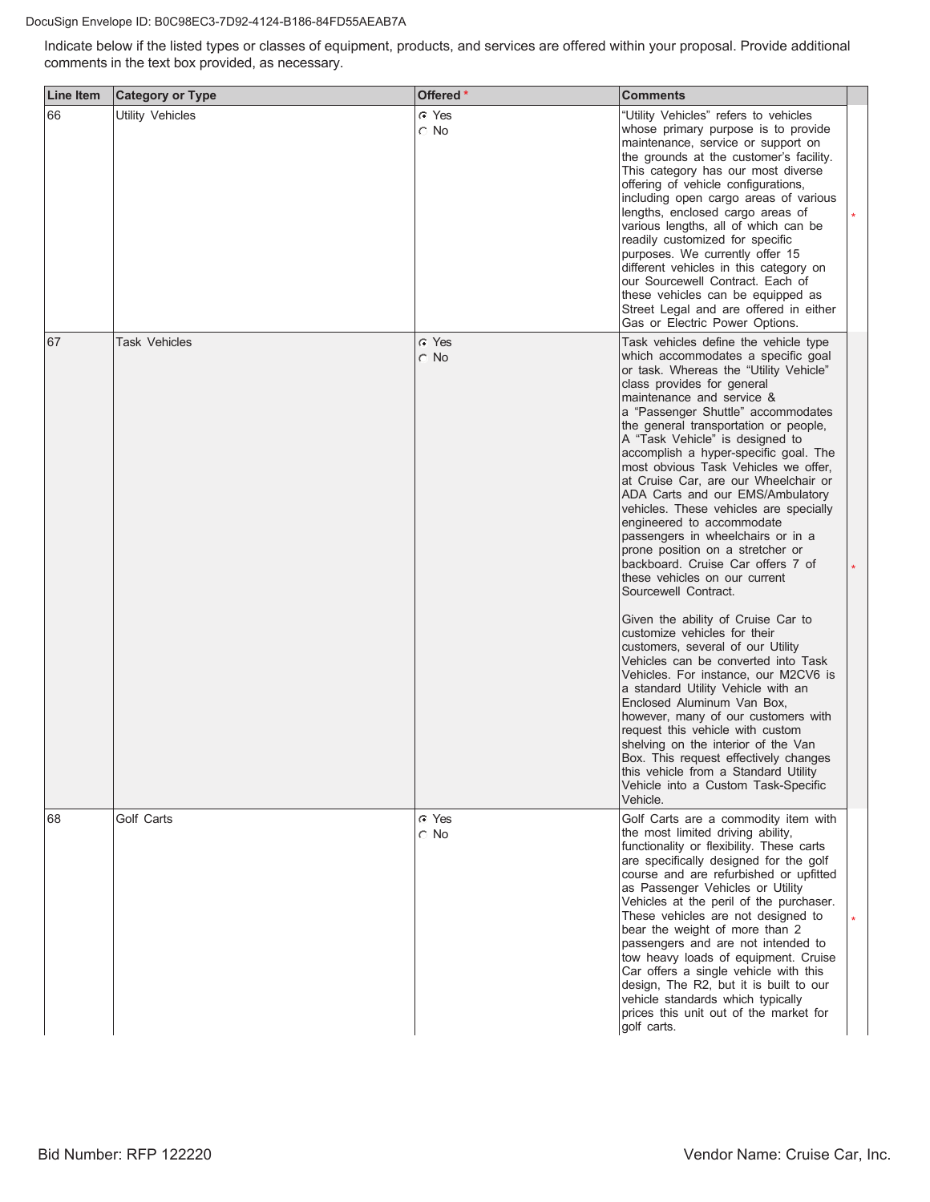Indicate below if the listed types or classes of equipment, products, and services are offered within your proposal. Provide additional comments in the text box provided, as necessary.

| Line Item | Category or Type | Offered * | Comments | |
|---|---|---|---|---|
| 66 | Utility Vehicles | ⊙ Yes ○ No | "Utility Vehicles" refers to vehicles whose primary purpose is to provide maintenance, service or support on the grounds at the customer's facility. This category has our most diverse offering of vehicle configurations, including open cargo areas of various lengths, enclosed cargo areas of various lengths, all of which can be readily customized for specific purposes. We currently offer 15 different vehicles in this category on our Sourcewell Contract. Each of these vehicles can be equipped as Street Legal and are offered in either Gas or Electric Power Options. | * |
| 67 | Task Vehicles | ⊙ Yes ○ No | Task vehicles define the vehicle type which accommodates a specific goal or task. Whereas the "Utility Vehicle" class provides for general maintenance and service & a "Passenger Shuttle" accommodates the general transportation or people, A "Task Vehicle" is designed to accomplish a hyper-specific goal. The most obvious Task Vehicles we offer, at Cruise Car, are our Wheelchair or ADA Carts and our EMS/Ambulatory vehicles. These vehicles are specially engineered to accommodate passengers in wheelchairs or in a prone position on a stretcher or backboard. Cruise Car offers 7 of these vehicles on our current Sourcewell Contract.<br><br>Given the ability of Cruise Car to customize vehicles for their customers, several of our Utility Vehicles can be converted into Task Vehicles. For instance, our M2CV6 is a standard Utility Vehicle with an Enclosed Aluminum Van Box, however, many of our customers with request this vehicle with custom shelving on the interior of the Van Box. This request effectively changes this vehicle from a Standard Utility Vehicle into a Custom Task-Specific Vehicle. | * |
| 68 | Golf Carts | ⊙ Yes ○ No | Golf Carts are a commodity item with the most limited driving ability, functionality or flexibility. These carts are specifically designed for the golf course and are refurbished or upfitted as Passenger Vehicles or Utility Vehicles at the peril of the purchaser. These vehicles are not designed to bear the weight of more than 2 passengers and are not intended to tow heavy loads of equipment. Cruise Car offers a single vehicle with this design, The R2, but it is built to our vehicle standards which typically prices this unit out of the market for golf carts. | * |

Bid Number: RFP 122220 Vendor Name: Cruise Car, Inc.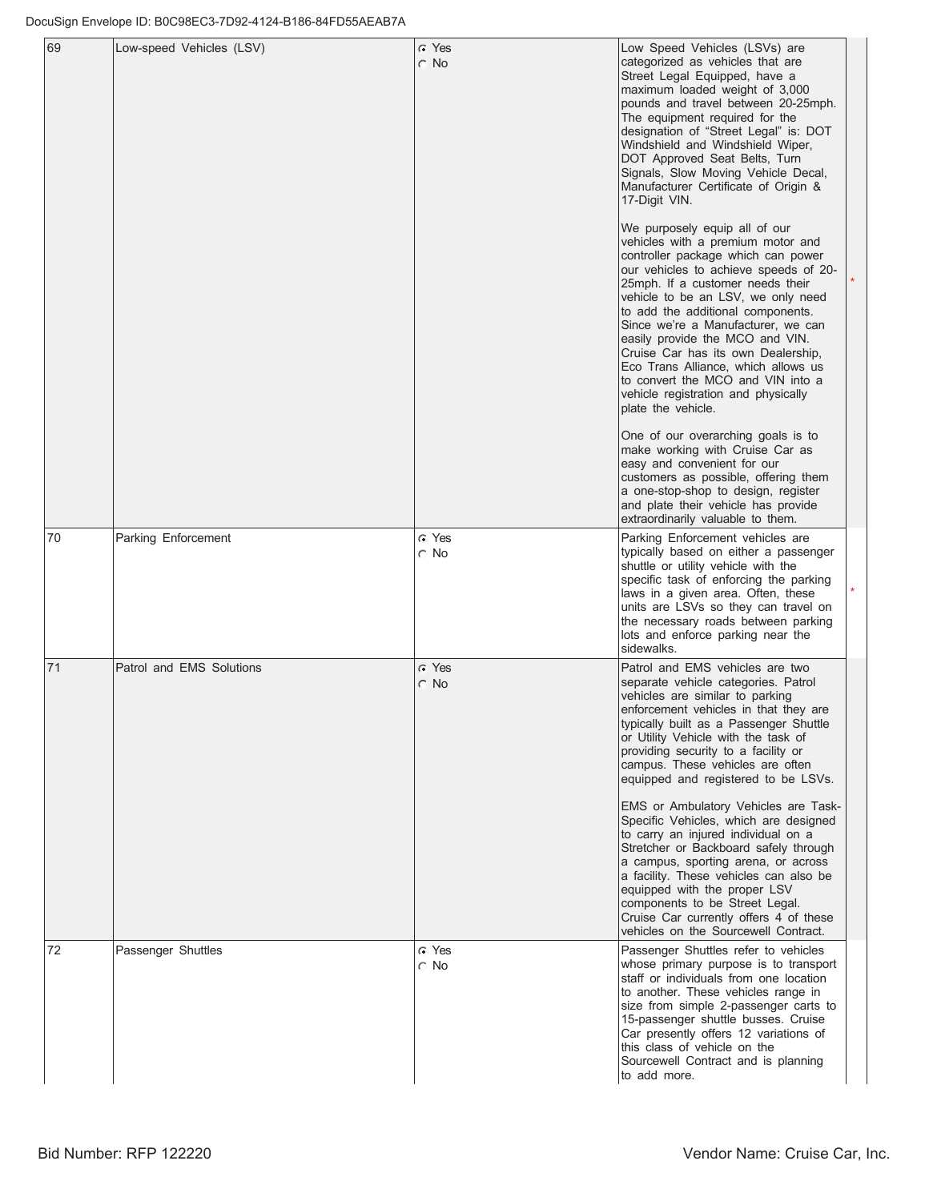| # | Item | Response | Description | |
|---|---|---|---|---|
| 69 | Low-speed Vehicles (LSV) | ⊙ Yes ○ No | Low Speed Vehicles (LSVs) are categorized as vehicles that are Street Legal Equipped, have a maximum loaded weight of 3,000 pounds and travel between 20-25mph. The equipment required for the designation of "Street Legal" is: DOT Windshield and Windshield Wiper, DOT Approved Seat Belts, Turn Signals, Slow Moving Vehicle Decal, Manufacturer Certificate of Origin & 17-Digit VIN.<br><br>We purposely equip all of our vehicles with a premium motor and controller package which can power our vehicles to achieve speeds of 20-25mph. If a customer needs their vehicle to be an LSV, we only need to add the additional components. Since we're a Manufacturer, we can easily provide the MCO and VIN. Cruise Car has its own Dealership, Eco Trans Alliance, which allows us to convert the MCO and VIN into a vehicle registration and physically plate the vehicle.<br><br>One of our overarching goals is to make working with Cruise Car as easy and convenient for our customers as possible, offering them a one-stop-shop to design, register and plate their vehicle has provide extraordinarily valuable to them. | * |
| 70 | Parking Enforcement | ⊙ Yes ○ No | Parking Enforcement vehicles are typically based on either a passenger shuttle or utility vehicle with the specific task of enforcing the parking laws in a given area. Often, these units are LSVs so they can travel on the necessary roads between parking lots and enforce parking near the sidewalks. | * |
| 71 | Patrol and EMS Solutions | ⊙ Yes ○ No | Patrol and EMS vehicles are two separate vehicle categories. Patrol vehicles are similar to parking enforcement vehicles in that they are typically built as a Passenger Shuttle or Utility Vehicle with the task of providing security to a facility or campus. These vehicles are often equipped and registered to be LSVs.<br><br>EMS or Ambulatory Vehicles are Task-Specific Vehicles, which are designed to carry an injured individual on a Stretcher or Backboard safely through a campus, sporting arena, or across a facility. These vehicles can also be equipped with the proper LSV components to be Street Legal. Cruise Car currently offers 4 of these vehicles on the Sourcewell Contract. | |
| 72 | Passenger Shuttles | ⊙ Yes ○ No | Passenger Shuttles refer to vehicles whose primary purpose is to transport staff or individuals from one location to another. These vehicles range in size from simple 2-passenger carts to 15-passenger shuttle busses. Cruise Car presently offers 12 variations of this class of vehicle on the Sourcewell Contract and is planning to add more. | |

Bid Number: RFP 122220

Vendor Name: Cruise Car, Inc.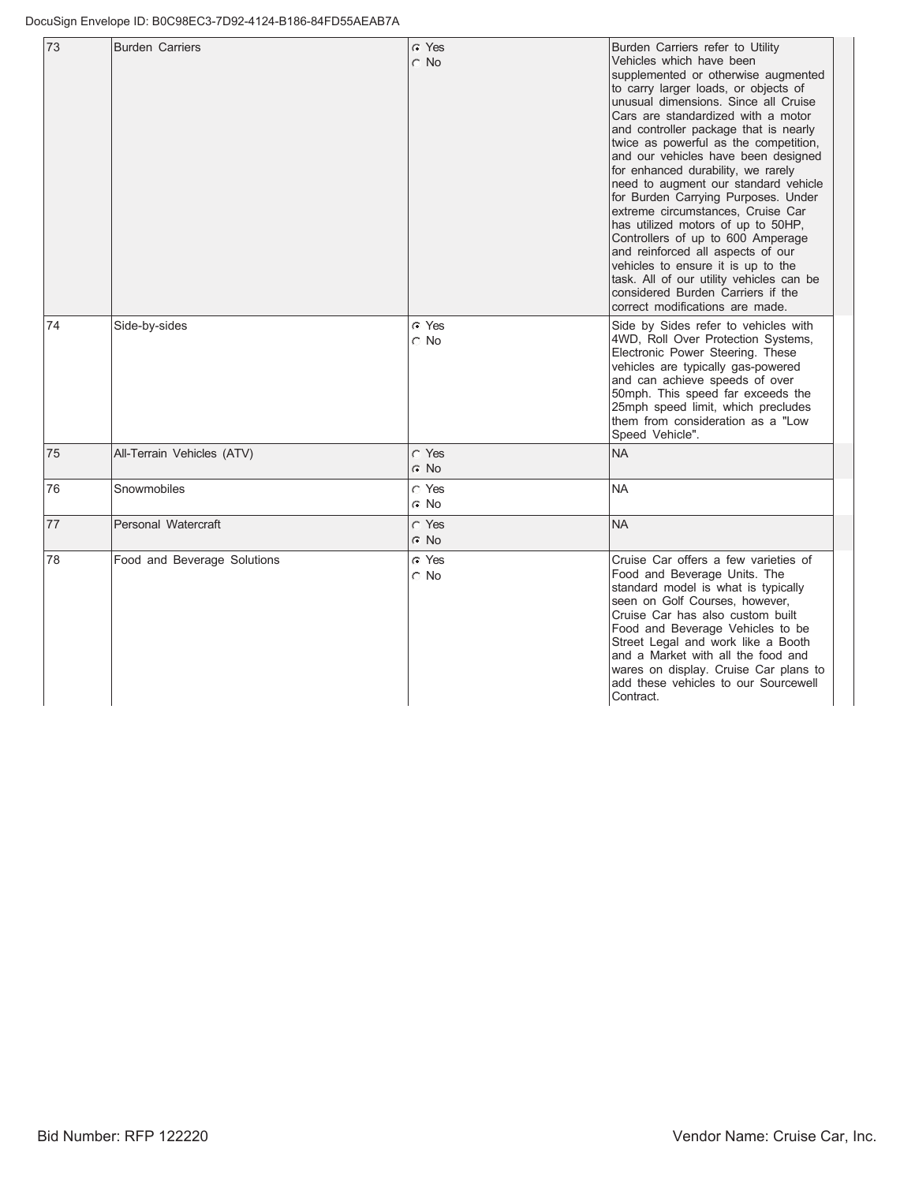| 73 | Burden Carriers | ◉ Yes<br>○ No | Burden Carriers refer to Utility Vehicles which have been supplemented or otherwise augmented to carry larger loads, or objects of unusual dimensions. Since all Cruise Cars are standardized with a motor and controller package that is nearly twice as powerful as the competition, and our vehicles have been designed for enhanced durability, we rarely need to augment our standard vehicle for Burden Carrying Purposes. Under extreme circumstances, Cruise Car has utilized motors of up to 50HP, Controllers of up to 600 Amperage and reinforced all aspects of our vehicles to ensure it is up to the task. All of our utility vehicles can be considered Burden Carriers if the correct modifications are made. |
|---|---|---|---|
| 74 | Side-by-sides | ◉ Yes<br>○ No | Side by Sides refer to vehicles with 4WD, Roll Over Protection Systems, Electronic Power Steering. These vehicles are typically gas-powered and can achieve speeds of over 50mph. This speed far exceeds the 25mph speed limit, which precludes them from consideration as a "Low Speed Vehicle". |
| 75 | All-Terrain Vehicles (ATV) | ○ Yes<br>◉ No | NA |
| 76 | Snowmobiles | ○ Yes<br>◉ No | NA |
| 77 | Personal Watercraft | ○ Yes<br>◉ No | NA |
| 78 | Food and Beverage Solutions | ◉ Yes<br>○ No | Cruise Car offers a few varieties of Food and Beverage Units. The standard model is what is typically seen on Golf Courses, however, Cruise Car has also custom built Food and Beverage Vehicles to be Street Legal and work like a Booth and a Market with all the food and wares on display. Cruise Car plans to add these vehicles to our Sourcewell Contract. |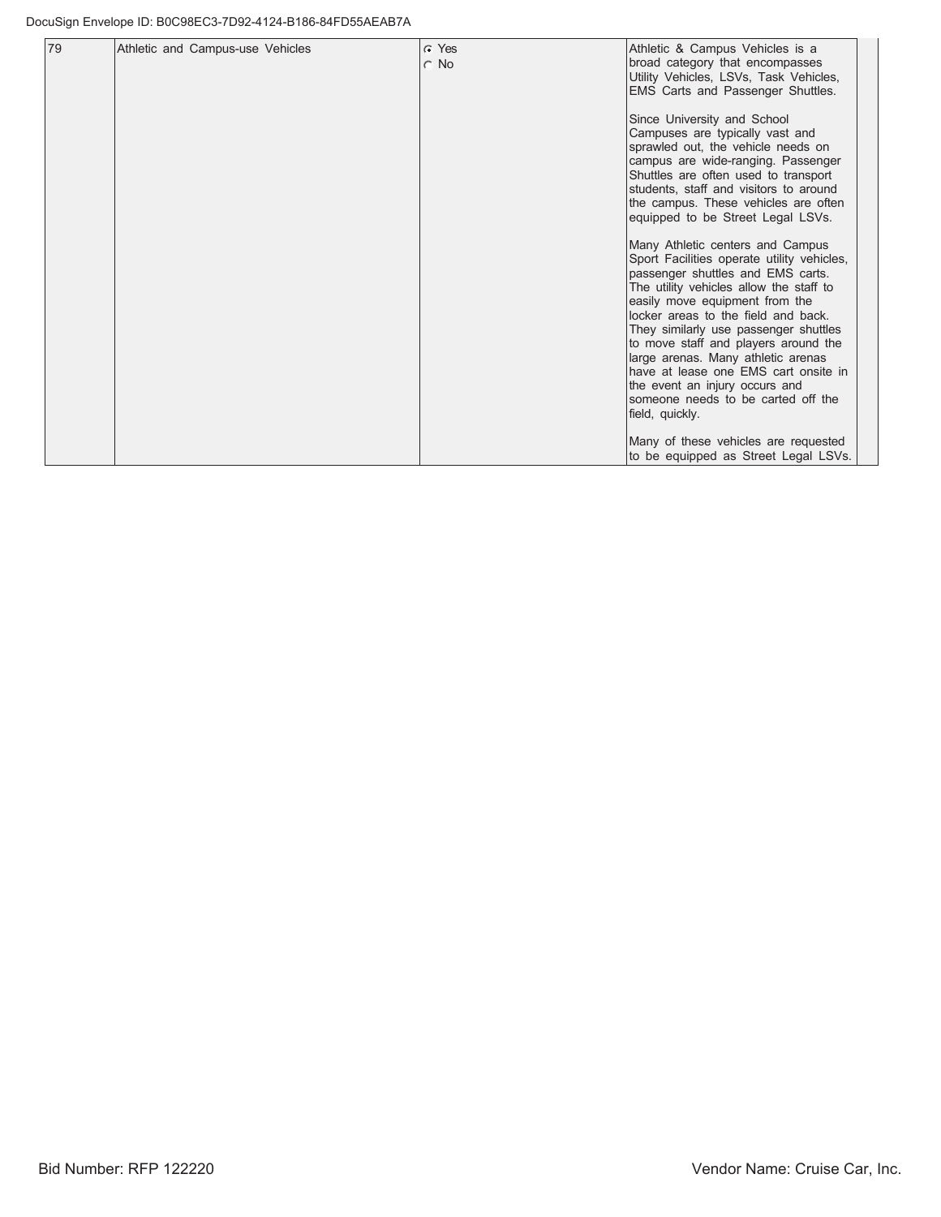| 79 | Athletic and Campus-use Vehicles | ☉ Yes<br>○ No | Athletic & Campus Vehicles is a broad category that encompasses Utility Vehicles, LSVs, Task Vehicles, EMS Carts and Passenger Shuttles.<br><br>Since University and School Campuses are typically vast and sprawled out, the vehicle needs on campus are wide-ranging. Passenger Shuttles are often used to transport students, staff and visitors to around the campus. These vehicles are often equipped to be Street Legal LSVs.<br><br>Many Athletic centers and Campus Sport Facilities operate utility vehicles, passenger shuttles and EMS carts. The utility vehicles allow the staff to easily move equipment from the locker areas to the field and back. They similarly use passenger shuttles to move staff and players around the large arenas. Many athletic arenas have at lease one EMS cart onsite in the event an injury occurs and someone needs to be carted off the field, quickly.<br><br>Many of these vehicles are requested to be equipped as Street Legal LSVs. | |
|---|---|---|---|---|

Bid Number: RFP 122220

Vendor Name: Cruise Car, Inc.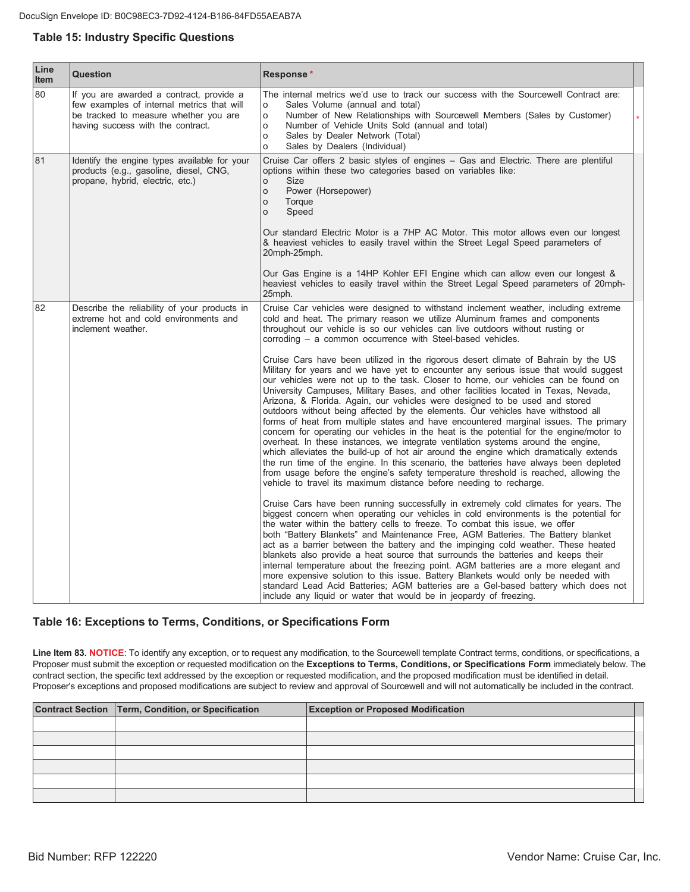## Table 15: Industry Specific Questions

| Line Item | Question | Response * |
|---|---|---|
| 80 | If you are awarded a contract, provide a few examples of internal metrics that will be tracked to measure whether you are having success with the contract. | The internal metrics we'd use to track our success with the Sourcewell Contract are:<br>o Sales Volume (annual and total)<br>o Number of New Relationships with Sourcewell Members (Sales by Customer)<br>o Number of Vehicle Units Sold (annual and total)<br>o Sales by Dealer Network (Total)<br>o Sales by Dealers (Individual) |
| 81 | Identify the engine types available for your products (e.g., gasoline, diesel, CNG, propane, hybrid, electric, etc.) | Cruise Car offers 2 basic styles of engines – Gas and Electric. There are plentiful options within these two categories based on variables like:<br>o Size<br>o Power (Horsepower)<br>o Torque<br>o Speed<br><br>Our standard Electric Motor is a 7HP AC Motor. This motor allows even our longest & heaviest vehicles to easily travel within the Street Legal Speed parameters of 20mph-25mph.<br><br>Our Gas Engine is a 14HP Kohler EFI Engine which can allow even our longest & heaviest vehicles to easily travel within the Street Legal Speed parameters of 20mph-25mph. |
| 82 | Describe the reliability of your products in extreme hot and cold environments and inclement weather. | Cruise Car vehicles were designed to withstand inclement weather, including extreme cold and heat. The primary reason we utilize Aluminum frames and components throughout our vehicle is so our vehicles can live outdoors without rusting or corroding – a common occurrence with Steel-based vehicles.<br><br>Cruise Cars have been utilized in the rigorous desert climate of Bahrain by the US Military for years and we have yet to encounter any serious issue that would suggest our vehicles were not up to the task. Closer to home, our vehicles can be found on University Campuses, Military Bases, and other facilities located in Texas, Nevada, Arizona, & Florida. Again, our vehicles were designed to be used and stored outdoors without being affected by the elements. Our vehicles have withstood all forms of heat from multiple states and have encountered marginal issues. The primary concern for operating our vehicles in the heat is the potential for the engine/motor to overheat. In these instances, we integrate ventilation systems around the engine, which alleviates the build-up of hot air around the engine which dramatically extends the run time of the engine. In this scenario, the batteries have always been depleted from usage before the engine's safety temperature threshold is reached, allowing the vehicle to travel its maximum distance before needing to recharge.<br><br>Cruise Cars have been running successfully in extremely cold climates for years. The biggest concern when operating our vehicles in cold environments is the potential for the water within the battery cells to freeze. To combat this issue, we offer both "Battery Blankets" and Maintenance Free, AGM Batteries. The Battery blanket act as a barrier between the battery and the impinging cold weather. These heated blankets also provide a heat source that surrounds the batteries and keeps their internal temperature about the freezing point. AGM batteries are a more elegant and more expensive solution to this issue. Battery Blankets would only be needed with standard Lead Acid Batteries; AGM batteries are a Gel-based battery which does not include any liquid or water that would be in jeopardy of freezing. |

## Table 16: Exceptions to Terms, Conditions, or Specifications Form

**Line Item 83. NOTICE**: To identify any exception, or to request any modification, to the Sourcewell template Contract terms, conditions, or specifications, a Proposer must submit the exception or requested modification on the **Exceptions to Terms, Conditions, or Specifications Form** immediately below. The contract section, the specific text addressed by the exception or requested modification, and the proposed modification must be identified in detail. Proposer's exceptions and proposed modifications are subject to review and approval of Sourcewell and will not automatically be included in the contract.

| Contract Section | Term, Condition, or Specification | Exception or Proposed Modification |
|---|---|---|
| | | |
| | | |
| | | |
| | | |
| | | |
| | | |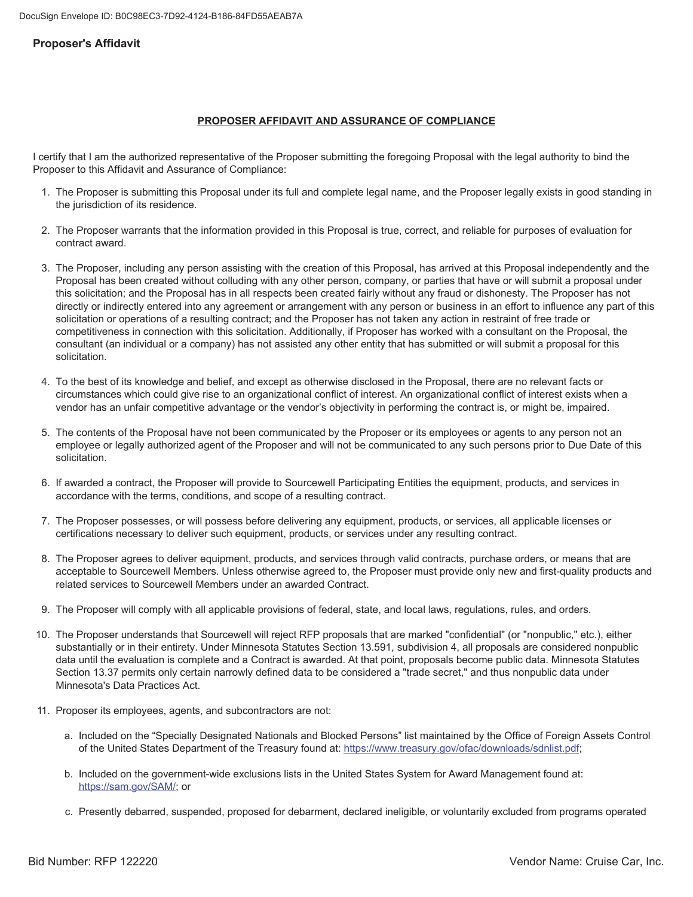## Proposer's Affidavit

**PROPOSER AFFIDAVIT AND ASSURANCE OF COMPLIANCE**

I certify that I am the authorized representative of the Proposer submitting the foregoing Proposal with the legal authority to bind the Proposer to this Affidavit and Assurance of Compliance:

1. The Proposer is submitting this Proposal under its full and complete legal name, and the Proposer legally exists in good standing in the jurisdiction of its residence.

2. The Proposer warrants that the information provided in this Proposal is true, correct, and reliable for purposes of evaluation for contract award.

3. The Proposer, including any person assisting with the creation of this Proposal, has arrived at this Proposal independently and the Proposal has been created without colluding with any other person, company, or parties that have or will submit a proposal under this solicitation; and the Proposal has in all respects been created fairly without any fraud or dishonesty. The Proposer has not directly or indirectly entered into any agreement or arrangement with any person or business in an effort to influence any part of this solicitation or operations of a resulting contract; and the Proposer has not taken any action in restraint of free trade or competitiveness in connection with this solicitation. Additionally, if Proposer has worked with a consultant on the Proposal, the consultant (an individual or a company) has not assisted any other entity that has submitted or will submit a proposal for this solicitation.

4. To the best of its knowledge and belief, and except as otherwise disclosed in the Proposal, there are no relevant facts or circumstances which could give rise to an organizational conflict of interest. An organizational conflict of interest exists when a vendor has an unfair competitive advantage or the vendor's objectivity in performing the contract is, or might be, impaired.

5. The contents of the Proposal have not been communicated by the Proposer or its employees or agents to any person not an employee or legally authorized agent of the Proposer and will not be communicated to any such persons prior to Due Date of this solicitation.

6. If awarded a contract, the Proposer will provide to Sourcewell Participating Entities the equipment, products, and services in accordance with the terms, conditions, and scope of a resulting contract.

7. The Proposer possesses, or will possess before delivering any equipment, products, or services, all applicable licenses or certifications necessary to deliver such equipment, products, or services under any resulting contract.

8. The Proposer agrees to deliver equipment, products, and services through valid contracts, purchase orders, or means that are acceptable to Sourcewell Members. Unless otherwise agreed to, the Proposer must provide only new and first-quality products and related services to Sourcewell Members under an awarded Contract.

9. The Proposer will comply with all applicable provisions of federal, state, and local laws, regulations, rules, and orders.

10. The Proposer understands that Sourcewell will reject RFP proposals that are marked "confidential" (or "nonpublic," etc.), either substantially or in their entirety. Under Minnesota Statutes Section 13.591, subdivision 4, all proposals are considered nonpublic data until the evaluation is complete and a Contract is awarded. At that point, proposals become public data. Minnesota Statutes Section 13.37 permits only certain narrowly defined data to be considered a "trade secret," and thus nonpublic data under Minnesota's Data Practices Act.

11. Proposer its employees, agents, and subcontractors are not:

    a. Included on the "Specially Designated Nationals and Blocked Persons" list maintained by the Office of Foreign Assets Control of the United States Department of the Treasury found at: https://www.treasury.gov/ofac/downloads/sdnlist.pdf;

    b. Included on the government-wide exclusions lists in the United States System for Award Management found at: https://sam.gov/SAM/; or

    c. Presently debarred, suspended, proposed for debarment, declared ineligible, or voluntarily excluded from programs operated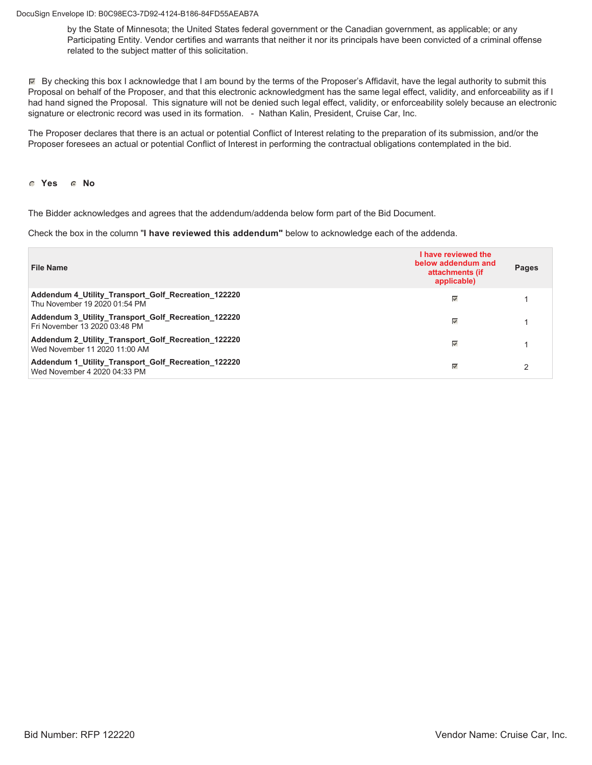by the State of Minnesota; the United States federal government or the Canadian government, as applicable; or any Participating Entity. Vendor certifies and warrants that neither it nor its principals have been convicted of a criminal offense related to the subject matter of this solicitation.

☑ By checking this box I acknowledge that I am bound by the terms of the Proposer's Affidavit, have the legal authority to submit this Proposal on behalf of the Proposer, and that this electronic acknowledgment has the same legal effect, validity, and enforceability as if I had hand signed the Proposal. This signature will not be denied such legal effect, validity, or enforceability solely because an electronic signature or electronic record was used in its formation. - Nathan Kalin, President, Cruise Car, Inc.

The Proposer declares that there is an actual or potential Conflict of Interest relating to the preparation of its submission, and/or the Proposer foresees an actual or potential Conflict of Interest in performing the contractual obligations contemplated in the bid.

○ **Yes** ● **No**

The Bidder acknowledges and agrees that the addendum/addenda below form part of the Bid Document.

Check the box in the column "**I have reviewed this addendum"** below to acknowledge each of the addenda.

| File Name | I have reviewed the below addendum and attachments (if applicable) | Pages |
|---|---|---|
| **Addendum 4_Utility_Transport_Golf_Recreation_122220** Thu November 19 2020 01:54 PM | ☑ | 1 |
| **Addendum 3_Utility_Transport_Golf_Recreation_122220** Fri November 13 2020 03:48 PM | ☑ | 1 |
| **Addendum 2_Utility_Transport_Golf_Recreation_122220** Wed November 11 2020 11:00 AM | ☑ | 1 |
| **Addendum 1_Utility_Transport_Golf_Recreation_122220** Wed November 4 2020 04:33 PM | ☑ | 2 |